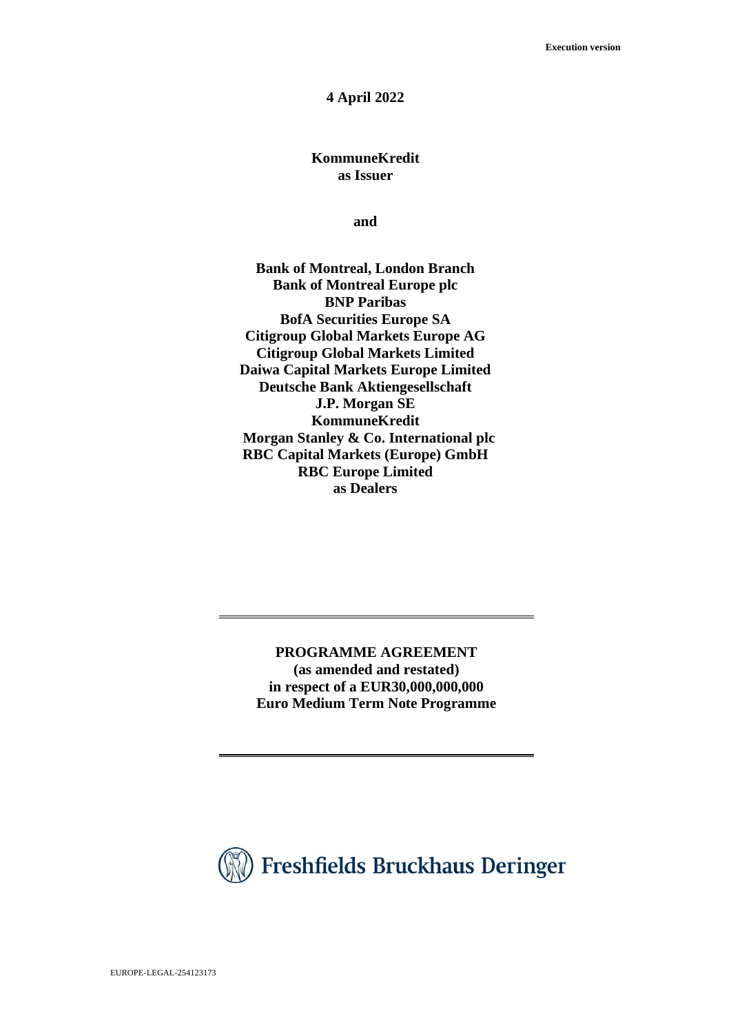**Execution version**

**4 April 2022**

**KommuneKredit**
**as Issuer**

**and**

**Bank of Montreal, London Branch**
**Bank of Montreal Europe plc**
**BNP Paribas**
**BofA Securities Europe SA**
**Citigroup Global Markets Europe AG**
**Citigroup Global Markets Limited**
**Daiwa Capital Markets Europe Limited**
**Deutsche Bank Aktiengesellschaft**
**J.P. Morgan SE**
**KommuneKredit**
**Morgan Stanley & Co. International plc**
**RBC Capital Markets (Europe) GmbH**
**RBC Europe Limited**
**as Dealers**

---

**PROGRAMME AGREEMENT**
**(as amended and restated)**
**in respect of a EUR30,000,000,000**
**Euro Medium Term Note Programme**

---

Freshfields Bruckhaus Deringer

EUROPE-LEGAL-254123173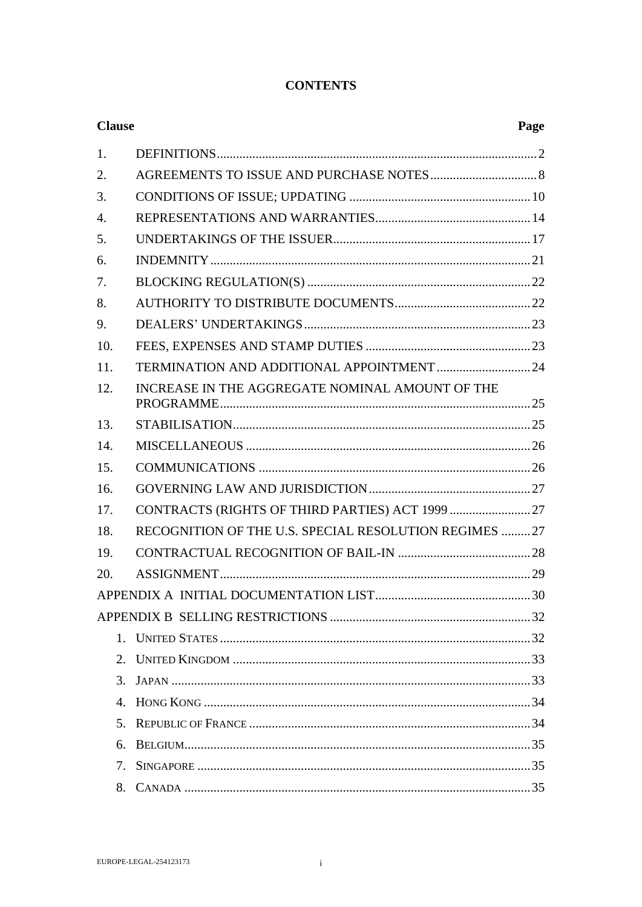# CONTENTS

| Clause | | Page |
|---|---|---|
| 1. | DEFINITIONS | 2 |
| 2. | AGREEMENTS TO ISSUE AND PURCHASE NOTES | 8 |
| 3. | CONDITIONS OF ISSUE; UPDATING | 10 |
| 4. | REPRESENTATIONS AND WARRANTIES | 14 |
| 5. | UNDERTAKINGS OF THE ISSUER | 17 |
| 6. | INDEMNITY | 21 |
| 7. | BLOCKING REGULATION(S) | 22 |
| 8. | AUTHORITY TO DISTRIBUTE DOCUMENTS | 22 |
| 9. | DEALERS' UNDERTAKINGS | 23 |
| 10. | FEES, EXPENSES AND STAMP DUTIES | 23 |
| 11. | TERMINATION AND ADDITIONAL APPOINTMENT | 24 |
| 12. | INCREASE IN THE AGGREGATE NOMINAL AMOUNT OF THE PROGRAMME | 25 |
| 13. | STABILISATION | 25 |
| 14. | MISCELLANEOUS | 26 |
| 15. | COMMUNICATIONS | 26 |
| 16. | GOVERNING LAW AND JURISDICTION | 27 |
| 17. | CONTRACTS (RIGHTS OF THIRD PARTIES) ACT 1999 | 27 |
| 18. | RECOGNITION OF THE U.S. SPECIAL RESOLUTION REGIMES | 27 |
| 19. | CONTRACTUAL RECOGNITION OF BAIL-IN | 28 |
| 20. | ASSIGNMENT | 29 |
| APPENDIX A INITIAL DOCUMENTATION LIST | | 30 |
| APPENDIX B SELLING RESTRICTIONS | | 32 |
| 1. | UNITED STATES | 32 |
| 2. | UNITED KINGDOM | 33 |
| 3. | JAPAN | 33 |
| 4. | HONG KONG | 34 |
| 5. | REPUBLIC OF FRANCE | 34 |
| 6. | BELGIUM | 35 |
| 7. | SINGAPORE | 35 |
| 8. | CANADA | 35 |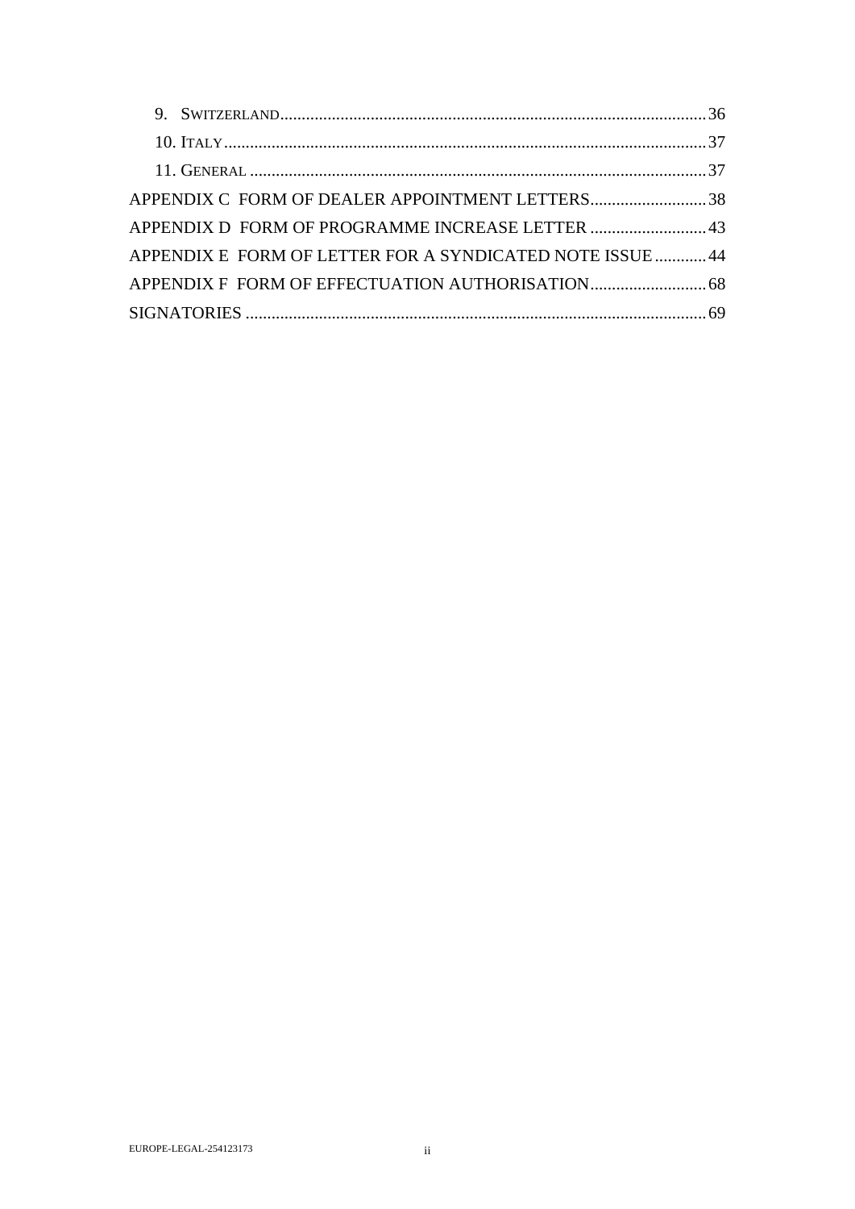9. Switzerland ..... 36

10. Italy ..... 37

11. General ..... 37

APPENDIX C FORM OF DEALER APPOINTMENT LETTERS ..... 38

APPENDIX D FORM OF PROGRAMME INCREASE LETTER ..... 43

APPENDIX E FORM OF LETTER FOR A SYNDICATED NOTE ISSUE ..... 44

APPENDIX F FORM OF EFFECTUATION AUTHORISATION ..... 68

SIGNATORIES ..... 69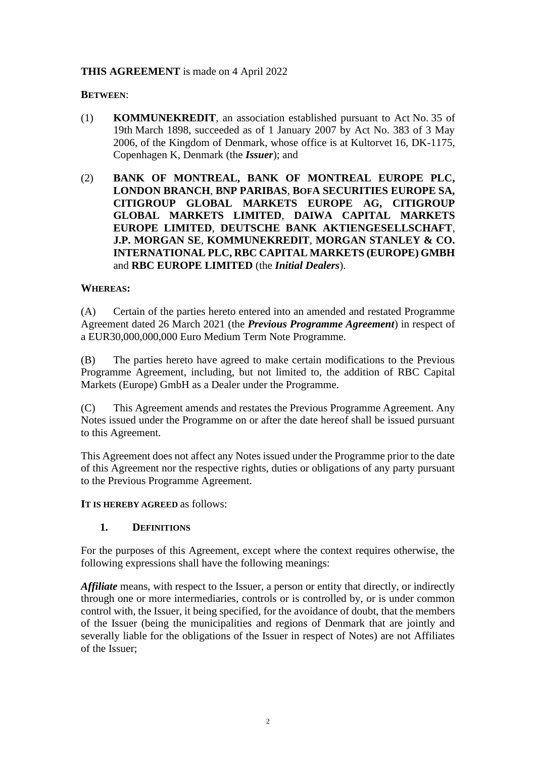**THIS AGREEMENT** is made on 4 April 2022

**BETWEEN**:

(1) **KOMMUNEKREDIT**, an association established pursuant to Act No. 35 of 19th March 1898, succeeded as of 1 January 2007 by Act No. 383 of 3 May 2006, of the Kingdom of Denmark, whose office is at Kultorvet 16, DK-1175, Copenhagen K, Denmark (the ***Issuer***); and

(2) **BANK OF MONTREAL, BANK OF MONTREAL EUROPE PLC, LONDON BRANCH**, **BNP PARIBAS**, **BOFA SECURITIES EUROPE SA, CITIGROUP GLOBAL MARKETS EUROPE AG, CITIGROUP GLOBAL MARKETS LIMITED**, **DAIWA CAPITAL MARKETS EUROPE LIMITED**, **DEUTSCHE BANK AKTIENGESELLSCHAFT**, **J.P. MORGAN SE**, **KOMMUNEKREDIT**, **MORGAN STANLEY & CO. INTERNATIONAL PLC, RBC CAPITAL MARKETS (EUROPE) GMBH** and **RBC EUROPE LIMITED** (the ***Initial Dealers***).

**WHEREAS:**

(A) Certain of the parties hereto entered into an amended and restated Programme Agreement dated 26 March 2021 (the ***Previous Programme Agreement***) in respect of a EUR30,000,000,000 Euro Medium Term Note Programme.

(B) The parties hereto have agreed to make certain modifications to the Previous Programme Agreement, including, but not limited to, the addition of RBC Capital Markets (Europe) GmbH as a Dealer under the Programme.

(C) This Agreement amends and restates the Previous Programme Agreement. Any Notes issued under the Programme on or after the date hereof shall be issued pursuant to this Agreement.

This Agreement does not affect any Notes issued under the Programme prior to the date of this Agreement nor the respective rights, duties or obligations of any party pursuant to the Previous Programme Agreement.

**IT IS HEREBY AGREED** as follows:

## 1. DEFINITIONS

For the purposes of this Agreement, except where the context requires otherwise, the following expressions shall have the following meanings:

***Affiliate*** means, with respect to the Issuer, a person or entity that directly, or indirectly through one or more intermediaries, controls or is controlled by, or is under common control with, the Issuer, it being specified, for the avoidance of doubt, that the members of the Issuer (being the municipalities and regions of Denmark that are jointly and severally liable for the obligations of the Issuer in respect of Notes) are not Affiliates of the Issuer;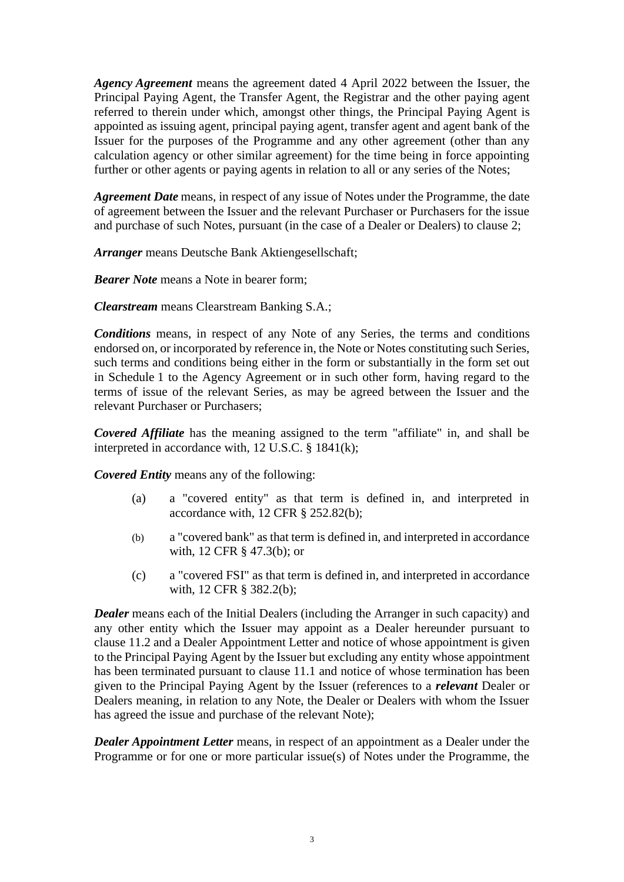***Agency Agreement*** means the agreement dated 4 April 2022 between the Issuer, the Principal Paying Agent, the Transfer Agent, the Registrar and the other paying agent referred to therein under which, amongst other things, the Principal Paying Agent is appointed as issuing agent, principal paying agent, transfer agent and agent bank of the Issuer for the purposes of the Programme and any other agreement (other than any calculation agency or other similar agreement) for the time being in force appointing further or other agents or paying agents in relation to all or any series of the Notes;

***Agreement Date*** means, in respect of any issue of Notes under the Programme, the date of agreement between the Issuer and the relevant Purchaser or Purchasers for the issue and purchase of such Notes, pursuant (in the case of a Dealer or Dealers) to clause 2;

***Arranger*** means Deutsche Bank Aktiengesellschaft;

***Bearer Note*** means a Note in bearer form;

***Clearstream*** means Clearstream Banking S.A.;

***Conditions*** means, in respect of any Note of any Series, the terms and conditions endorsed on, or incorporated by reference in, the Note or Notes constituting such Series, such terms and conditions being either in the form or substantially in the form set out in Schedule 1 to the Agency Agreement or in such other form, having regard to the terms of issue of the relevant Series, as may be agreed between the Issuer and the relevant Purchaser or Purchasers;

***Covered Affiliate*** has the meaning assigned to the term "affiliate" in, and shall be interpreted in accordance with, 12 U.S.C. § 1841(k);

***Covered Entity*** means any of the following:

(a) a "covered entity" as that term is defined in, and interpreted in accordance with, 12 CFR § 252.82(b);

(b) a "covered bank" as that term is defined in, and interpreted in accordance with, 12 CFR § 47.3(b); or

(c) a "covered FSI" as that term is defined in, and interpreted in accordance with, 12 CFR § 382.2(b);

***Dealer*** means each of the Initial Dealers (including the Arranger in such capacity) and any other entity which the Issuer may appoint as a Dealer hereunder pursuant to clause 11.2 and a Dealer Appointment Letter and notice of whose appointment is given to the Principal Paying Agent by the Issuer but excluding any entity whose appointment has been terminated pursuant to clause 11.1 and notice of whose termination has been given to the Principal Paying Agent by the Issuer (references to a ***relevant*** Dealer or Dealers meaning, in relation to any Note, the Dealer or Dealers with whom the Issuer has agreed the issue and purchase of the relevant Note);

***Dealer Appointment Letter*** means, in respect of an appointment as a Dealer under the Programme or for one or more particular issue(s) of Notes under the Programme, the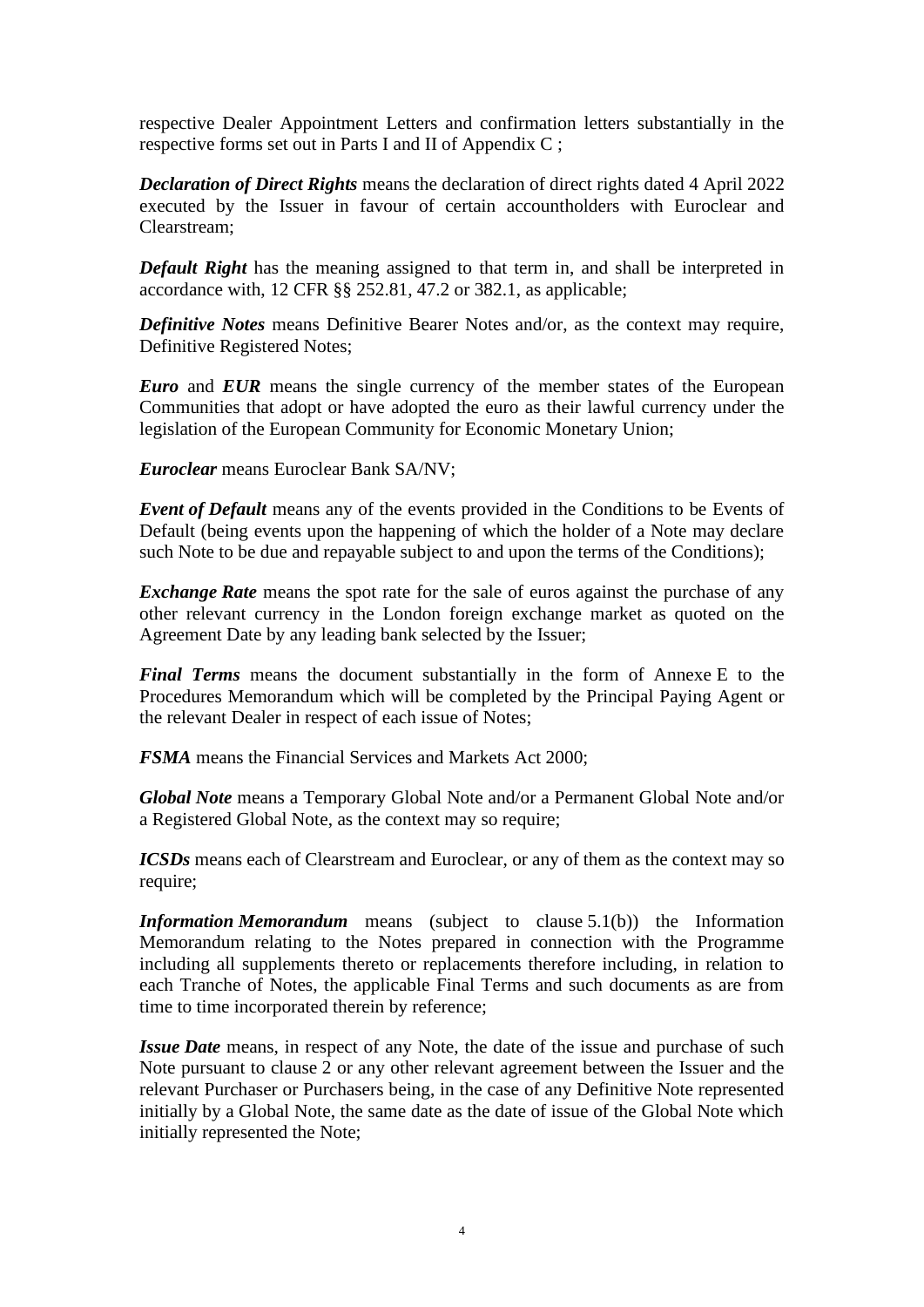respective Dealer Appointment Letters and confirmation letters substantially in the respective forms set out in Parts I and II of Appendix C ;

***Declaration of Direct Rights*** means the declaration of direct rights dated 4 April 2022 executed by the Issuer in favour of certain accountholders with Euroclear and Clearstream;

***Default Right*** has the meaning assigned to that term in, and shall be interpreted in accordance with, 12 CFR §§ 252.81, 47.2 or 382.1, as applicable;

***Definitive Notes*** means Definitive Bearer Notes and/or, as the context may require, Definitive Registered Notes;

***Euro*** and ***EUR*** means the single currency of the member states of the European Communities that adopt or have adopted the euro as their lawful currency under the legislation of the European Community for Economic Monetary Union;

***Euroclear*** means Euroclear Bank SA/NV;

***Event of Default*** means any of the events provided in the Conditions to be Events of Default (being events upon the happening of which the holder of a Note may declare such Note to be due and repayable subject to and upon the terms of the Conditions);

***Exchange Rate*** means the spot rate for the sale of euros against the purchase of any other relevant currency in the London foreign exchange market as quoted on the Agreement Date by any leading bank selected by the Issuer;

***Final Terms*** means the document substantially in the form of Annexe E to the Procedures Memorandum which will be completed by the Principal Paying Agent or the relevant Dealer in respect of each issue of Notes;

***FSMA*** means the Financial Services and Markets Act 2000;

***Global Note*** means a Temporary Global Note and/or a Permanent Global Note and/or a Registered Global Note, as the context may so require;

***ICSDs*** means each of Clearstream and Euroclear, or any of them as the context may so require;

***Information Memorandum*** means (subject to clause 5.1(b)) the Information Memorandum relating to the Notes prepared in connection with the Programme including all supplements thereto or replacements therefore including, in relation to each Tranche of Notes, the applicable Final Terms and such documents as are from time to time incorporated therein by reference;

***Issue Date*** means, in respect of any Note, the date of the issue and purchase of such Note pursuant to clause 2 or any other relevant agreement between the Issuer and the relevant Purchaser or Purchasers being, in the case of any Definitive Note represented initially by a Global Note, the same date as the date of issue of the Global Note which initially represented the Note;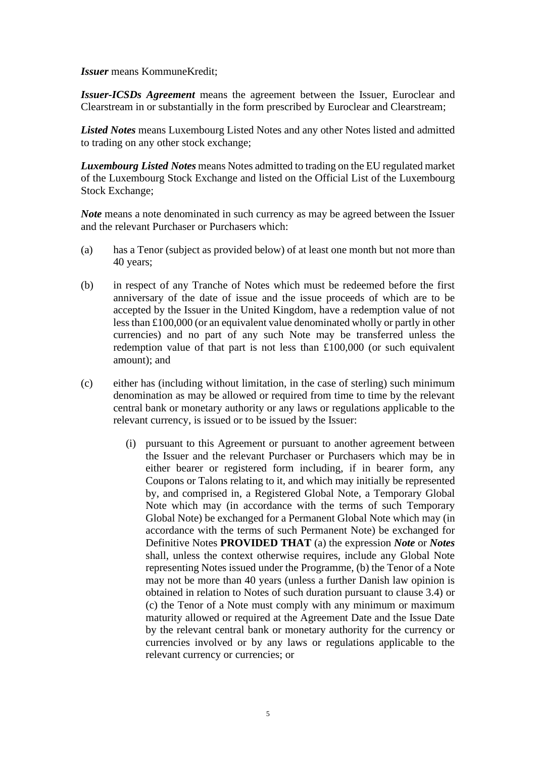***Issuer*** means KommuneKredit;

***Issuer-ICSDs Agreement*** means the agreement between the Issuer, Euroclear and Clearstream in or substantially in the form prescribed by Euroclear and Clearstream;

***Listed Notes*** means Luxembourg Listed Notes and any other Notes listed and admitted to trading on any other stock exchange;

***Luxembourg Listed Notes*** means Notes admitted to trading on the EU regulated market of the Luxembourg Stock Exchange and listed on the Official List of the Luxembourg Stock Exchange;

***Note*** means a note denominated in such currency as may be agreed between the Issuer and the relevant Purchaser or Purchasers which:

(a) has a Tenor (subject as provided below) of at least one month but not more than 40 years;

(b) in respect of any Tranche of Notes which must be redeemed before the first anniversary of the date of issue and the issue proceeds of which are to be accepted by the Issuer in the United Kingdom, have a redemption value of not less than £100,000 (or an equivalent value denominated wholly or partly in other currencies) and no part of any such Note may be transferred unless the redemption value of that part is not less than £100,000 (or such equivalent amount); and

(c) either has (including without limitation, in the case of sterling) such minimum denomination as may be allowed or required from time to time by the relevant central bank or monetary authority or any laws or regulations applicable to the relevant currency, is issued or to be issued by the Issuer:

  (i) pursuant to this Agreement or pursuant to another agreement between the Issuer and the relevant Purchaser or Purchasers which may be in either bearer or registered form including, if in bearer form, any Coupons or Talons relating to it, and which may initially be represented by, and comprised in, a Registered Global Note, a Temporary Global Note which may (in accordance with the terms of such Temporary Global Note) be exchanged for a Permanent Global Note which may (in accordance with the terms of such Permanent Note) be exchanged for Definitive Notes **PROVIDED THAT** (a) the expression ***Note*** or ***Notes*** shall, unless the context otherwise requires, include any Global Note representing Notes issued under the Programme, (b) the Tenor of a Note may not be more than 40 years (unless a further Danish law opinion is obtained in relation to Notes of such duration pursuant to clause 3.4) or (c) the Tenor of a Note must comply with any minimum or maximum maturity allowed or required at the Agreement Date and the Issue Date by the relevant central bank or monetary authority for the currency or currencies involved or by any laws or regulations applicable to the relevant currency or currencies; or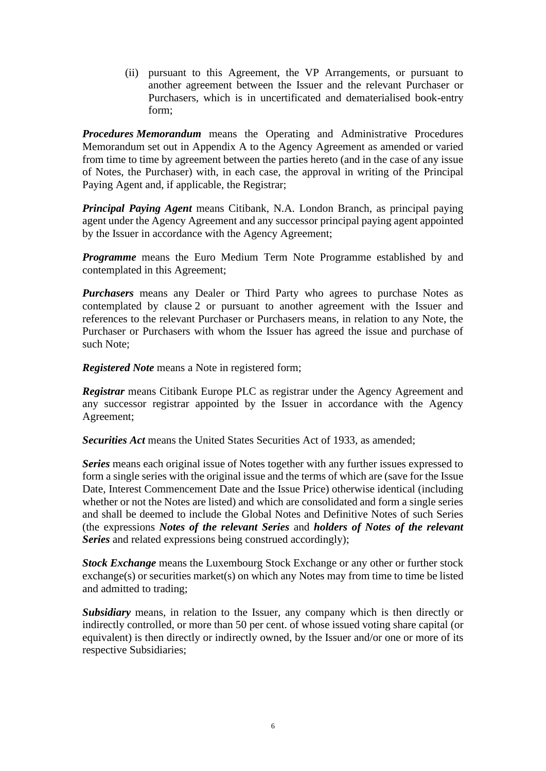(ii) pursuant to this Agreement, the VP Arrangements, or pursuant to another agreement between the Issuer and the relevant Purchaser or Purchasers, which is in uncertificated and dematerialised book-entry form;

***Procedures Memorandum*** means the Operating and Administrative Procedures Memorandum set out in Appendix A to the Agency Agreement as amended or varied from time to time by agreement between the parties hereto (and in the case of any issue of Notes, the Purchaser) with, in each case, the approval in writing of the Principal Paying Agent and, if applicable, the Registrar;

***Principal Paying Agent*** means Citibank, N.A. London Branch, as principal paying agent under the Agency Agreement and any successor principal paying agent appointed by the Issuer in accordance with the Agency Agreement;

***Programme*** means the Euro Medium Term Note Programme established by and contemplated in this Agreement;

***Purchasers*** means any Dealer or Third Party who agrees to purchase Notes as contemplated by clause 2 or pursuant to another agreement with the Issuer and references to the relevant Purchaser or Purchasers means, in relation to any Note, the Purchaser or Purchasers with whom the Issuer has agreed the issue and purchase of such Note;

***Registered Note*** means a Note in registered form;

***Registrar*** means Citibank Europe PLC as registrar under the Agency Agreement and any successor registrar appointed by the Issuer in accordance with the Agency Agreement;

***Securities Act*** means the United States Securities Act of 1933, as amended;

***Series*** means each original issue of Notes together with any further issues expressed to form a single series with the original issue and the terms of which are (save for the Issue Date, Interest Commencement Date and the Issue Price) otherwise identical (including whether or not the Notes are listed) and which are consolidated and form a single series and shall be deemed to include the Global Notes and Definitive Notes of such Series (the expressions ***Notes of the relevant Series*** and ***holders of Notes of the relevant Series*** and related expressions being construed accordingly);

***Stock Exchange*** means the Luxembourg Stock Exchange or any other or further stock exchange(s) or securities market(s) on which any Notes may from time to time be listed and admitted to trading;

***Subsidiary*** means, in relation to the Issuer, any company which is then directly or indirectly controlled, or more than 50 per cent. of whose issued voting share capital (or equivalent) is then directly or indirectly owned, by the Issuer and/or one or more of its respective Subsidiaries;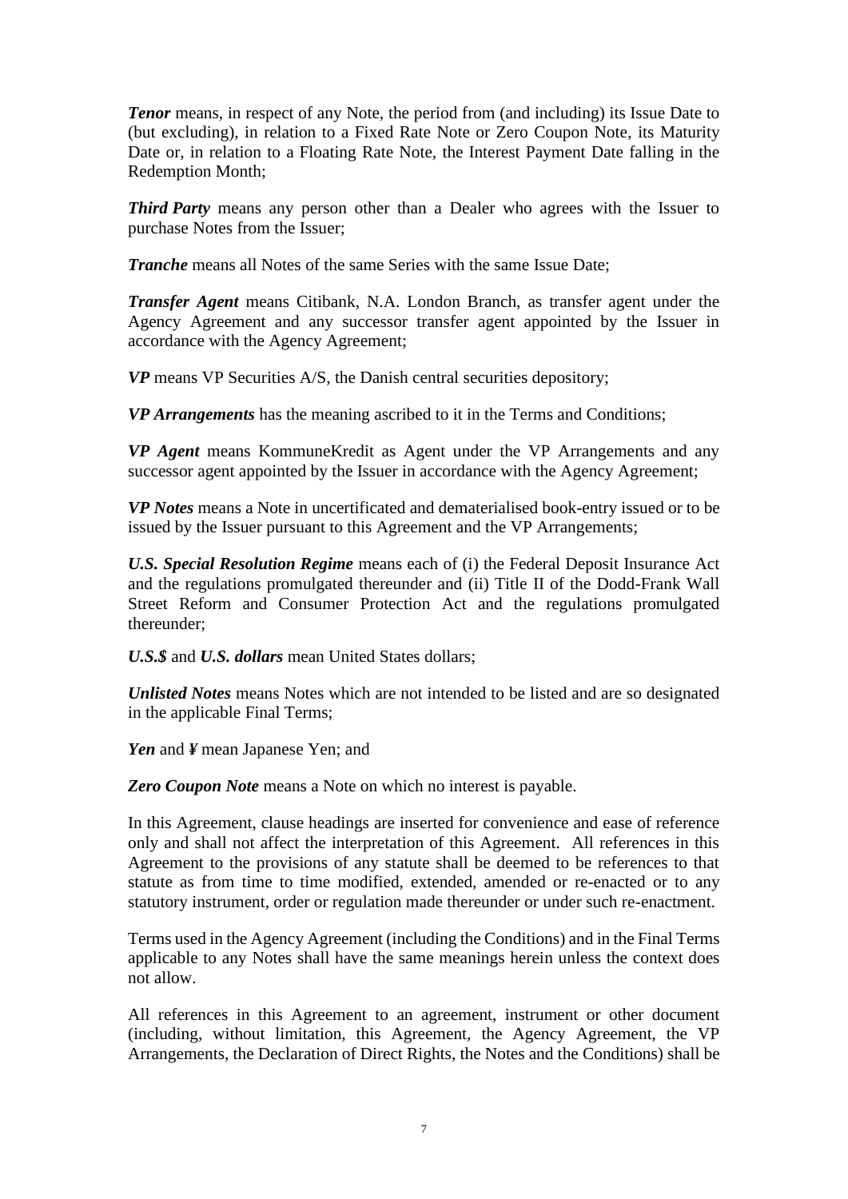***Tenor*** means, in respect of any Note, the period from (and including) its Issue Date to (but excluding), in relation to a Fixed Rate Note or Zero Coupon Note, its Maturity Date or, in relation to a Floating Rate Note, the Interest Payment Date falling in the Redemption Month;

***Third Party*** means any person other than a Dealer who agrees with the Issuer to purchase Notes from the Issuer;

***Tranche*** means all Notes of the same Series with the same Issue Date;

***Transfer Agent*** means Citibank, N.A. London Branch, as transfer agent under the Agency Agreement and any successor transfer agent appointed by the Issuer in accordance with the Agency Agreement;

***VP*** means VP Securities A/S, the Danish central securities depository;

***VP Arrangements*** has the meaning ascribed to it in the Terms and Conditions;

***VP Agent*** means KommuneKredit as Agent under the VP Arrangements and any successor agent appointed by the Issuer in accordance with the Agency Agreement;

***VP Notes*** means a Note in uncertificated and dematerialised book-entry issued or to be issued by the Issuer pursuant to this Agreement and the VP Arrangements;

***U.S. Special Resolution Regime*** means each of (i) the Federal Deposit Insurance Act and the regulations promulgated thereunder and (ii) Title II of the Dodd-Frank Wall Street Reform and Consumer Protection Act and the regulations promulgated thereunder;

***U.S.$*** and ***U.S. dollars*** mean United States dollars;

***Unlisted Notes*** means Notes which are not intended to be listed and are so designated in the applicable Final Terms;

***Yen*** and ***¥*** mean Japanese Yen; and

***Zero Coupon Note*** means a Note on which no interest is payable.

In this Agreement, clause headings are inserted for convenience and ease of reference only and shall not affect the interpretation of this Agreement. All references in this Agreement to the provisions of any statute shall be deemed to be references to that statute as from time to time modified, extended, amended or re-enacted or to any statutory instrument, order or regulation made thereunder or under such re-enactment.

Terms used in the Agency Agreement (including the Conditions) and in the Final Terms applicable to any Notes shall have the same meanings herein unless the context does not allow.

All references in this Agreement to an agreement, instrument or other document (including, without limitation, this Agreement, the Agency Agreement, the VP Arrangements, the Declaration of Direct Rights, the Notes and the Conditions) shall be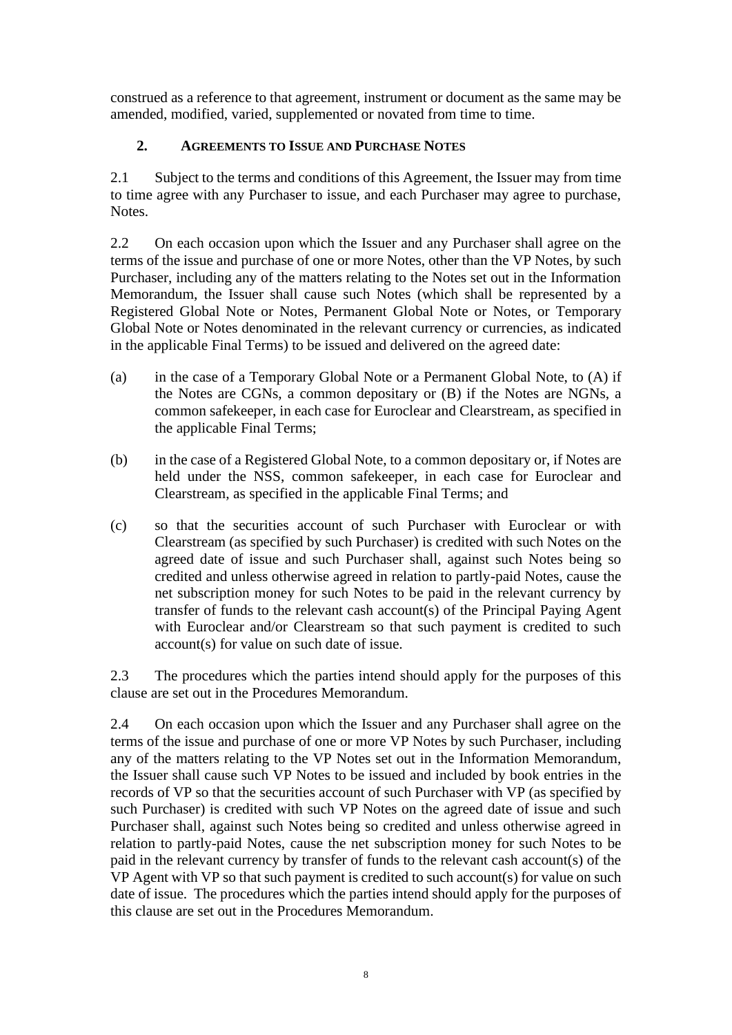construed as a reference to that agreement, instrument or document as the same may be amended, modified, varied, supplemented or novated from time to time.

## 2. AGREEMENTS TO ISSUE AND PURCHASE NOTES

2.1 Subject to the terms and conditions of this Agreement, the Issuer may from time to time agree with any Purchaser to issue, and each Purchaser may agree to purchase, Notes.

2.2 On each occasion upon which the Issuer and any Purchaser shall agree on the terms of the issue and purchase of one or more Notes, other than the VP Notes, by such Purchaser, including any of the matters relating to the Notes set out in the Information Memorandum, the Issuer shall cause such Notes (which shall be represented by a Registered Global Note or Notes, Permanent Global Note or Notes, or Temporary Global Note or Notes denominated in the relevant currency or currencies, as indicated in the applicable Final Terms) to be issued and delivered on the agreed date:

(a) in the case of a Temporary Global Note or a Permanent Global Note, to (A) if the Notes are CGNs, a common depositary or (B) if the Notes are NGNs, a common safekeeper, in each case for Euroclear and Clearstream, as specified in the applicable Final Terms;

(b) in the case of a Registered Global Note, to a common depositary or, if Notes are held under the NSS, common safekeeper, in each case for Euroclear and Clearstream, as specified in the applicable Final Terms; and

(c) so that the securities account of such Purchaser with Euroclear or with Clearstream (as specified by such Purchaser) is credited with such Notes on the agreed date of issue and such Purchaser shall, against such Notes being so credited and unless otherwise agreed in relation to partly-paid Notes, cause the net subscription money for such Notes to be paid in the relevant currency by transfer of funds to the relevant cash account(s) of the Principal Paying Agent with Euroclear and/or Clearstream so that such payment is credited to such account(s) for value on such date of issue.

2.3 The procedures which the parties intend should apply for the purposes of this clause are set out in the Procedures Memorandum.

2.4 On each occasion upon which the Issuer and any Purchaser shall agree on the terms of the issue and purchase of one or more VP Notes by such Purchaser, including any of the matters relating to the VP Notes set out in the Information Memorandum, the Issuer shall cause such VP Notes to be issued and included by book entries in the records of VP so that the securities account of such Purchaser with VP (as specified by such Purchaser) is credited with such VP Notes on the agreed date of issue and such Purchaser shall, against such Notes being so credited and unless otherwise agreed in relation to partly-paid Notes, cause the net subscription money for such Notes to be paid in the relevant currency by transfer of funds to the relevant cash account(s) of the VP Agent with VP so that such payment is credited to such account(s) for value on such date of issue. The procedures which the parties intend should apply for the purposes of this clause are set out in the Procedures Memorandum.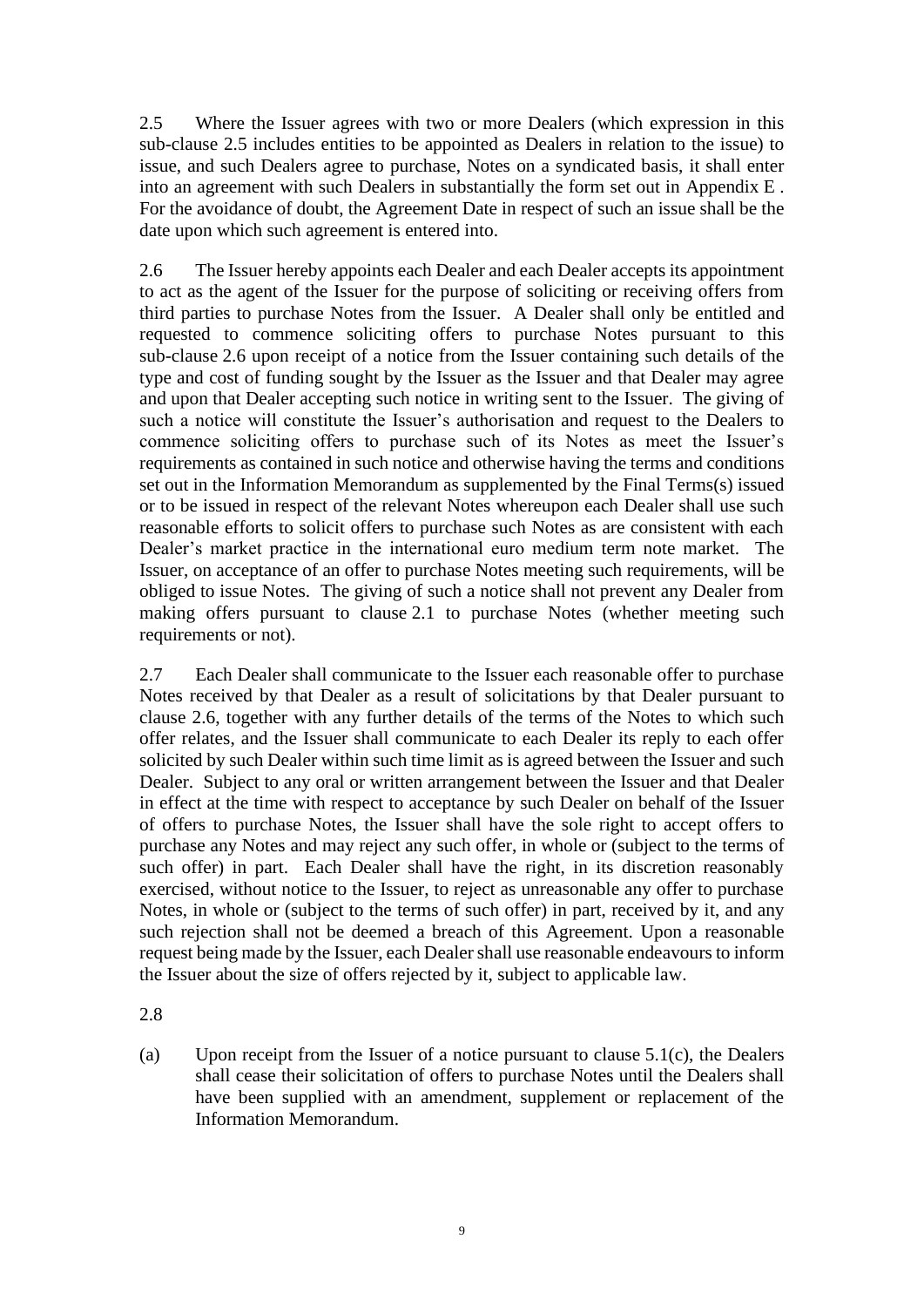2.5 Where the Issuer agrees with two or more Dealers (which expression in this sub-clause 2.5 includes entities to be appointed as Dealers in relation to the issue) to issue, and such Dealers agree to purchase, Notes on a syndicated basis, it shall enter into an agreement with such Dealers in substantially the form set out in Appendix E . For the avoidance of doubt, the Agreement Date in respect of such an issue shall be the date upon which such agreement is entered into.

2.6 The Issuer hereby appoints each Dealer and each Dealer accepts its appointment to act as the agent of the Issuer for the purpose of soliciting or receiving offers from third parties to purchase Notes from the Issuer. A Dealer shall only be entitled and requested to commence soliciting offers to purchase Notes pursuant to this sub-clause 2.6 upon receipt of a notice from the Issuer containing such details of the type and cost of funding sought by the Issuer as the Issuer and that Dealer may agree and upon that Dealer accepting such notice in writing sent to the Issuer. The giving of such a notice will constitute the Issuer's authorisation and request to the Dealers to commence soliciting offers to purchase such of its Notes as meet the Issuer's requirements as contained in such notice and otherwise having the terms and conditions set out in the Information Memorandum as supplemented by the Final Terms(s) issued or to be issued in respect of the relevant Notes whereupon each Dealer shall use such reasonable efforts to solicit offers to purchase such Notes as are consistent with each Dealer's market practice in the international euro medium term note market. The Issuer, on acceptance of an offer to purchase Notes meeting such requirements, will be obliged to issue Notes. The giving of such a notice shall not prevent any Dealer from making offers pursuant to clause 2.1 to purchase Notes (whether meeting such requirements or not).

2.7 Each Dealer shall communicate to the Issuer each reasonable offer to purchase Notes received by that Dealer as a result of solicitations by that Dealer pursuant to clause 2.6, together with any further details of the terms of the Notes to which such offer relates, and the Issuer shall communicate to each Dealer its reply to each offer solicited by such Dealer within such time limit as is agreed between the Issuer and such Dealer. Subject to any oral or written arrangement between the Issuer and that Dealer in effect at the time with respect to acceptance by such Dealer on behalf of the Issuer of offers to purchase Notes, the Issuer shall have the sole right to accept offers to purchase any Notes and may reject any such offer, in whole or (subject to the terms of such offer) in part. Each Dealer shall have the right, in its discretion reasonably exercised, without notice to the Issuer, to reject as unreasonable any offer to purchase Notes, in whole or (subject to the terms of such offer) in part, received by it, and any such rejection shall not be deemed a breach of this Agreement. Upon a reasonable request being made by the Issuer, each Dealer shall use reasonable endeavours to inform the Issuer about the size of offers rejected by it, subject to applicable law.

2.8

(a) Upon receipt from the Issuer of a notice pursuant to clause 5.1(c), the Dealers shall cease their solicitation of offers to purchase Notes until the Dealers shall have been supplied with an amendment, supplement or replacement of the Information Memorandum.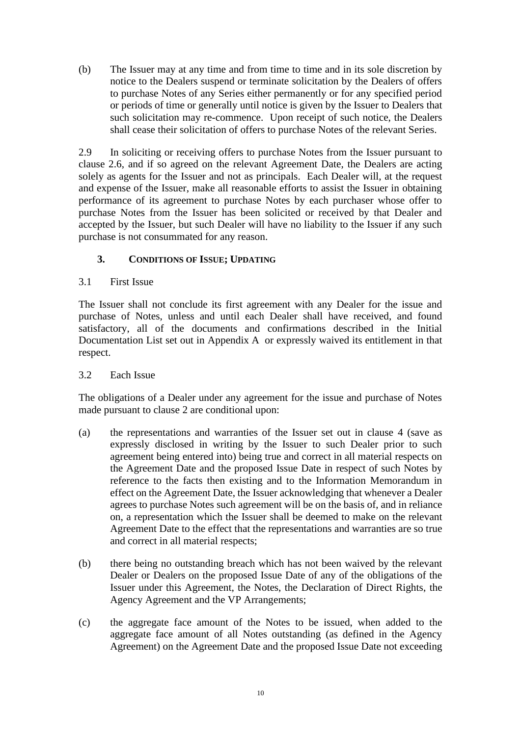(b) The Issuer may at any time and from time to time and in its sole discretion by notice to the Dealers suspend or terminate solicitation by the Dealers of offers to purchase Notes of any Series either permanently or for any specified period or periods of time or generally until notice is given by the Issuer to Dealers that such solicitation may re-commence. Upon receipt of such notice, the Dealers shall cease their solicitation of offers to purchase Notes of the relevant Series.

2.9 In soliciting or receiving offers to purchase Notes from the Issuer pursuant to clause 2.6, and if so agreed on the relevant Agreement Date, the Dealers are acting solely as agents for the Issuer and not as principals. Each Dealer will, at the request and expense of the Issuer, make all reasonable efforts to assist the Issuer in obtaining performance of its agreement to purchase Notes by each purchaser whose offer to purchase Notes from the Issuer has been solicited or received by that Dealer and accepted by the Issuer, but such Dealer will have no liability to the Issuer if any such purchase is not consummated for any reason.

## 3. CONDITIONS OF ISSUE; UPDATING

3.1 First Issue

The Issuer shall not conclude its first agreement with any Dealer for the issue and purchase of Notes, unless and until each Dealer shall have received, and found satisfactory, all of the documents and confirmations described in the Initial Documentation List set out in Appendix A or expressly waived its entitlement in that respect.

3.2 Each Issue

The obligations of a Dealer under any agreement for the issue and purchase of Notes made pursuant to clause 2 are conditional upon:

(a) the representations and warranties of the Issuer set out in clause 4 (save as expressly disclosed in writing by the Issuer to such Dealer prior to such agreement being entered into) being true and correct in all material respects on the Agreement Date and the proposed Issue Date in respect of such Notes by reference to the facts then existing and to the Information Memorandum in effect on the Agreement Date, the Issuer acknowledging that whenever a Dealer agrees to purchase Notes such agreement will be on the basis of, and in reliance on, a representation which the Issuer shall be deemed to make on the relevant Agreement Date to the effect that the representations and warranties are so true and correct in all material respects;

(b) there being no outstanding breach which has not been waived by the relevant Dealer or Dealers on the proposed Issue Date of any of the obligations of the Issuer under this Agreement, the Notes, the Declaration of Direct Rights, the Agency Agreement and the VP Arrangements;

(c) the aggregate face amount of the Notes to be issued, when added to the aggregate face amount of all Notes outstanding (as defined in the Agency Agreement) on the Agreement Date and the proposed Issue Date not exceeding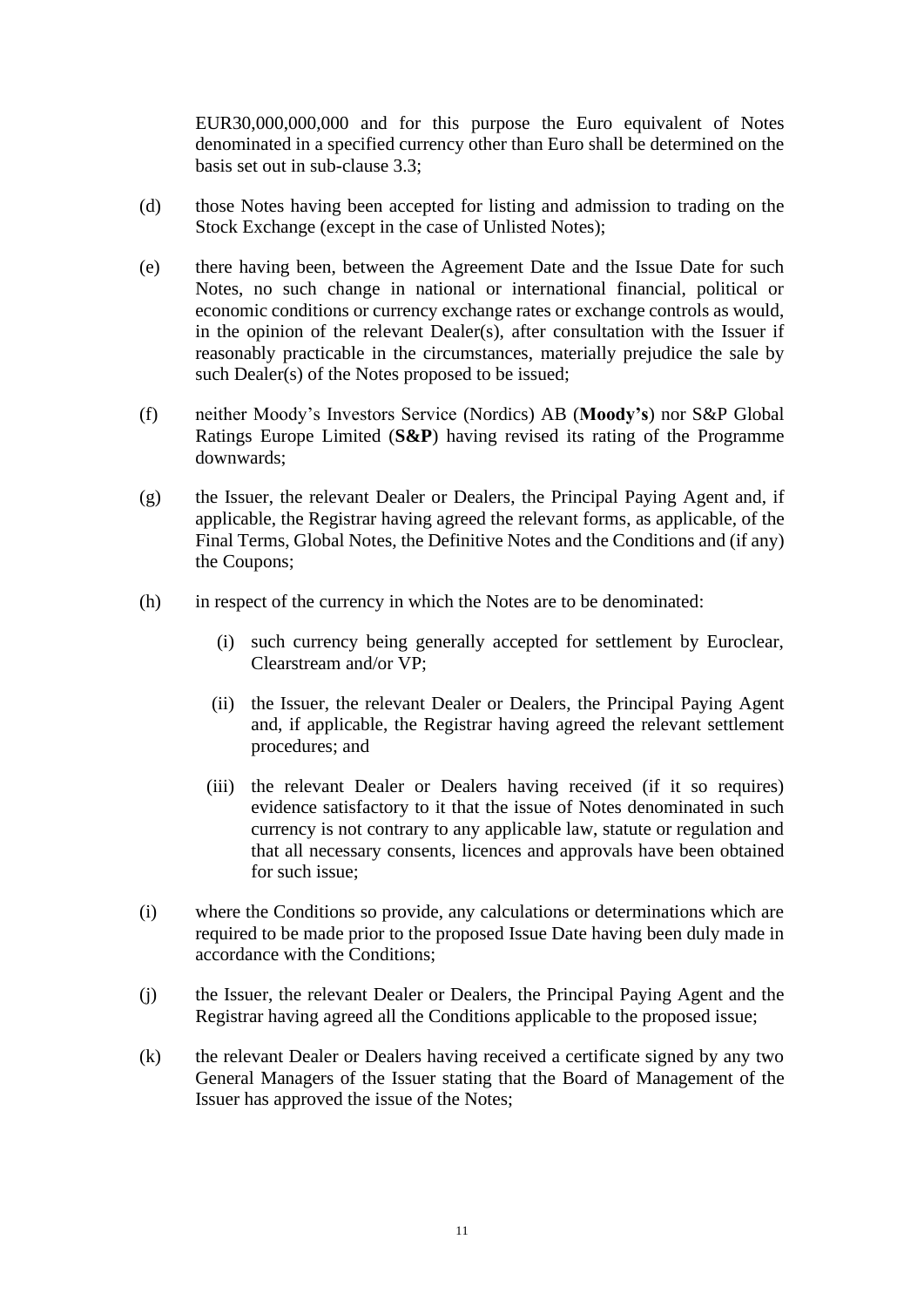EUR30,000,000,000 and for this purpose the Euro equivalent of Notes denominated in a specified currency other than Euro shall be determined on the basis set out in sub-clause 3.3;

(d) those Notes having been accepted for listing and admission to trading on the Stock Exchange (except in the case of Unlisted Notes);

(e) there having been, between the Agreement Date and the Issue Date for such Notes, no such change in national or international financial, political or economic conditions or currency exchange rates or exchange controls as would, in the opinion of the relevant Dealer(s), after consultation with the Issuer if reasonably practicable in the circumstances, materially prejudice the sale by such Dealer(s) of the Notes proposed to be issued;

(f) neither Moody's Investors Service (Nordics) AB (**Moody's**) nor S&P Global Ratings Europe Limited (**S&P**) having revised its rating of the Programme downwards;

(g) the Issuer, the relevant Dealer or Dealers, the Principal Paying Agent and, if applicable, the Registrar having agreed the relevant forms, as applicable, of the Final Terms, Global Notes, the Definitive Notes and the Conditions and (if any) the Coupons;

(h) in respect of the currency in which the Notes are to be denominated:

  (i) such currency being generally accepted for settlement by Euroclear, Clearstream and/or VP;

  (ii) the Issuer, the relevant Dealer or Dealers, the Principal Paying Agent and, if applicable, the Registrar having agreed the relevant settlement procedures; and

  (iii) the relevant Dealer or Dealers having received (if it so requires) evidence satisfactory to it that the issue of Notes denominated in such currency is not contrary to any applicable law, statute or regulation and that all necessary consents, licences and approvals have been obtained for such issue;

(i) where the Conditions so provide, any calculations or determinations which are required to be made prior to the proposed Issue Date having been duly made in accordance with the Conditions;

(j) the Issuer, the relevant Dealer or Dealers, the Principal Paying Agent and the Registrar having agreed all the Conditions applicable to the proposed issue;

(k) the relevant Dealer or Dealers having received a certificate signed by any two General Managers of the Issuer stating that the Board of Management of the Issuer has approved the issue of the Notes;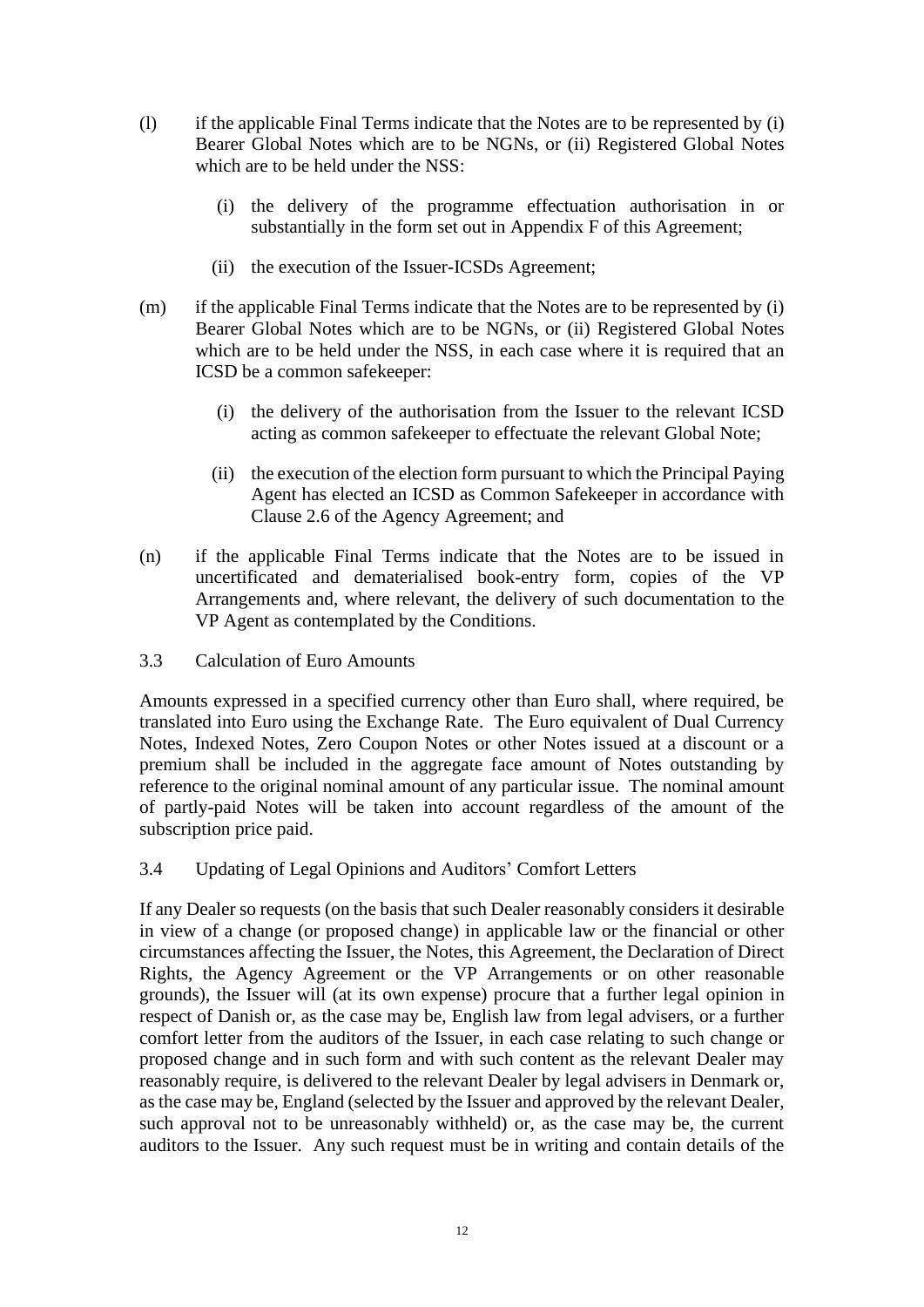(l) if the applicable Final Terms indicate that the Notes are to be represented by (i) Bearer Global Notes which are to be NGNs, or (ii) Registered Global Notes which are to be held under the NSS:

  (i) the delivery of the programme effectuation authorisation in or substantially in the form set out in Appendix F of this Agreement;

  (ii) the execution of the Issuer-ICSDs Agreement;

(m) if the applicable Final Terms indicate that the Notes are to be represented by (i) Bearer Global Notes which are to be NGNs, or (ii) Registered Global Notes which are to be held under the NSS, in each case where it is required that an ICSD be a common safekeeper:

  (i) the delivery of the authorisation from the Issuer to the relevant ICSD acting as common safekeeper to effectuate the relevant Global Note;

  (ii) the execution of the election form pursuant to which the Principal Paying Agent has elected an ICSD as Common Safekeeper in accordance with Clause 2.6 of the Agency Agreement; and

(n) if the applicable Final Terms indicate that the Notes are to be issued in uncertificated and dematerialised book-entry form, copies of the VP Arrangements and, where relevant, the delivery of such documentation to the VP Agent as contemplated by the Conditions.

3.3 Calculation of Euro Amounts

Amounts expressed in a specified currency other than Euro shall, where required, be translated into Euro using the Exchange Rate. The Euro equivalent of Dual Currency Notes, Indexed Notes, Zero Coupon Notes or other Notes issued at a discount or a premium shall be included in the aggregate face amount of Notes outstanding by reference to the original nominal amount of any particular issue. The nominal amount of partly-paid Notes will be taken into account regardless of the amount of the subscription price paid.

3.4 Updating of Legal Opinions and Auditors' Comfort Letters

If any Dealer so requests (on the basis that such Dealer reasonably considers it desirable in view of a change (or proposed change) in applicable law or the financial or other circumstances affecting the Issuer, the Notes, this Agreement, the Declaration of Direct Rights, the Agency Agreement or the VP Arrangements or on other reasonable grounds), the Issuer will (at its own expense) procure that a further legal opinion in respect of Danish or, as the case may be, English law from legal advisers, or a further comfort letter from the auditors of the Issuer, in each case relating to such change or proposed change and in such form and with such content as the relevant Dealer may reasonably require, is delivered to the relevant Dealer by legal advisers in Denmark or, as the case may be, England (selected by the Issuer and approved by the relevant Dealer, such approval not to be unreasonably withheld) or, as the case may be, the current auditors to the Issuer. Any such request must be in writing and contain details of the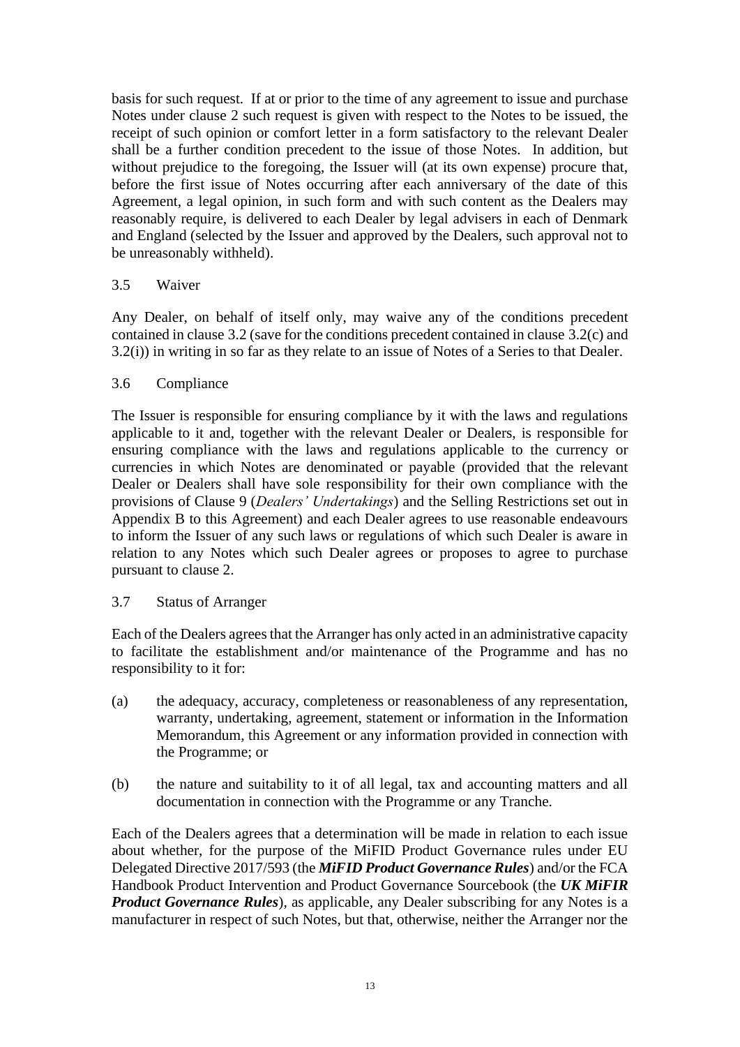basis for such request. If at or prior to the time of any agreement to issue and purchase Notes under clause 2 such request is given with respect to the Notes to be issued, the receipt of such opinion or comfort letter in a form satisfactory to the relevant Dealer shall be a further condition precedent to the issue of those Notes. In addition, but without prejudice to the foregoing, the Issuer will (at its own expense) procure that, before the first issue of Notes occurring after each anniversary of the date of this Agreement, a legal opinion, in such form and with such content as the Dealers may reasonably require, is delivered to each Dealer by legal advisers in each of Denmark and England (selected by the Issuer and approved by the Dealers, such approval not to be unreasonably withheld).

3.5 Waiver

Any Dealer, on behalf of itself only, may waive any of the conditions precedent contained in clause 3.2 (save for the conditions precedent contained in clause 3.2(c) and 3.2(i)) in writing in so far as they relate to an issue of Notes of a Series to that Dealer.

3.6 Compliance

The Issuer is responsible for ensuring compliance by it with the laws and regulations applicable to it and, together with the relevant Dealer or Dealers, is responsible for ensuring compliance with the laws and regulations applicable to the currency or currencies in which Notes are denominated or payable (provided that the relevant Dealer or Dealers shall have sole responsibility for their own compliance with the provisions of Clause 9 (*Dealers' Undertakings*) and the Selling Restrictions set out in Appendix B to this Agreement) and each Dealer agrees to use reasonable endeavours to inform the Issuer of any such laws or regulations of which such Dealer is aware in relation to any Notes which such Dealer agrees or proposes to agree to purchase pursuant to clause 2.

3.7 Status of Arranger

Each of the Dealers agrees that the Arranger has only acted in an administrative capacity to facilitate the establishment and/or maintenance of the Programme and has no responsibility to it for:

(a) the adequacy, accuracy, completeness or reasonableness of any representation, warranty, undertaking, agreement, statement or information in the Information Memorandum, this Agreement or any information provided in connection with the Programme; or

(b) the nature and suitability to it of all legal, tax and accounting matters and all documentation in connection with the Programme or any Tranche.

Each of the Dealers agrees that a determination will be made in relation to each issue about whether, for the purpose of the MiFID Product Governance rules under EU Delegated Directive 2017/593 (the ***MiFID Product Governance Rules***) and/or the FCA Handbook Product Intervention and Product Governance Sourcebook (the ***UK MiFIR Product Governance Rules***), as applicable, any Dealer subscribing for any Notes is a manufacturer in respect of such Notes, but that, otherwise, neither the Arranger nor the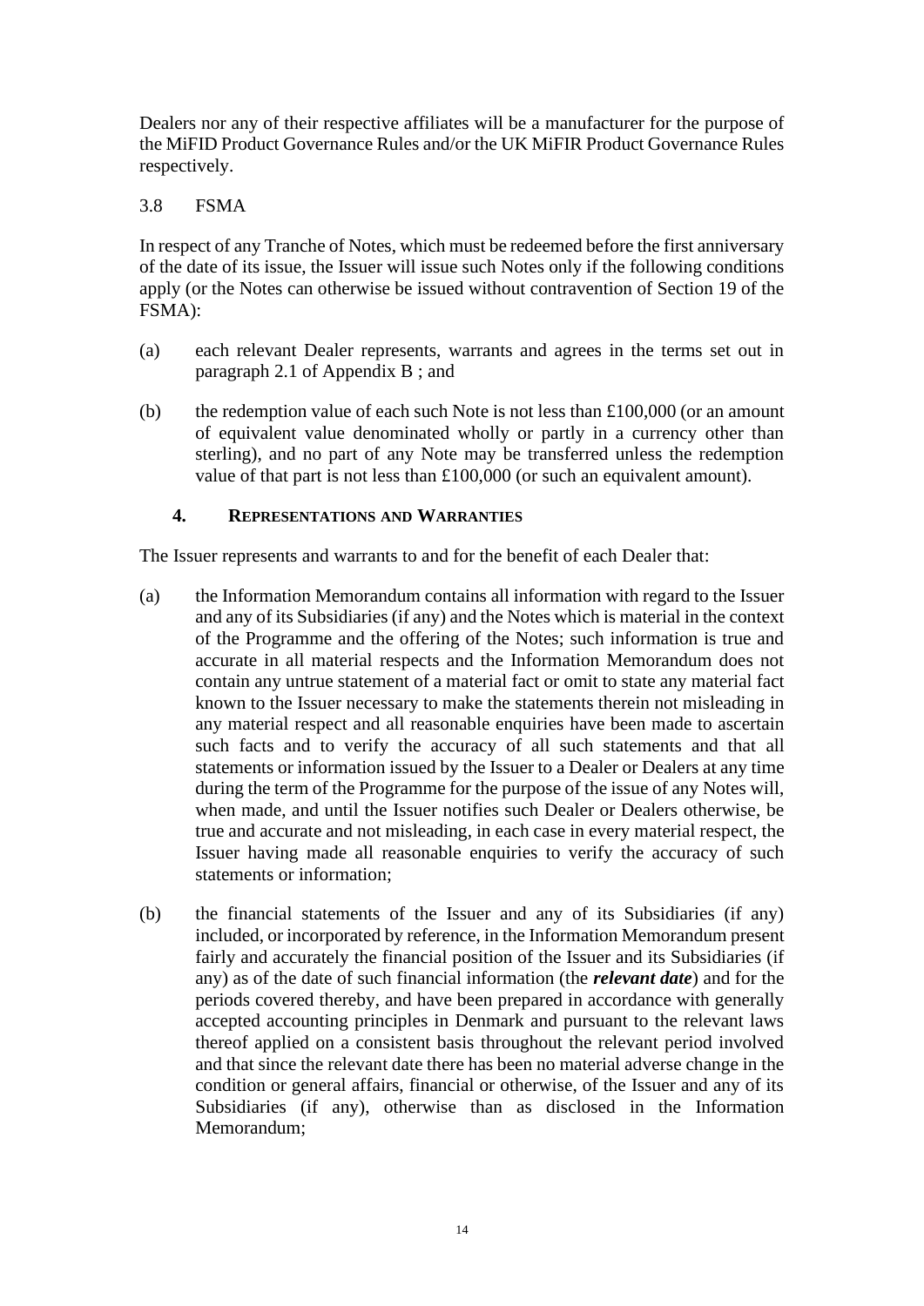Dealers nor any of their respective affiliates will be a manufacturer for the purpose of the MiFID Product Governance Rules and/or the UK MiFIR Product Governance Rules respectively.

3.8 FSMA

In respect of any Tranche of Notes, which must be redeemed before the first anniversary of the date of its issue, the Issuer will issue such Notes only if the following conditions apply (or the Notes can otherwise be issued without contravention of Section 19 of the FSMA):

(a) each relevant Dealer represents, warrants and agrees in the terms set out in paragraph 2.1 of Appendix B ; and

(b) the redemption value of each such Note is not less than £100,000 (or an amount of equivalent value denominated wholly or partly in a currency other than sterling), and no part of any Note may be transferred unless the redemption value of that part is not less than £100,000 (or such an equivalent amount).

## 4. REPRESENTATIONS AND WARRANTIES

The Issuer represents and warrants to and for the benefit of each Dealer that:

(a) the Information Memorandum contains all information with regard to the Issuer and any of its Subsidiaries (if any) and the Notes which is material in the context of the Programme and the offering of the Notes; such information is true and accurate in all material respects and the Information Memorandum does not contain any untrue statement of a material fact or omit to state any material fact known to the Issuer necessary to make the statements therein not misleading in any material respect and all reasonable enquiries have been made to ascertain such facts and to verify the accuracy of all such statements and that all statements or information issued by the Issuer to a Dealer or Dealers at any time during the term of the Programme for the purpose of the issue of any Notes will, when made, and until the Issuer notifies such Dealer or Dealers otherwise, be true and accurate and not misleading, in each case in every material respect, the Issuer having made all reasonable enquiries to verify the accuracy of such statements or information;

(b) the financial statements of the Issuer and any of its Subsidiaries (if any) included, or incorporated by reference, in the Information Memorandum present fairly and accurately the financial position of the Issuer and its Subsidiaries (if any) as of the date of such financial information (the ***relevant date***) and for the periods covered thereby, and have been prepared in accordance with generally accepted accounting principles in Denmark and pursuant to the relevant laws thereof applied on a consistent basis throughout the relevant period involved and that since the relevant date there has been no material adverse change in the condition or general affairs, financial or otherwise, of the Issuer and any of its Subsidiaries (if any), otherwise than as disclosed in the Information Memorandum;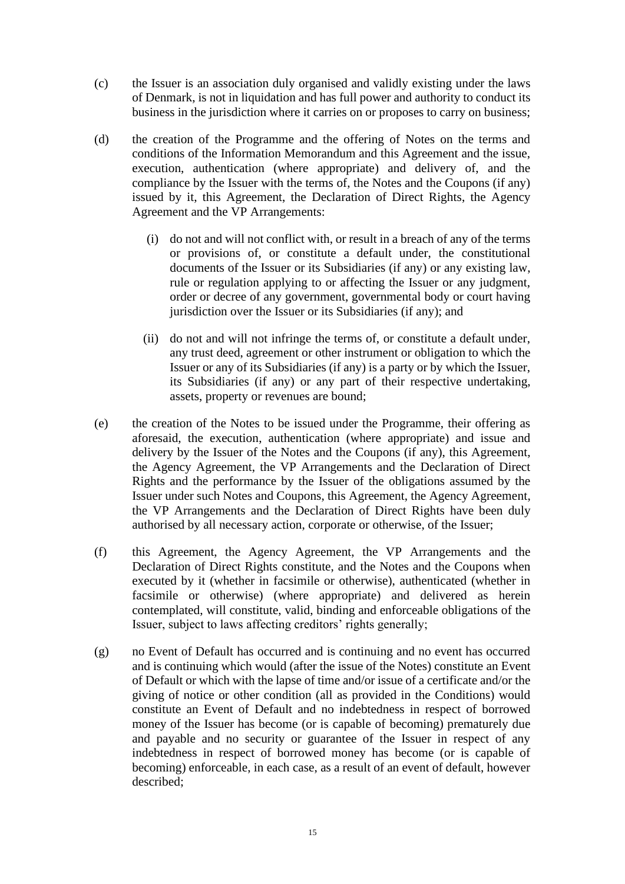(c) the Issuer is an association duly organised and validly existing under the laws of Denmark, is not in liquidation and has full power and authority to conduct its business in the jurisdiction where it carries on or proposes to carry on business;

(d) the creation of the Programme and the offering of Notes on the terms and conditions of the Information Memorandum and this Agreement and the issue, execution, authentication (where appropriate) and delivery of, and the compliance by the Issuer with the terms of, the Notes and the Coupons (if any) issued by it, this Agreement, the Declaration of Direct Rights, the Agency Agreement and the VP Arrangements:

  (i) do not and will not conflict with, or result in a breach of any of the terms or provisions of, or constitute a default under, the constitutional documents of the Issuer or its Subsidiaries (if any) or any existing law, rule or regulation applying to or affecting the Issuer or any judgment, order or decree of any government, governmental body or court having jurisdiction over the Issuer or its Subsidiaries (if any); and

  (ii) do not and will not infringe the terms of, or constitute a default under, any trust deed, agreement or other instrument or obligation to which the Issuer or any of its Subsidiaries (if any) is a party or by which the Issuer, its Subsidiaries (if any) or any part of their respective undertaking, assets, property or revenues are bound;

(e) the creation of the Notes to be issued under the Programme, their offering as aforesaid, the execution, authentication (where appropriate) and issue and delivery by the Issuer of the Notes and the Coupons (if any), this Agreement, the Agency Agreement, the VP Arrangements and the Declaration of Direct Rights and the performance by the Issuer of the obligations assumed by the Issuer under such Notes and Coupons, this Agreement, the Agency Agreement, the VP Arrangements and the Declaration of Direct Rights have been duly authorised by all necessary action, corporate or otherwise, of the Issuer;

(f) this Agreement, the Agency Agreement, the VP Arrangements and the Declaration of Direct Rights constitute, and the Notes and the Coupons when executed by it (whether in facsimile or otherwise), authenticated (whether in facsimile or otherwise) (where appropriate) and delivered as herein contemplated, will constitute, valid, binding and enforceable obligations of the Issuer, subject to laws affecting creditors' rights generally;

(g) no Event of Default has occurred and is continuing and no event has occurred and is continuing which would (after the issue of the Notes) constitute an Event of Default or which with the lapse of time and/or issue of a certificate and/or the giving of notice or other condition (all as provided in the Conditions) would constitute an Event of Default and no indebtedness in respect of borrowed money of the Issuer has become (or is capable of becoming) prematurely due and payable and no security or guarantee of the Issuer in respect of any indebtedness in respect of borrowed money has become (or is capable of becoming) enforceable, in each case, as a result of an event of default, however described;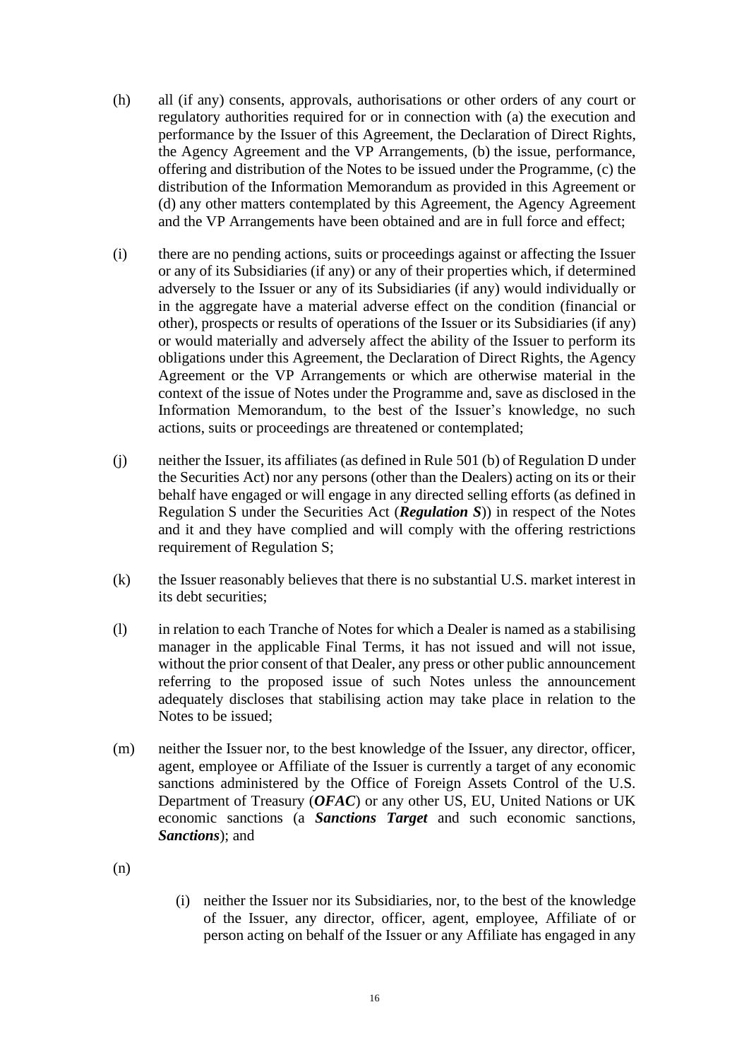(h) all (if any) consents, approvals, authorisations or other orders of any court or regulatory authorities required for or in connection with (a) the execution and performance by the Issuer of this Agreement, the Declaration of Direct Rights, the Agency Agreement and the VP Arrangements, (b) the issue, performance, offering and distribution of the Notes to be issued under the Programme, (c) the distribution of the Information Memorandum as provided in this Agreement or (d) any other matters contemplated by this Agreement, the Agency Agreement and the VP Arrangements have been obtained and are in full force and effect;

(i) there are no pending actions, suits or proceedings against or affecting the Issuer or any of its Subsidiaries (if any) or any of their properties which, if determined adversely to the Issuer or any of its Subsidiaries (if any) would individually or in the aggregate have a material adverse effect on the condition (financial or other), prospects or results of operations of the Issuer or its Subsidiaries (if any) or would materially and adversely affect the ability of the Issuer to perform its obligations under this Agreement, the Declaration of Direct Rights, the Agency Agreement or the VP Arrangements or which are otherwise material in the context of the issue of Notes under the Programme and, save as disclosed in the Information Memorandum, to the best of the Issuer's knowledge, no such actions, suits or proceedings are threatened or contemplated;

(j) neither the Issuer, its affiliates (as defined in Rule 501 (b) of Regulation D under the Securities Act) nor any persons (other than the Dealers) acting on its or their behalf have engaged or will engage in any directed selling efforts (as defined in Regulation S under the Securities Act (***Regulation S***)) in respect of the Notes and it and they have complied and will comply with the offering restrictions requirement of Regulation S;

(k) the Issuer reasonably believes that there is no substantial U.S. market interest in its debt securities;

(l) in relation to each Tranche of Notes for which a Dealer is named as a stabilising manager in the applicable Final Terms, it has not issued and will not issue, without the prior consent of that Dealer, any press or other public announcement referring to the proposed issue of such Notes unless the announcement adequately discloses that stabilising action may take place in relation to the Notes to be issued;

(m) neither the Issuer nor, to the best knowledge of the Issuer, any director, officer, agent, employee or Affiliate of the Issuer is currently a target of any economic sanctions administered by the Office of Foreign Assets Control of the U.S. Department of Treasury (***OFAC***) or any other US, EU, United Nations or UK economic sanctions (a ***Sanctions Target*** and such economic sanctions, ***Sanctions***); and

(n)

(i) neither the Issuer nor its Subsidiaries, nor, to the best of the knowledge of the Issuer, any director, officer, agent, employee, Affiliate of or person acting on behalf of the Issuer or any Affiliate has engaged in any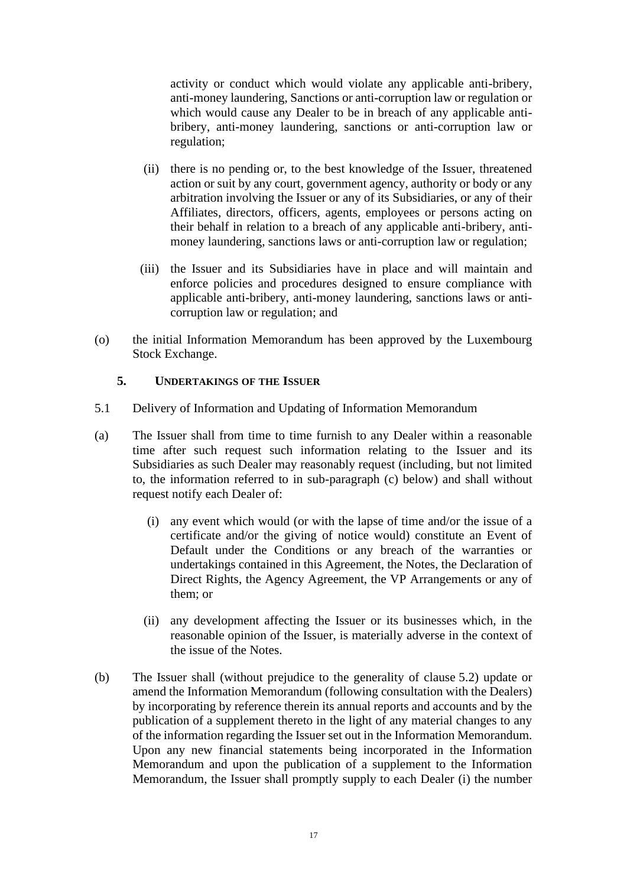activity or conduct which would violate any applicable anti-bribery, anti-money laundering, Sanctions or anti-corruption law or regulation or which would cause any Dealer to be in breach of any applicable anti-bribery, anti-money laundering, sanctions or anti-corruption law or regulation;

(ii) there is no pending or, to the best knowledge of the Issuer, threatened action or suit by any court, government agency, authority or body or any arbitration involving the Issuer or any of its Subsidiaries, or any of their Affiliates, directors, officers, agents, employees or persons acting on their behalf in relation to a breach of any applicable anti-bribery, anti-money laundering, sanctions laws or anti-corruption law or regulation;

(iii) the Issuer and its Subsidiaries have in place and will maintain and enforce policies and procedures designed to ensure compliance with applicable anti-bribery, anti-money laundering, sanctions laws or anti-corruption law or regulation; and

(o) the initial Information Memorandum has been approved by the Luxembourg Stock Exchange.

## 5. UNDERTAKINGS OF THE ISSUER

5.1 Delivery of Information and Updating of Information Memorandum

(a) The Issuer shall from time to time furnish to any Dealer within a reasonable time after such request such information relating to the Issuer and its Subsidiaries as such Dealer may reasonably request (including, but not limited to, the information referred to in sub-paragraph (c) below) and shall without request notify each Dealer of:

(i) any event which would (or with the lapse of time and/or the issue of a certificate and/or the giving of notice would) constitute an Event of Default under the Conditions or any breach of the warranties or undertakings contained in this Agreement, the Notes, the Declaration of Direct Rights, the Agency Agreement, the VP Arrangements or any of them; or

(ii) any development affecting the Issuer or its businesses which, in the reasonable opinion of the Issuer, is materially adverse in the context of the issue of the Notes.

(b) The Issuer shall (without prejudice to the generality of clause 5.2) update or amend the Information Memorandum (following consultation with the Dealers) by incorporating by reference therein its annual reports and accounts and by the publication of a supplement thereto in the light of any material changes to any of the information regarding the Issuer set out in the Information Memorandum. Upon any new financial statements being incorporated in the Information Memorandum and upon the publication of a supplement to the Information Memorandum, the Issuer shall promptly supply to each Dealer (i) the number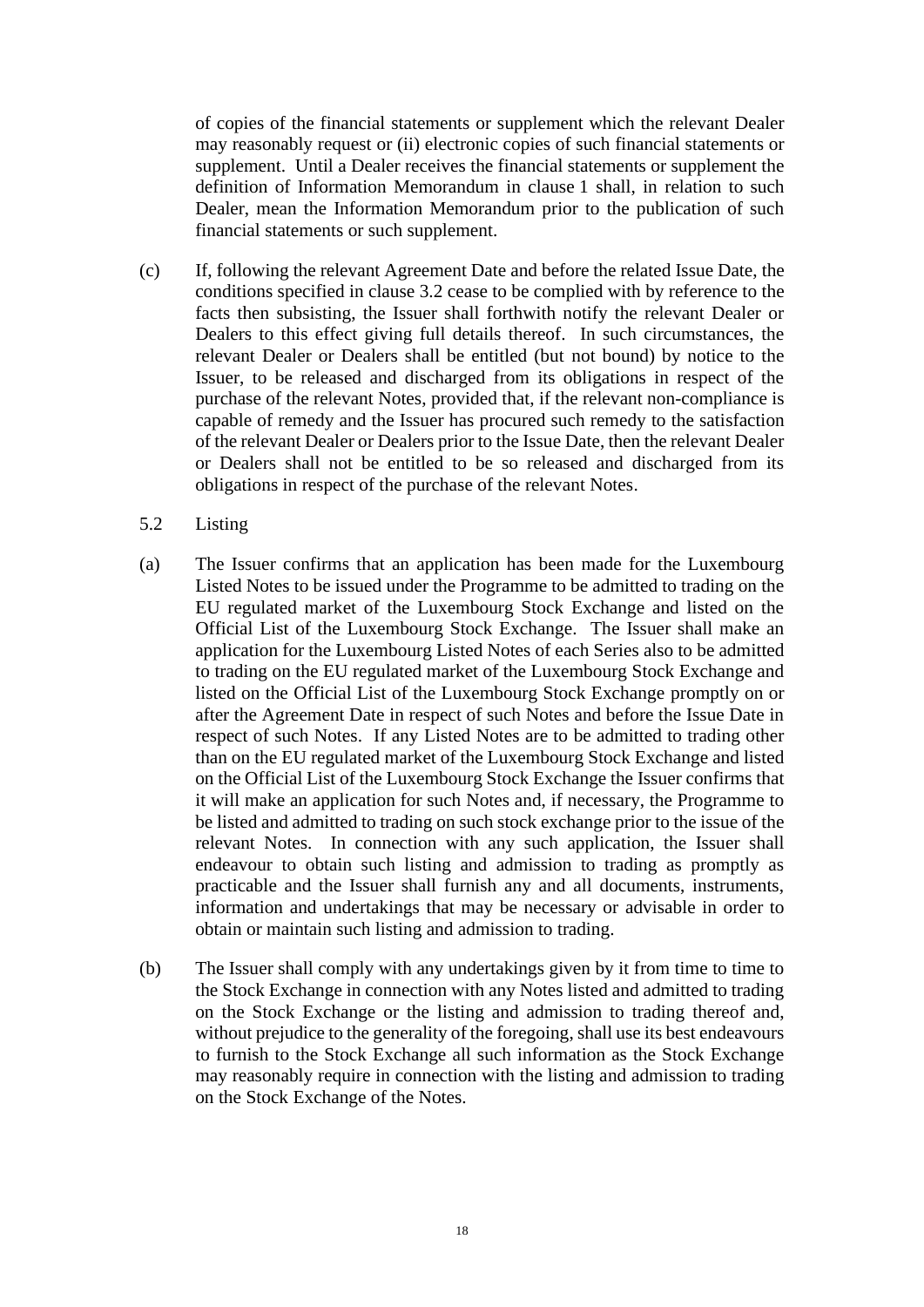of copies of the financial statements or supplement which the relevant Dealer may reasonably request or (ii) electronic copies of such financial statements or supplement. Until a Dealer receives the financial statements or supplement the definition of Information Memorandum in clause 1 shall, in relation to such Dealer, mean the Information Memorandum prior to the publication of such financial statements or such supplement.

(c) If, following the relevant Agreement Date and before the related Issue Date, the conditions specified in clause 3.2 cease to be complied with by reference to the facts then subsisting, the Issuer shall forthwith notify the relevant Dealer or Dealers to this effect giving full details thereof. In such circumstances, the relevant Dealer or Dealers shall be entitled (but not bound) by notice to the Issuer, to be released and discharged from its obligations in respect of the purchase of the relevant Notes, provided that, if the relevant non-compliance is capable of remedy and the Issuer has procured such remedy to the satisfaction of the relevant Dealer or Dealers prior to the Issue Date, then the relevant Dealer or Dealers shall not be entitled to be so released and discharged from its obligations in respect of the purchase of the relevant Notes.

5.2 Listing

(a) The Issuer confirms that an application has been made for the Luxembourg Listed Notes to be issued under the Programme to be admitted to trading on the EU regulated market of the Luxembourg Stock Exchange and listed on the Official List of the Luxembourg Stock Exchange. The Issuer shall make an application for the Luxembourg Listed Notes of each Series also to be admitted to trading on the EU regulated market of the Luxembourg Stock Exchange and listed on the Official List of the Luxembourg Stock Exchange promptly on or after the Agreement Date in respect of such Notes and before the Issue Date in respect of such Notes. If any Listed Notes are to be admitted to trading other than on the EU regulated market of the Luxembourg Stock Exchange and listed on the Official List of the Luxembourg Stock Exchange the Issuer confirms that it will make an application for such Notes and, if necessary, the Programme to be listed and admitted to trading on such stock exchange prior to the issue of the relevant Notes. In connection with any such application, the Issuer shall endeavour to obtain such listing and admission to trading as promptly as practicable and the Issuer shall furnish any and all documents, instruments, information and undertakings that may be necessary or advisable in order to obtain or maintain such listing and admission to trading.

(b) The Issuer shall comply with any undertakings given by it from time to time to the Stock Exchange in connection with any Notes listed and admitted to trading on the Stock Exchange or the listing and admission to trading thereof and, without prejudice to the generality of the foregoing, shall use its best endeavours to furnish to the Stock Exchange all such information as the Stock Exchange may reasonably require in connection with the listing and admission to trading on the Stock Exchange of the Notes.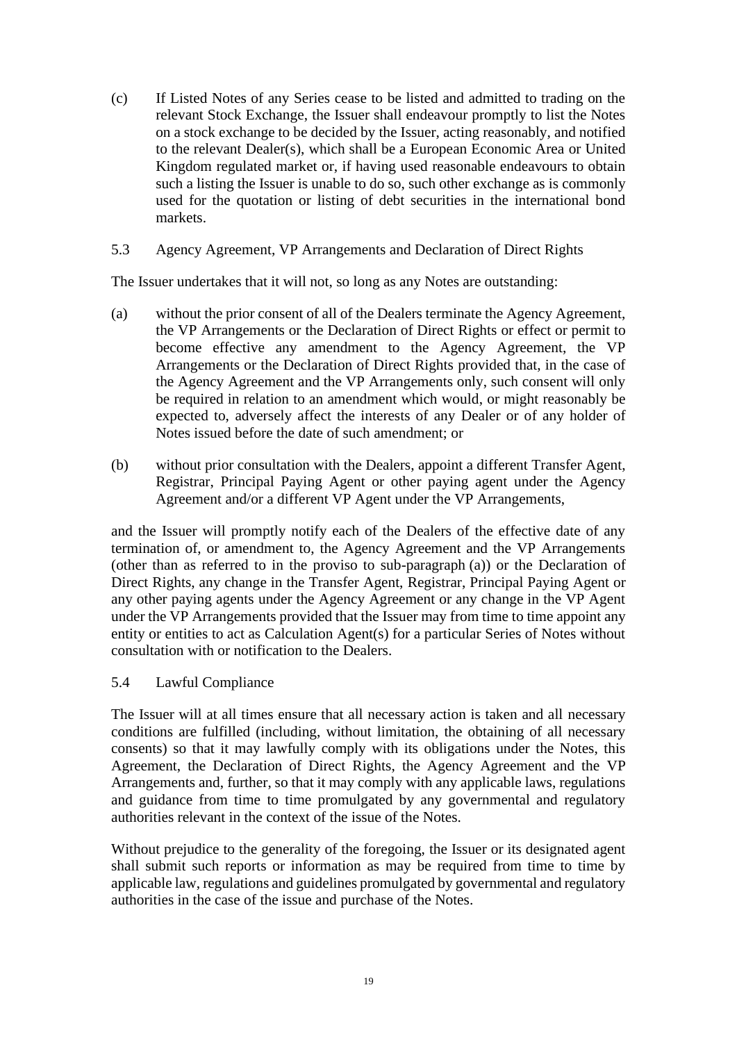(c) If Listed Notes of any Series cease to be listed and admitted to trading on the relevant Stock Exchange, the Issuer shall endeavour promptly to list the Notes on a stock exchange to be decided by the Issuer, acting reasonably, and notified to the relevant Dealer(s), which shall be a European Economic Area or United Kingdom regulated market or, if having used reasonable endeavours to obtain such a listing the Issuer is unable to do so, such other exchange as is commonly used for the quotation or listing of debt securities in the international bond markets.

5.3 Agency Agreement, VP Arrangements and Declaration of Direct Rights

The Issuer undertakes that it will not, so long as any Notes are outstanding:

(a) without the prior consent of all of the Dealers terminate the Agency Agreement, the VP Arrangements or the Declaration of Direct Rights or effect or permit to become effective any amendment to the Agency Agreement, the VP Arrangements or the Declaration of Direct Rights provided that, in the case of the Agency Agreement and the VP Arrangements only, such consent will only be required in relation to an amendment which would, or might reasonably be expected to, adversely affect the interests of any Dealer or of any holder of Notes issued before the date of such amendment; or

(b) without prior consultation with the Dealers, appoint a different Transfer Agent, Registrar, Principal Paying Agent or other paying agent under the Agency Agreement and/or a different VP Agent under the VP Arrangements,

and the Issuer will promptly notify each of the Dealers of the effective date of any termination of, or amendment to, the Agency Agreement and the VP Arrangements (other than as referred to in the proviso to sub-paragraph (a)) or the Declaration of Direct Rights, any change in the Transfer Agent, Registrar, Principal Paying Agent or any other paying agents under the Agency Agreement or any change in the VP Agent under the VP Arrangements provided that the Issuer may from time to time appoint any entity or entities to act as Calculation Agent(s) for a particular Series of Notes without consultation with or notification to the Dealers.

5.4 Lawful Compliance

The Issuer will at all times ensure that all necessary action is taken and all necessary conditions are fulfilled (including, without limitation, the obtaining of all necessary consents) so that it may lawfully comply with its obligations under the Notes, this Agreement, the Declaration of Direct Rights, the Agency Agreement and the VP Arrangements and, further, so that it may comply with any applicable laws, regulations and guidance from time to time promulgated by any governmental and regulatory authorities relevant in the context of the issue of the Notes.

Without prejudice to the generality of the foregoing, the Issuer or its designated agent shall submit such reports or information as may be required from time to time by applicable law, regulations and guidelines promulgated by governmental and regulatory authorities in the case of the issue and purchase of the Notes.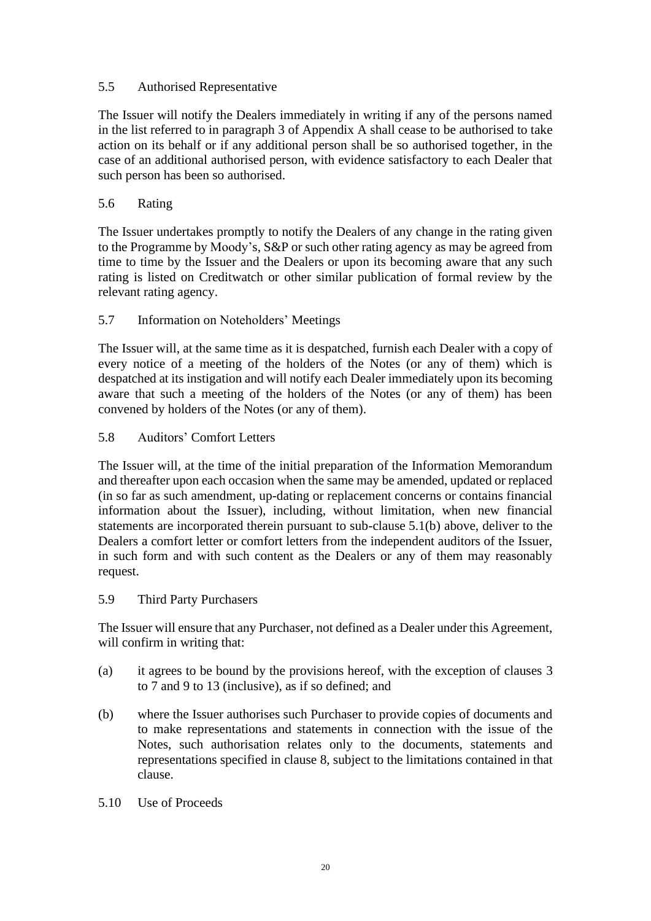5.5 Authorised Representative

The Issuer will notify the Dealers immediately in writing if any of the persons named in the list referred to in paragraph 3 of Appendix A shall cease to be authorised to take action on its behalf or if any additional person shall be so authorised together, in the case of an additional authorised person, with evidence satisfactory to each Dealer that such person has been so authorised.

5.6 Rating

The Issuer undertakes promptly to notify the Dealers of any change in the rating given to the Programme by Moody's, S&P or such other rating agency as may be agreed from time to time by the Issuer and the Dealers or upon its becoming aware that any such rating is listed on Creditwatch or other similar publication of formal review by the relevant rating agency.

5.7 Information on Noteholders' Meetings

The Issuer will, at the same time as it is despatched, furnish each Dealer with a copy of every notice of a meeting of the holders of the Notes (or any of them) which is despatched at its instigation and will notify each Dealer immediately upon its becoming aware that such a meeting of the holders of the Notes (or any of them) has been convened by holders of the Notes (or any of them).

5.8 Auditors' Comfort Letters

The Issuer will, at the time of the initial preparation of the Information Memorandum and thereafter upon each occasion when the same may be amended, updated or replaced (in so far as such amendment, up-dating or replacement concerns or contains financial information about the Issuer), including, without limitation, when new financial statements are incorporated therein pursuant to sub-clause 5.1(b) above, deliver to the Dealers a comfort letter or comfort letters from the independent auditors of the Issuer, in such form and with such content as the Dealers or any of them may reasonably request.

5.9 Third Party Purchasers

The Issuer will ensure that any Purchaser, not defined as a Dealer under this Agreement, will confirm in writing that:

(a) it agrees to be bound by the provisions hereof, with the exception of clauses 3 to 7 and 9 to 13 (inclusive), as if so defined; and

(b) where the Issuer authorises such Purchaser to provide copies of documents and to make representations and statements in connection with the issue of the Notes, such authorisation relates only to the documents, statements and representations specified in clause 8, subject to the limitations contained in that clause.

5.10 Use of Proceeds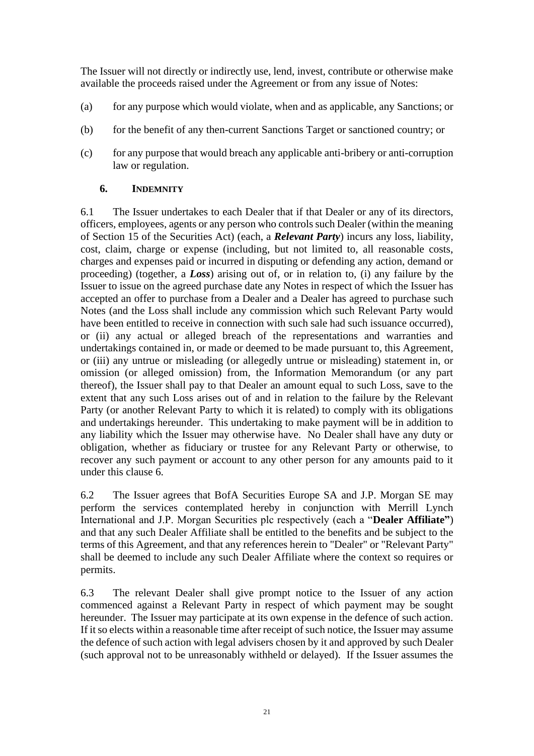The Issuer will not directly or indirectly use, lend, invest, contribute or otherwise make available the proceeds raised under the Agreement or from any issue of Notes:

(a) for any purpose which would violate, when and as applicable, any Sanctions; or

(b) for the benefit of any then-current Sanctions Target or sanctioned country; or

(c) for any purpose that would breach any applicable anti-bribery or anti-corruption law or regulation.

## 6. INDEMNITY

6.1 The Issuer undertakes to each Dealer that if that Dealer or any of its directors, officers, employees, agents or any person who controls such Dealer (within the meaning of Section 15 of the Securities Act) (each, a ***Relevant Party***) incurs any loss, liability, cost, claim, charge or expense (including, but not limited to, all reasonable costs, charges and expenses paid or incurred in disputing or defending any action, demand or proceeding) (together, a ***Loss***) arising out of, or in relation to, (i) any failure by the Issuer to issue on the agreed purchase date any Notes in respect of which the Issuer has accepted an offer to purchase from a Dealer and a Dealer has agreed to purchase such Notes (and the Loss shall include any commission which such Relevant Party would have been entitled to receive in connection with such sale had such issuance occurred), or (ii) any actual or alleged breach of the representations and warranties and undertakings contained in, or made or deemed to be made pursuant to, this Agreement, or (iii) any untrue or misleading (or allegedly untrue or misleading) statement in, or omission (or alleged omission) from, the Information Memorandum (or any part thereof), the Issuer shall pay to that Dealer an amount equal to such Loss, save to the extent that any such Loss arises out of and in relation to the failure by the Relevant Party (or another Relevant Party to which it is related) to comply with its obligations and undertakings hereunder. This undertaking to make payment will be in addition to any liability which the Issuer may otherwise have. No Dealer shall have any duty or obligation, whether as fiduciary or trustee for any Relevant Party or otherwise, to recover any such payment or account to any other person for any amounts paid to it under this clause 6.

6.2 The Issuer agrees that BofA Securities Europe SA and J.P. Morgan SE may perform the services contemplated hereby in conjunction with Merrill Lynch International and J.P. Morgan Securities plc respectively (each a "**Dealer Affiliate"**) and that any such Dealer Affiliate shall be entitled to the benefits and be subject to the terms of this Agreement, and that any references herein to "Dealer" or "Relevant Party" shall be deemed to include any such Dealer Affiliate where the context so requires or permits.

6.3 The relevant Dealer shall give prompt notice to the Issuer of any action commenced against a Relevant Party in respect of which payment may be sought hereunder. The Issuer may participate at its own expense in the defence of such action. If it so elects within a reasonable time after receipt of such notice, the Issuer may assume the defence of such action with legal advisers chosen by it and approved by such Dealer (such approval not to be unreasonably withheld or delayed). If the Issuer assumes the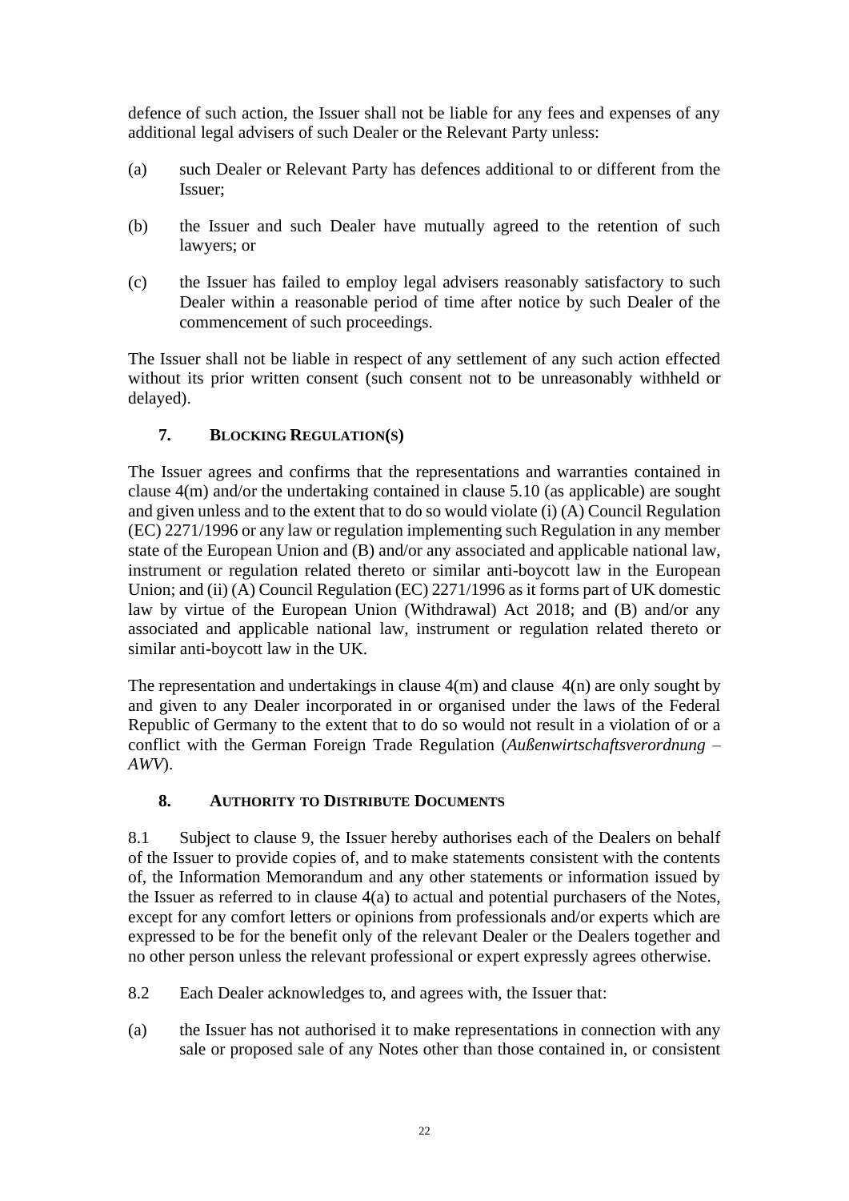defence of such action, the Issuer shall not be liable for any fees and expenses of any additional legal advisers of such Dealer or the Relevant Party unless:

(a) such Dealer or Relevant Party has defences additional to or different from the Issuer;

(b) the Issuer and such Dealer have mutually agreed to the retention of such lawyers; or

(c) the Issuer has failed to employ legal advisers reasonably satisfactory to such Dealer within a reasonable period of time after notice by such Dealer of the commencement of such proceedings.

The Issuer shall not be liable in respect of any settlement of any such action effected without its prior written consent (such consent not to be unreasonably withheld or delayed).

## 7. BLOCKING REGULATION(S)

The Issuer agrees and confirms that the representations and warranties contained in clause 4(m) and/or the undertaking contained in clause 5.10 (as applicable) are sought and given unless and to the extent that to do so would violate (i) (A) Council Regulation (EC) 2271/1996 or any law or regulation implementing such Regulation in any member state of the European Union and (B) and/or any associated and applicable national law, instrument or regulation related thereto or similar anti-boycott law in the European Union; and (ii) (A) Council Regulation (EC) 2271/1996 as it forms part of UK domestic law by virtue of the European Union (Withdrawal) Act 2018; and (B) and/or any associated and applicable national law, instrument or regulation related thereto or similar anti-boycott law in the UK.

The representation and undertakings in clause 4(m) and clause 4(n) are only sought by and given to any Dealer incorporated in or organised under the laws of the Federal Republic of Germany to the extent that to do so would not result in a violation of or a conflict with the German Foreign Trade Regulation (*Außenwirtschaftsverordnung – AWV*).

## 8. AUTHORITY TO DISTRIBUTE DOCUMENTS

8.1 Subject to clause 9, the Issuer hereby authorises each of the Dealers on behalf of the Issuer to provide copies of, and to make statements consistent with the contents of, the Information Memorandum and any other statements or information issued by the Issuer as referred to in clause 4(a) to actual and potential purchasers of the Notes, except for any comfort letters or opinions from professionals and/or experts which are expressed to be for the benefit only of the relevant Dealer or the Dealers together and no other person unless the relevant professional or expert expressly agrees otherwise.

8.2 Each Dealer acknowledges to, and agrees with, the Issuer that:

(a) the Issuer has not authorised it to make representations in connection with any sale or proposed sale of any Notes other than those contained in, or consistent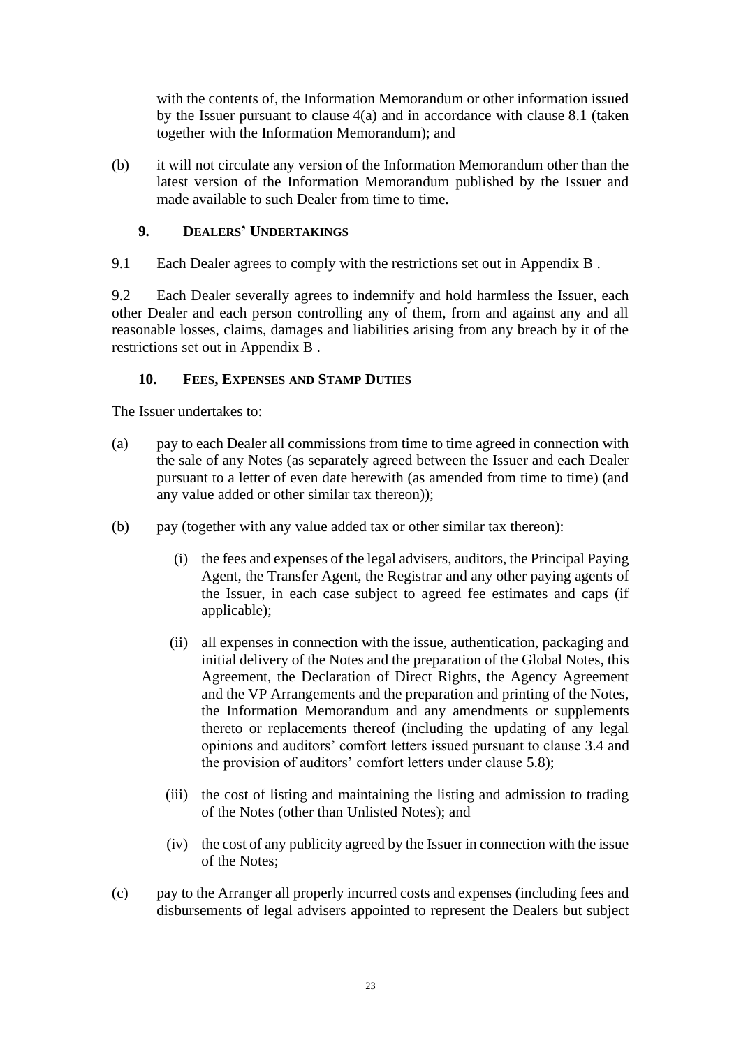with the contents of, the Information Memorandum or other information issued by the Issuer pursuant to clause 4(a) and in accordance with clause 8.1 (taken together with the Information Memorandum); and

(b) it will not circulate any version of the Information Memorandum other than the latest version of the Information Memorandum published by the Issuer and made available to such Dealer from time to time.

## 9. DEALERS' UNDERTAKINGS

9.1 Each Dealer agrees to comply with the restrictions set out in Appendix B .

9.2 Each Dealer severally agrees to indemnify and hold harmless the Issuer, each other Dealer and each person controlling any of them, from and against any and all reasonable losses, claims, damages and liabilities arising from any breach by it of the restrictions set out in Appendix B .

## 10. FEES, EXPENSES AND STAMP DUTIES

The Issuer undertakes to:

(a) pay to each Dealer all commissions from time to time agreed in connection with the sale of any Notes (as separately agreed between the Issuer and each Dealer pursuant to a letter of even date herewith (as amended from time to time) (and any value added or other similar tax thereon));

(b) pay (together with any value added tax or other similar tax thereon):

   (i) the fees and expenses of the legal advisers, auditors, the Principal Paying Agent, the Transfer Agent, the Registrar and any other paying agents of the Issuer, in each case subject to agreed fee estimates and caps (if applicable);

   (ii) all expenses in connection with the issue, authentication, packaging and initial delivery of the Notes and the preparation of the Global Notes, this Agreement, the Declaration of Direct Rights, the Agency Agreement and the VP Arrangements and the preparation and printing of the Notes, the Information Memorandum and any amendments or supplements thereto or replacements thereof (including the updating of any legal opinions and auditors' comfort letters issued pursuant to clause 3.4 and the provision of auditors' comfort letters under clause 5.8);

   (iii) the cost of listing and maintaining the listing and admission to trading of the Notes (other than Unlisted Notes); and

   (iv) the cost of any publicity agreed by the Issuer in connection with the issue of the Notes;

(c) pay to the Arranger all properly incurred costs and expenses (including fees and disbursements of legal advisers appointed to represent the Dealers but subject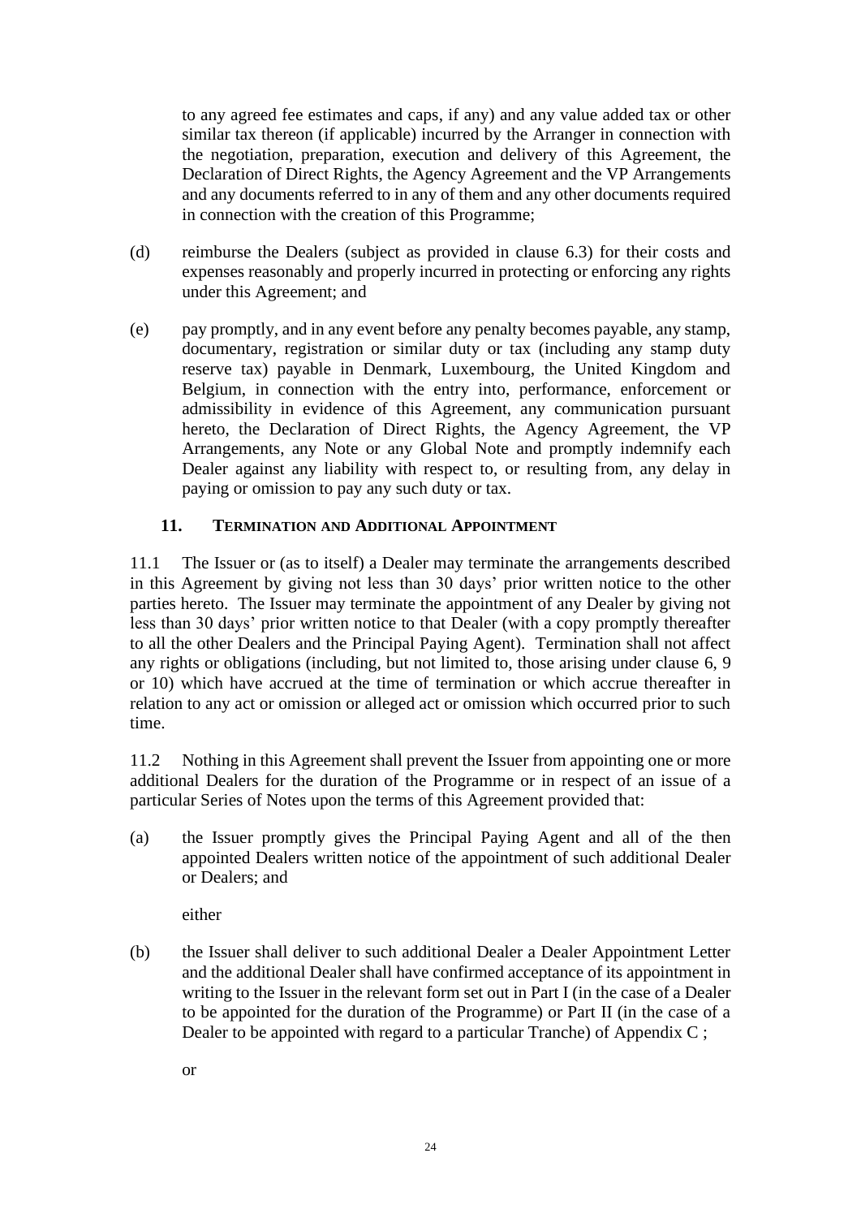to any agreed fee estimates and caps, if any) and any value added tax or other similar tax thereon (if applicable) incurred by the Arranger in connection with the negotiation, preparation, execution and delivery of this Agreement, the Declaration of Direct Rights, the Agency Agreement and the VP Arrangements and any documents referred to in any of them and any other documents required in connection with the creation of this Programme;

(d) reimburse the Dealers (subject as provided in clause 6.3) for their costs and expenses reasonably and properly incurred in protecting or enforcing any rights under this Agreement; and

(e) pay promptly, and in any event before any penalty becomes payable, any stamp, documentary, registration or similar duty or tax (including any stamp duty reserve tax) payable in Denmark, Luxembourg, the United Kingdom and Belgium, in connection with the entry into, performance, enforcement or admissibility in evidence of this Agreement, any communication pursuant hereto, the Declaration of Direct Rights, the Agency Agreement, the VP Arrangements, any Note or any Global Note and promptly indemnify each Dealer against any liability with respect to, or resulting from, any delay in paying or omission to pay any such duty or tax.

## 11. TERMINATION AND ADDITIONAL APPOINTMENT

11.1 The Issuer or (as to itself) a Dealer may terminate the arrangements described in this Agreement by giving not less than 30 days' prior written notice to the other parties hereto. The Issuer may terminate the appointment of any Dealer by giving not less than 30 days' prior written notice to that Dealer (with a copy promptly thereafter to all the other Dealers and the Principal Paying Agent). Termination shall not affect any rights or obligations (including, but not limited to, those arising under clause 6, 9 or 10) which have accrued at the time of termination or which accrue thereafter in relation to any act or omission or alleged act or omission which occurred prior to such time.

11.2 Nothing in this Agreement shall prevent the Issuer from appointing one or more additional Dealers for the duration of the Programme or in respect of an issue of a particular Series of Notes upon the terms of this Agreement provided that:

(a) the Issuer promptly gives the Principal Paying Agent and all of the then appointed Dealers written notice of the appointment of such additional Dealer or Dealers; and

either

(b) the Issuer shall deliver to such additional Dealer a Dealer Appointment Letter and the additional Dealer shall have confirmed acceptance of its appointment in writing to the Issuer in the relevant form set out in Part I (in the case of a Dealer to be appointed for the duration of the Programme) or Part II (in the case of a Dealer to be appointed with regard to a particular Tranche) of Appendix C ;

or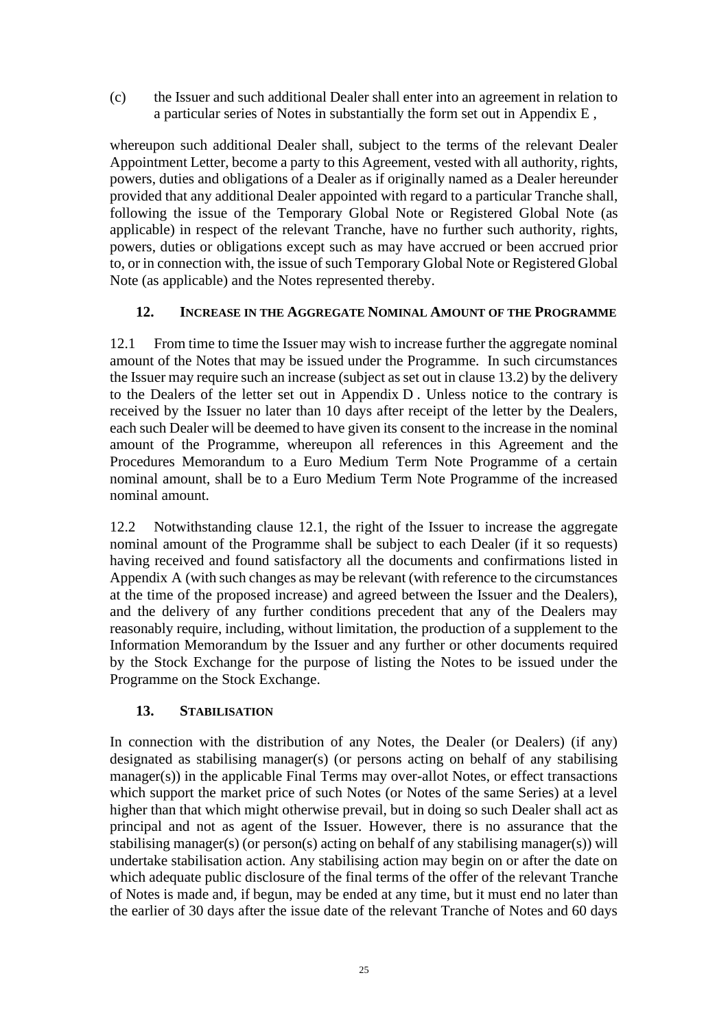(c) the Issuer and such additional Dealer shall enter into an agreement in relation to a particular series of Notes in substantially the form set out in Appendix E ,

whereupon such additional Dealer shall, subject to the terms of the relevant Dealer Appointment Letter, become a party to this Agreement, vested with all authority, rights, powers, duties and obligations of a Dealer as if originally named as a Dealer hereunder provided that any additional Dealer appointed with regard to a particular Tranche shall, following the issue of the Temporary Global Note or Registered Global Note (as applicable) in respect of the relevant Tranche, have no further such authority, rights, powers, duties or obligations except such as may have accrued or been accrued prior to, or in connection with, the issue of such Temporary Global Note or Registered Global Note (as applicable) and the Notes represented thereby.

## 12. INCREASE IN THE AGGREGATE NOMINAL AMOUNT OF THE PROGRAMME

12.1 From time to time the Issuer may wish to increase further the aggregate nominal amount of the Notes that may be issued under the Programme. In such circumstances the Issuer may require such an increase (subject as set out in clause 13.2) by the delivery to the Dealers of the letter set out in Appendix D . Unless notice to the contrary is received by the Issuer no later than 10 days after receipt of the letter by the Dealers, each such Dealer will be deemed to have given its consent to the increase in the nominal amount of the Programme, whereupon all references in this Agreement and the Procedures Memorandum to a Euro Medium Term Note Programme of a certain nominal amount, shall be to a Euro Medium Term Note Programme of the increased nominal amount.

12.2 Notwithstanding clause 12.1, the right of the Issuer to increase the aggregate nominal amount of the Programme shall be subject to each Dealer (if it so requests) having received and found satisfactory all the documents and confirmations listed in Appendix A (with such changes as may be relevant (with reference to the circumstances at the time of the proposed increase) and agreed between the Issuer and the Dealers), and the delivery of any further conditions precedent that any of the Dealers may reasonably require, including, without limitation, the production of a supplement to the Information Memorandum by the Issuer and any further or other documents required by the Stock Exchange for the purpose of listing the Notes to be issued under the Programme on the Stock Exchange.

## 13. STABILISATION

In connection with the distribution of any Notes, the Dealer (or Dealers) (if any) designated as stabilising manager(s) (or persons acting on behalf of any stabilising manager(s)) in the applicable Final Terms may over-allot Notes, or effect transactions which support the market price of such Notes (or Notes of the same Series) at a level higher than that which might otherwise prevail, but in doing so such Dealer shall act as principal and not as agent of the Issuer. However, there is no assurance that the stabilising manager(s) (or person(s) acting on behalf of any stabilising manager(s)) will undertake stabilisation action. Any stabilising action may begin on or after the date on which adequate public disclosure of the final terms of the offer of the relevant Tranche of Notes is made and, if begun, may be ended at any time, but it must end no later than the earlier of 30 days after the issue date of the relevant Tranche of Notes and 60 days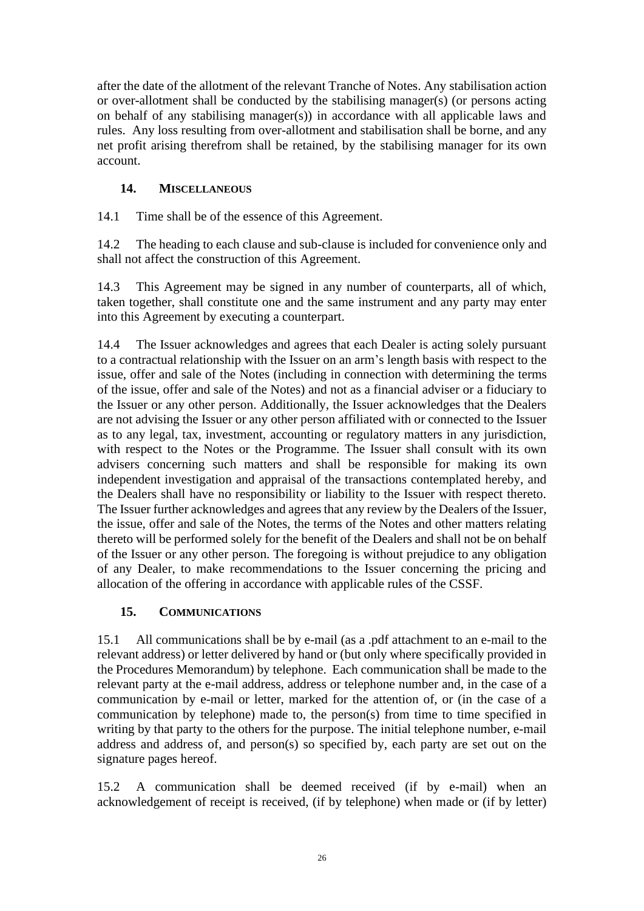after the date of the allotment of the relevant Tranche of Notes. Any stabilisation action or over-allotment shall be conducted by the stabilising manager(s) (or persons acting on behalf of any stabilising manager(s)) in accordance with all applicable laws and rules. Any loss resulting from over-allotment and stabilisation shall be borne, and any net profit arising therefrom shall be retained, by the stabilising manager for its own account.

## 14. MISCELLANEOUS

14.1 Time shall be of the essence of this Agreement.

14.2 The heading to each clause and sub-clause is included for convenience only and shall not affect the construction of this Agreement.

14.3 This Agreement may be signed in any number of counterparts, all of which, taken together, shall constitute one and the same instrument and any party may enter into this Agreement by executing a counterpart.

14.4 The Issuer acknowledges and agrees that each Dealer is acting solely pursuant to a contractual relationship with the Issuer on an arm's length basis with respect to the issue, offer and sale of the Notes (including in connection with determining the terms of the issue, offer and sale of the Notes) and not as a financial adviser or a fiduciary to the Issuer or any other person. Additionally, the Issuer acknowledges that the Dealers are not advising the Issuer or any other person affiliated with or connected to the Issuer as to any legal, tax, investment, accounting or regulatory matters in any jurisdiction, with respect to the Notes or the Programme. The Issuer shall consult with its own advisers concerning such matters and shall be responsible for making its own independent investigation and appraisal of the transactions contemplated hereby, and the Dealers shall have no responsibility or liability to the Issuer with respect thereto. The Issuer further acknowledges and agrees that any review by the Dealers of the Issuer, the issue, offer and sale of the Notes, the terms of the Notes and other matters relating thereto will be performed solely for the benefit of the Dealers and shall not be on behalf of the Issuer or any other person. The foregoing is without prejudice to any obligation of any Dealer, to make recommendations to the Issuer concerning the pricing and allocation of the offering in accordance with applicable rules of the CSSF.

## 15. COMMUNICATIONS

15.1 All communications shall be by e-mail (as a .pdf attachment to an e-mail to the relevant address) or letter delivered by hand or (but only where specifically provided in the Procedures Memorandum) by telephone. Each communication shall be made to the relevant party at the e-mail address, address or telephone number and, in the case of a communication by e-mail or letter, marked for the attention of, or (in the case of a communication by telephone) made to, the person(s) from time to time specified in writing by that party to the others for the purpose. The initial telephone number, e-mail address and address of, and person(s) so specified by, each party are set out on the signature pages hereof.

15.2 A communication shall be deemed received (if by e-mail) when an acknowledgement of receipt is received, (if by telephone) when made or (if by letter)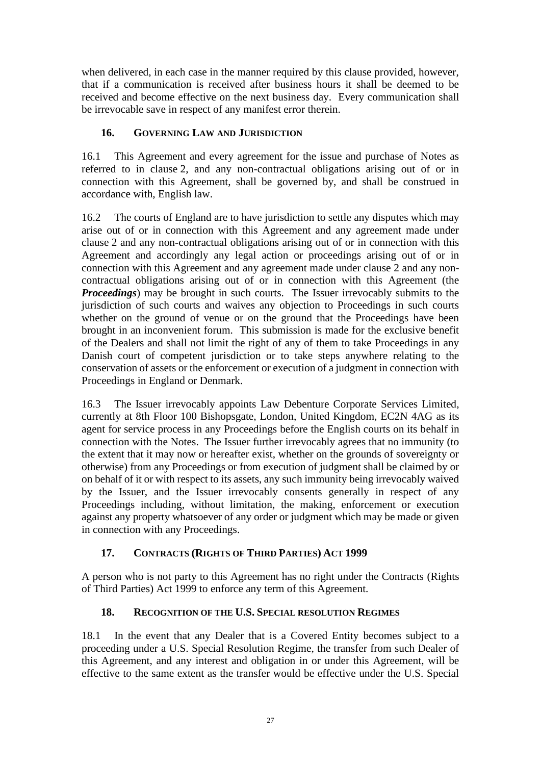when delivered, in each case in the manner required by this clause provided, however, that if a communication is received after business hours it shall be deemed to be received and become effective on the next business day. Every communication shall be irrevocable save in respect of any manifest error therein.

## 16. GOVERNING LAW AND JURISDICTION

16.1 This Agreement and every agreement for the issue and purchase of Notes as referred to in clause 2, and any non-contractual obligations arising out of or in connection with this Agreement, shall be governed by, and shall be construed in accordance with, English law.

16.2 The courts of England are to have jurisdiction to settle any disputes which may arise out of or in connection with this Agreement and any agreement made under clause 2 and any non-contractual obligations arising out of or in connection with this Agreement and accordingly any legal action or proceedings arising out of or in connection with this Agreement and any agreement made under clause 2 and any non-contractual obligations arising out of or in connection with this Agreement (the ***Proceedings***) may be brought in such courts. The Issuer irrevocably submits to the jurisdiction of such courts and waives any objection to Proceedings in such courts whether on the ground of venue or on the ground that the Proceedings have been brought in an inconvenient forum. This submission is made for the exclusive benefit of the Dealers and shall not limit the right of any of them to take Proceedings in any Danish court of competent jurisdiction or to take steps anywhere relating to the conservation of assets or the enforcement or execution of a judgment in connection with Proceedings in England or Denmark.

16.3 The Issuer irrevocably appoints Law Debenture Corporate Services Limited, currently at 8th Floor 100 Bishopsgate, London, United Kingdom, EC2N 4AG as its agent for service process in any Proceedings before the English courts on its behalf in connection with the Notes. The Issuer further irrevocably agrees that no immunity (to the extent that it may now or hereafter exist, whether on the grounds of sovereignty or otherwise) from any Proceedings or from execution of judgment shall be claimed by or on behalf of it or with respect to its assets, any such immunity being irrevocably waived by the Issuer, and the Issuer irrevocably consents generally in respect of any Proceedings including, without limitation, the making, enforcement or execution against any property whatsoever of any order or judgment which may be made or given in connection with any Proceedings.

## 17. CONTRACTS (RIGHTS OF THIRD PARTIES) ACT 1999

A person who is not party to this Agreement has no right under the Contracts (Rights of Third Parties) Act 1999 to enforce any term of this Agreement.

## 18. RECOGNITION OF THE U.S. SPECIAL RESOLUTION REGIMES

18.1 In the event that any Dealer that is a Covered Entity becomes subject to a proceeding under a U.S. Special Resolution Regime, the transfer from such Dealer of this Agreement, and any interest and obligation in or under this Agreement, will be effective to the same extent as the transfer would be effective under the U.S. Special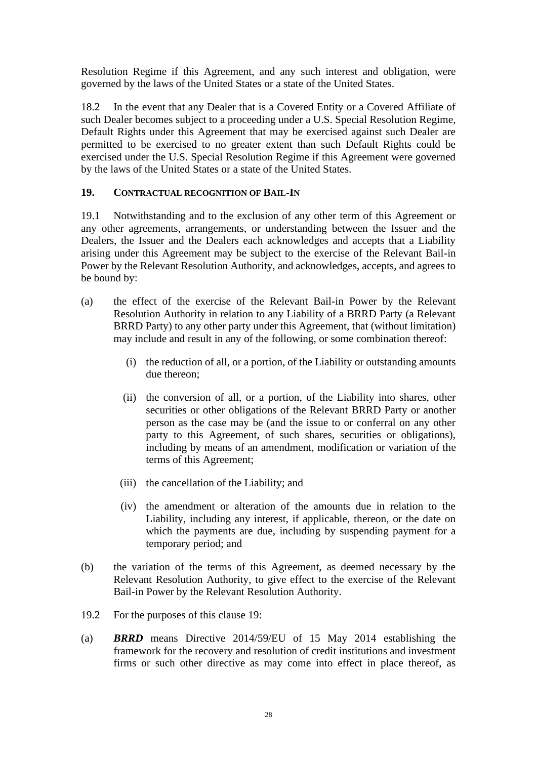Resolution Regime if this Agreement, and any such interest and obligation, were governed by the laws of the United States or a state of the United States.

18.2 In the event that any Dealer that is a Covered Entity or a Covered Affiliate of such Dealer becomes subject to a proceeding under a U.S. Special Resolution Regime, Default Rights under this Agreement that may be exercised against such Dealer are permitted to be exercised to no greater extent than such Default Rights could be exercised under the U.S. Special Resolution Regime if this Agreement were governed by the laws of the United States or a state of the United States.

## 19. CONTRACTUAL RECOGNITION OF BAIL-IN

19.1 Notwithstanding and to the exclusion of any other term of this Agreement or any other agreements, arrangements, or understanding between the Issuer and the Dealers, the Issuer and the Dealers each acknowledges and accepts that a Liability arising under this Agreement may be subject to the exercise of the Relevant Bail-in Power by the Relevant Resolution Authority, and acknowledges, accepts, and agrees to be bound by:

(a) the effect of the exercise of the Relevant Bail-in Power by the Relevant Resolution Authority in relation to any Liability of a BRRD Party (a Relevant BRRD Party) to any other party under this Agreement, that (without limitation) may include and result in any of the following, or some combination thereof:

  (i) the reduction of all, or a portion, of the Liability or outstanding amounts due thereon;

  (ii) the conversion of all, or a portion, of the Liability into shares, other securities or other obligations of the Relevant BRRD Party or another person as the case may be (and the issue to or conferral on any other party to this Agreement, of such shares, securities or obligations), including by means of an amendment, modification or variation of the terms of this Agreement;

  (iii) the cancellation of the Liability; and

  (iv) the amendment or alteration of the amounts due in relation to the Liability, including any interest, if applicable, thereon, or the date on which the payments are due, including by suspending payment for a temporary period; and

(b) the variation of the terms of this Agreement, as deemed necessary by the Relevant Resolution Authority, to give effect to the exercise of the Relevant Bail-in Power by the Relevant Resolution Authority.

19.2 For the purposes of this clause 19:

(a) ***BRRD*** means Directive 2014/59/EU of 15 May 2014 establishing the framework for the recovery and resolution of credit institutions and investment firms or such other directive as may come into effect in place thereof, as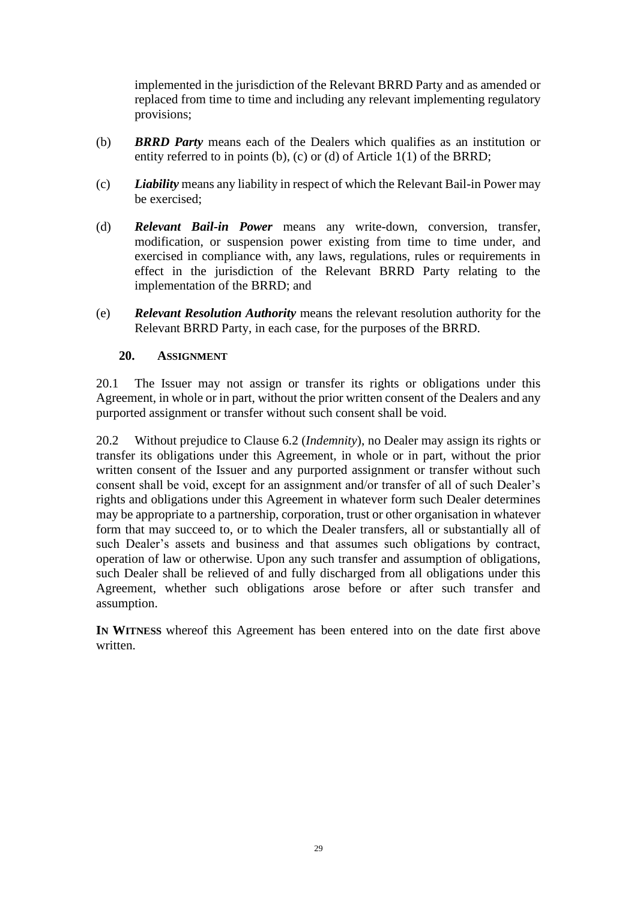implemented in the jurisdiction of the Relevant BRRD Party and as amended or replaced from time to time and including any relevant implementing regulatory provisions;

(b) ***BRRD Party*** means each of the Dealers which qualifies as an institution or entity referred to in points (b), (c) or (d) of Article 1(1) of the BRRD;

(c) ***Liability*** means any liability in respect of which the Relevant Bail-in Power may be exercised;

(d) ***Relevant Bail-in Power*** means any write-down, conversion, transfer, modification, or suspension power existing from time to time under, and exercised in compliance with, any laws, regulations, rules or requirements in effect in the jurisdiction of the Relevant BRRD Party relating to the implementation of the BRRD; and

(e) ***Relevant Resolution Authority*** means the relevant resolution authority for the Relevant BRRD Party, in each case, for the purposes of the BRRD.

## 20. ASSIGNMENT

20.1 The Issuer may not assign or transfer its rights or obligations under this Agreement, in whole or in part, without the prior written consent of the Dealers and any purported assignment or transfer without such consent shall be void.

20.2 Without prejudice to Clause 6.2 (*Indemnity*), no Dealer may assign its rights or transfer its obligations under this Agreement, in whole or in part, without the prior written consent of the Issuer and any purported assignment or transfer without such consent shall be void, except for an assignment and/or transfer of all of such Dealer's rights and obligations under this Agreement in whatever form such Dealer determines may be appropriate to a partnership, corporation, trust or other organisation in whatever form that may succeed to, or to which the Dealer transfers, all or substantially all of such Dealer's assets and business and that assumes such obligations by contract, operation of law or otherwise. Upon any such transfer and assumption of obligations, such Dealer shall be relieved of and fully discharged from all obligations under this Agreement, whether such obligations arose before or after such transfer and assumption.

**IN WITNESS** whereof this Agreement has been entered into on the date first above written.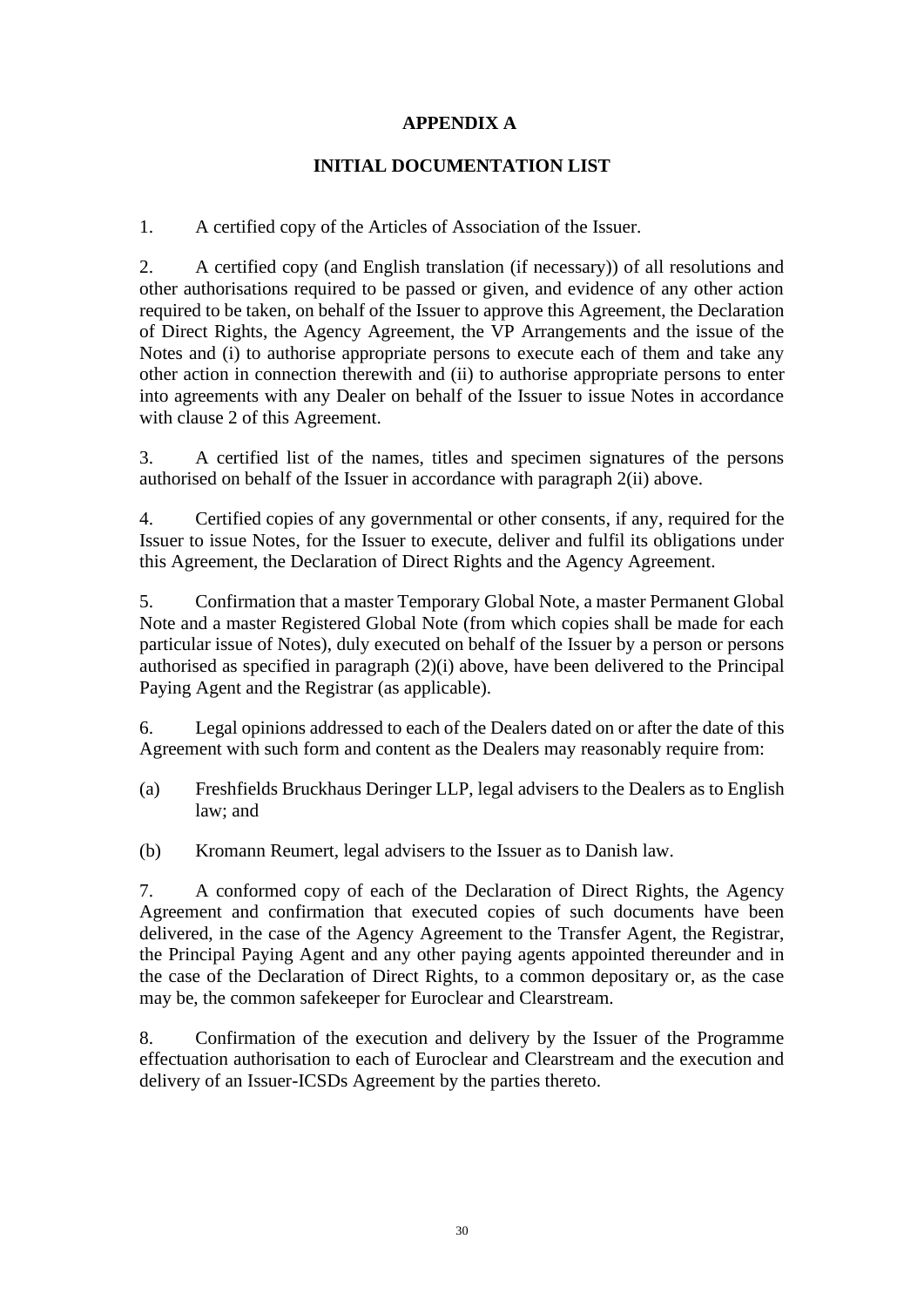# APPENDIX A

## INITIAL DOCUMENTATION LIST

1. A certified copy of the Articles of Association of the Issuer.

2. A certified copy (and English translation (if necessary)) of all resolutions and other authorisations required to be passed or given, and evidence of any other action required to be taken, on behalf of the Issuer to approve this Agreement, the Declaration of Direct Rights, the Agency Agreement, the VP Arrangements and the issue of the Notes and (i) to authorise appropriate persons to execute each of them and take any other action in connection therewith and (ii) to authorise appropriate persons to enter into agreements with any Dealer on behalf of the Issuer to issue Notes in accordance with clause 2 of this Agreement.

3. A certified list of the names, titles and specimen signatures of the persons authorised on behalf of the Issuer in accordance with paragraph 2(ii) above.

4. Certified copies of any governmental or other consents, if any, required for the Issuer to issue Notes, for the Issuer to execute, deliver and fulfil its obligations under this Agreement, the Declaration of Direct Rights and the Agency Agreement.

5. Confirmation that a master Temporary Global Note, a master Permanent Global Note and a master Registered Global Note (from which copies shall be made for each particular issue of Notes), duly executed on behalf of the Issuer by a person or persons authorised as specified in paragraph (2)(i) above, have been delivered to the Principal Paying Agent and the Registrar (as applicable).

6. Legal opinions addressed to each of the Dealers dated on or after the date of this Agreement with such form and content as the Dealers may reasonably require from:

(a) Freshfields Bruckhaus Deringer LLP, legal advisers to the Dealers as to English law; and

(b) Kromann Reumert, legal advisers to the Issuer as to Danish law.

7. A conformed copy of each of the Declaration of Direct Rights, the Agency Agreement and confirmation that executed copies of such documents have been delivered, in the case of the Agency Agreement to the Transfer Agent, the Registrar, the Principal Paying Agent and any other paying agents appointed thereunder and in the case of the Declaration of Direct Rights, to a common depositary or, as the case may be, the common safekeeper for Euroclear and Clearstream.

8. Confirmation of the execution and delivery by the Issuer of the Programme effectuation authorisation to each of Euroclear and Clearstream and the execution and delivery of an Issuer-ICSDs Agreement by the parties thereto.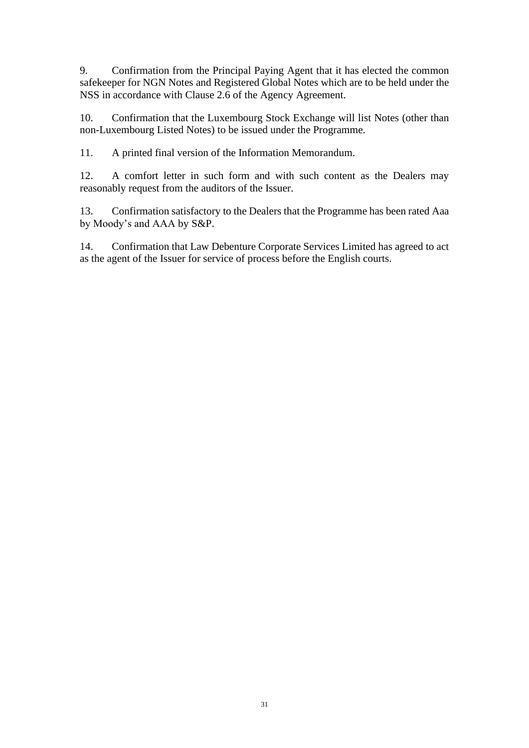9. Confirmation from the Principal Paying Agent that it has elected the common safekeeper for NGN Notes and Registered Global Notes which are to be held under the NSS in accordance with Clause 2.6 of the Agency Agreement.

10. Confirmation that the Luxembourg Stock Exchange will list Notes (other than non-Luxembourg Listed Notes) to be issued under the Programme.

11. A printed final version of the Information Memorandum.

12. A comfort letter in such form and with such content as the Dealers may reasonably request from the auditors of the Issuer.

13. Confirmation satisfactory to the Dealers that the Programme has been rated Aaa by Moody's and AAA by S&P.

14. Confirmation that Law Debenture Corporate Services Limited has agreed to act as the agent of the Issuer for service of process before the English courts.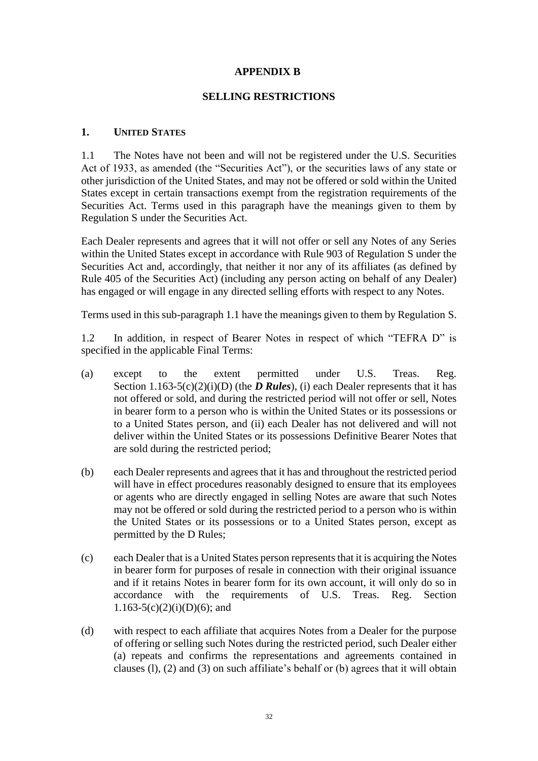# APPENDIX B

## SELLING RESTRICTIONS

### 1. UNITED STATES

1.1 The Notes have not been and will not be registered under the U.S. Securities Act of 1933, as amended (the "Securities Act"), or the securities laws of any state or other jurisdiction of the United States, and may not be offered or sold within the United States except in certain transactions exempt from the registration requirements of the Securities Act. Terms used in this paragraph have the meanings given to them by Regulation S under the Securities Act.

Each Dealer represents and agrees that it will not offer or sell any Notes of any Series within the United States except in accordance with Rule 903 of Regulation S under the Securities Act and, accordingly, that neither it nor any of its affiliates (as defined by Rule 405 of the Securities Act) (including any person acting on behalf of any Dealer) has engaged or will engage in any directed selling efforts with respect to any Notes.

Terms used in this sub-paragraph 1.1 have the meanings given to them by Regulation S.

1.2 In addition, in respect of Bearer Notes in respect of which "TEFRA D" is specified in the applicable Final Terms:

(a) except to the extent permitted under U.S. Treas. Reg. Section 1.163-5(c)(2)(i)(D) (the ***D Rules***), (i) each Dealer represents that it has not offered or sold, and during the restricted period will not offer or sell, Notes in bearer form to a person who is within the United States or its possessions or to a United States person, and (ii) each Dealer has not delivered and will not deliver within the United States or its possessions Definitive Bearer Notes that are sold during the restricted period;

(b) each Dealer represents and agrees that it has and throughout the restricted period will have in effect procedures reasonably designed to ensure that its employees or agents who are directly engaged in selling Notes are aware that such Notes may not be offered or sold during the restricted period to a person who is within the United States or its possessions or to a United States person, except as permitted by the D Rules;

(c) each Dealer that is a United States person represents that it is acquiring the Notes in bearer form for purposes of resale in connection with their original issuance and if it retains Notes in bearer form for its own account, it will only do so in accordance with the requirements of U.S. Treas. Reg. Section 1.163-5(c)(2)(i)(D)(6); and

(d) with respect to each affiliate that acquires Notes from a Dealer for the purpose of offering or selling such Notes during the restricted period, such Dealer either (a) repeats and confirms the representations and agreements contained in clauses (l), (2) and (3) on such affiliate's behalf or (b) agrees that it will obtain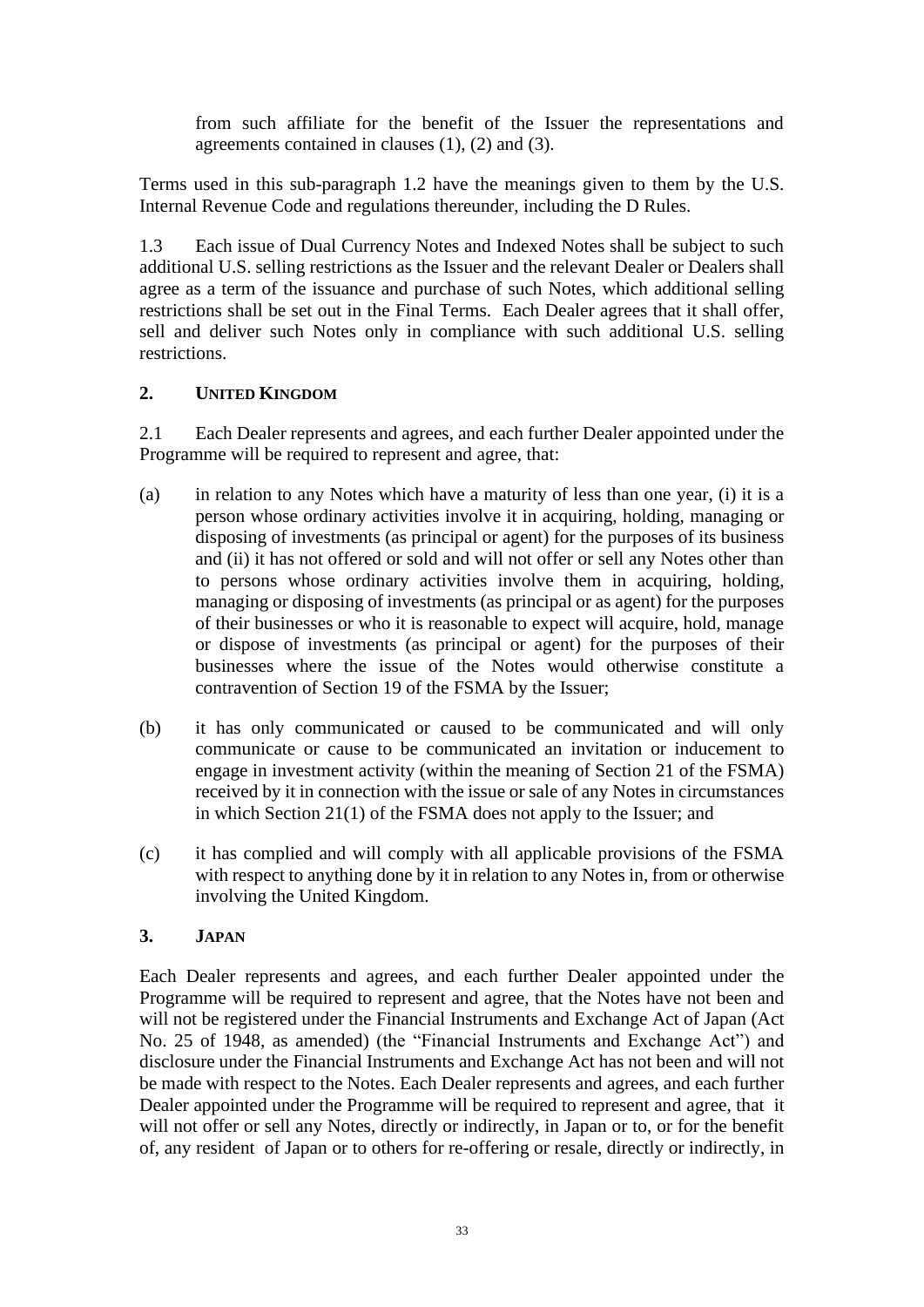from such affiliate for the benefit of the Issuer the representations and agreements contained in clauses (1), (2) and (3).

Terms used in this sub-paragraph 1.2 have the meanings given to them by the U.S. Internal Revenue Code and regulations thereunder, including the D Rules.

1.3 Each issue of Dual Currency Notes and Indexed Notes shall be subject to such additional U.S. selling restrictions as the Issuer and the relevant Dealer or Dealers shall agree as a term of the issuance and purchase of such Notes, which additional selling restrictions shall be set out in the Final Terms. Each Dealer agrees that it shall offer, sell and deliver such Notes only in compliance with such additional U.S. selling restrictions.

## 2. UNITED KINGDOM

2.1 Each Dealer represents and agrees, and each further Dealer appointed under the Programme will be required to represent and agree, that:

(a) in relation to any Notes which have a maturity of less than one year, (i) it is a person whose ordinary activities involve it in acquiring, holding, managing or disposing of investments (as principal or agent) for the purposes of its business and (ii) it has not offered or sold and will not offer or sell any Notes other than to persons whose ordinary activities involve them in acquiring, holding, managing or disposing of investments (as principal or as agent) for the purposes of their businesses or who it is reasonable to expect will acquire, hold, manage or dispose of investments (as principal or agent) for the purposes of their businesses where the issue of the Notes would otherwise constitute a contravention of Section 19 of the FSMA by the Issuer;

(b) it has only communicated or caused to be communicated and will only communicate or cause to be communicated an invitation or inducement to engage in investment activity (within the meaning of Section 21 of the FSMA) received by it in connection with the issue or sale of any Notes in circumstances in which Section 21(1) of the FSMA does not apply to the Issuer; and

(c) it has complied and will comply with all applicable provisions of the FSMA with respect to anything done by it in relation to any Notes in, from or otherwise involving the United Kingdom.

## 3. JAPAN

Each Dealer represents and agrees, and each further Dealer appointed under the Programme will be required to represent and agree, that the Notes have not been and will not be registered under the Financial Instruments and Exchange Act of Japan (Act No. 25 of 1948, as amended) (the "Financial Instruments and Exchange Act") and disclosure under the Financial Instruments and Exchange Act has not been and will not be made with respect to the Notes. Each Dealer represents and agrees, and each further Dealer appointed under the Programme will be required to represent and agree, that it will not offer or sell any Notes, directly or indirectly, in Japan or to, or for the benefit of, any resident of Japan or to others for re-offering or resale, directly or indirectly, in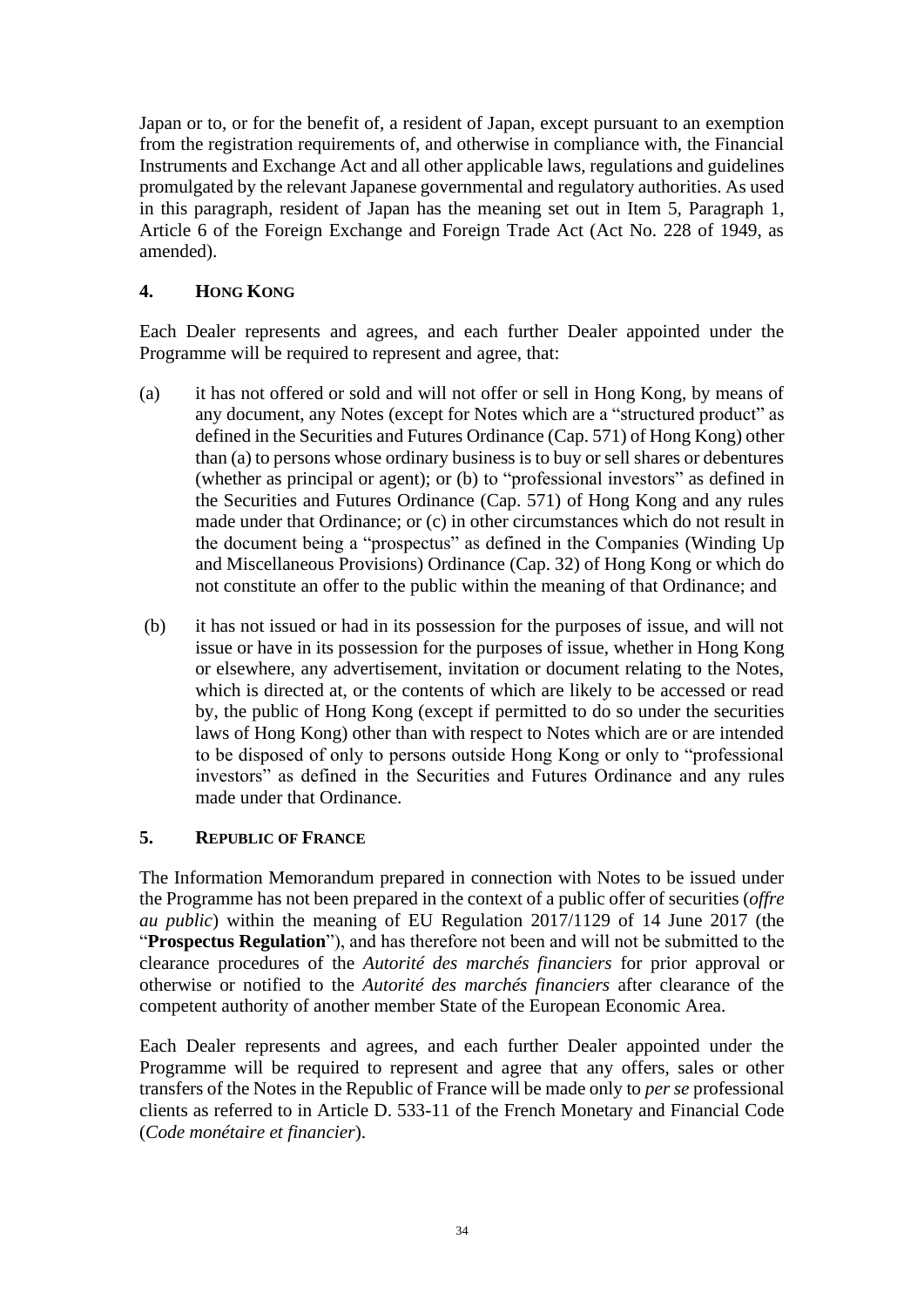Japan or to, or for the benefit of, a resident of Japan, except pursuant to an exemption from the registration requirements of, and otherwise in compliance with, the Financial Instruments and Exchange Act and all other applicable laws, regulations and guidelines promulgated by the relevant Japanese governmental and regulatory authorities. As used in this paragraph, resident of Japan has the meaning set out in Item 5, Paragraph 1, Article 6 of the Foreign Exchange and Foreign Trade Act (Act No. 228 of 1949, as amended).

## 4. HONG KONG

Each Dealer represents and agrees, and each further Dealer appointed under the Programme will be required to represent and agree, that:

(a) it has not offered or sold and will not offer or sell in Hong Kong, by means of any document, any Notes (except for Notes which are a "structured product" as defined in the Securities and Futures Ordinance (Cap. 571) of Hong Kong) other than (a) to persons whose ordinary business is to buy or sell shares or debentures (whether as principal or agent); or (b) to "professional investors" as defined in the Securities and Futures Ordinance (Cap. 571) of Hong Kong and any rules made under that Ordinance; or (c) in other circumstances which do not result in the document being a "prospectus" as defined in the Companies (Winding Up and Miscellaneous Provisions) Ordinance (Cap. 32) of Hong Kong or which do not constitute an offer to the public within the meaning of that Ordinance; and

(b) it has not issued or had in its possession for the purposes of issue, and will not issue or have in its possession for the purposes of issue, whether in Hong Kong or elsewhere, any advertisement, invitation or document relating to the Notes, which is directed at, or the contents of which are likely to be accessed or read by, the public of Hong Kong (except if permitted to do so under the securities laws of Hong Kong) other than with respect to Notes which are or are intended to be disposed of only to persons outside Hong Kong or only to "professional investors" as defined in the Securities and Futures Ordinance and any rules made under that Ordinance.

## 5. REPUBLIC OF FRANCE

The Information Memorandum prepared in connection with Notes to be issued under the Programme has not been prepared in the context of a public offer of securities (*offre au public*) within the meaning of EU Regulation 2017/1129 of 14 June 2017 (the "**Prospectus Regulation**"), and has therefore not been and will not be submitted to the clearance procedures of the *Autorité des marchés financiers* for prior approval or otherwise or notified to the *Autorité des marchés financiers* after clearance of the competent authority of another member State of the European Economic Area.

Each Dealer represents and agrees, and each further Dealer appointed under the Programme will be required to represent and agree that any offers, sales or other transfers of the Notes in the Republic of France will be made only to *per se* professional clients as referred to in Article D. 533-11 of the French Monetary and Financial Code (*Code monétaire et financier*).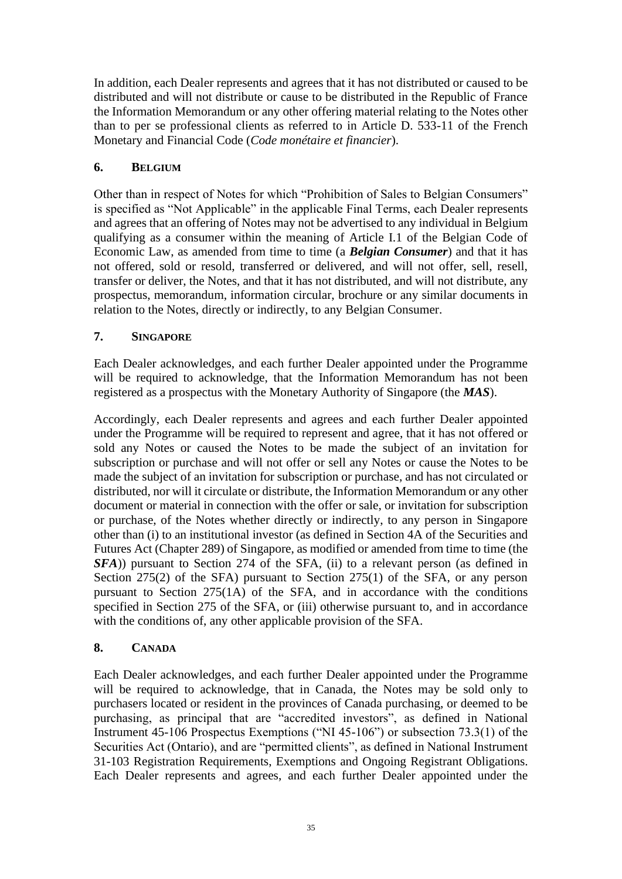In addition, each Dealer represents and agrees that it has not distributed or caused to be distributed and will not distribute or cause to be distributed in the Republic of France the Information Memorandum or any other offering material relating to the Notes other than to per se professional clients as referred to in Article D. 533-11 of the French Monetary and Financial Code (*Code monétaire et financier*).

## 6. BELGIUM

Other than in respect of Notes for which "Prohibition of Sales to Belgian Consumers" is specified as "Not Applicable" in the applicable Final Terms, each Dealer represents and agrees that an offering of Notes may not be advertised to any individual in Belgium qualifying as a consumer within the meaning of Article I.1 of the Belgian Code of Economic Law, as amended from time to time (a ***Belgian Consumer***) and that it has not offered, sold or resold, transferred or delivered, and will not offer, sell, resell, transfer or deliver, the Notes, and that it has not distributed, and will not distribute, any prospectus, memorandum, information circular, brochure or any similar documents in relation to the Notes, directly or indirectly, to any Belgian Consumer.

## 7. SINGAPORE

Each Dealer acknowledges, and each further Dealer appointed under the Programme will be required to acknowledge, that the Information Memorandum has not been registered as a prospectus with the Monetary Authority of Singapore (the ***MAS***).

Accordingly, each Dealer represents and agrees and each further Dealer appointed under the Programme will be required to represent and agree, that it has not offered or sold any Notes or caused the Notes to be made the subject of an invitation for subscription or purchase and will not offer or sell any Notes or cause the Notes to be made the subject of an invitation for subscription or purchase, and has not circulated or distributed, nor will it circulate or distribute, the Information Memorandum or any other document or material in connection with the offer or sale, or invitation for subscription or purchase, of the Notes whether directly or indirectly, to any person in Singapore other than (i) to an institutional investor (as defined in Section 4A of the Securities and Futures Act (Chapter 289) of Singapore, as modified or amended from time to time (the ***SFA***)) pursuant to Section 274 of the SFA, (ii) to a relevant person (as defined in Section 275(2) of the SFA) pursuant to Section 275(1) of the SFA, or any person pursuant to Section 275(1A) of the SFA, and in accordance with the conditions specified in Section 275 of the SFA, or (iii) otherwise pursuant to, and in accordance with the conditions of, any other applicable provision of the SFA.

## 8. CANADA

Each Dealer acknowledges, and each further Dealer appointed under the Programme will be required to acknowledge, that in Canada, the Notes may be sold only to purchasers located or resident in the provinces of Canada purchasing, or deemed to be purchasing, as principal that are "accredited investors", as defined in National Instrument 45-106 Prospectus Exemptions ("NI 45-106") or subsection 73.3(1) of the Securities Act (Ontario), and are "permitted clients", as defined in National Instrument 31-103 Registration Requirements, Exemptions and Ongoing Registrant Obligations. Each Dealer represents and agrees, and each further Dealer appointed under the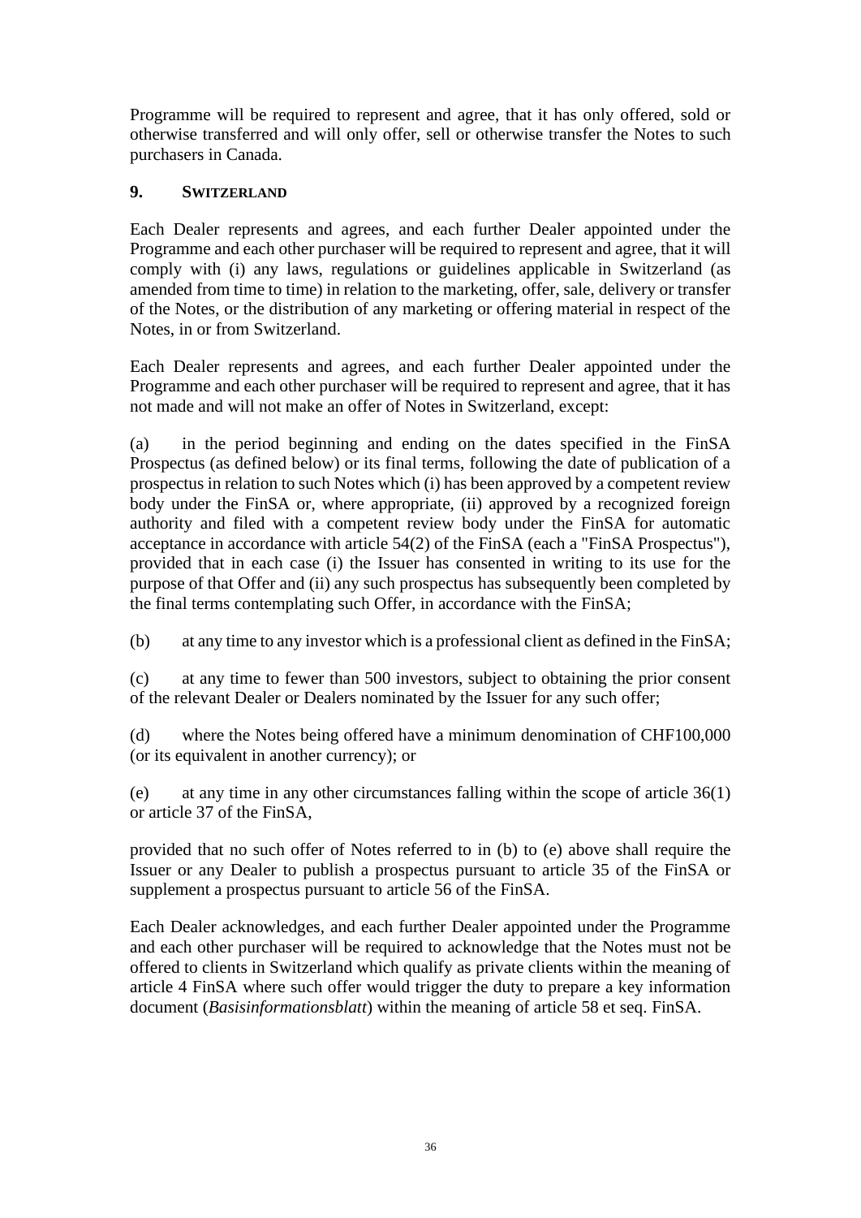Programme will be required to represent and agree, that it has only offered, sold or otherwise transferred and will only offer, sell or otherwise transfer the Notes to such purchasers in Canada.

## 9. SWITZERLAND

Each Dealer represents and agrees, and each further Dealer appointed under the Programme and each other purchaser will be required to represent and agree, that it will comply with (i) any laws, regulations or guidelines applicable in Switzerland (as amended from time to time) in relation to the marketing, offer, sale, delivery or transfer of the Notes, or the distribution of any marketing or offering material in respect of the Notes, in or from Switzerland.

Each Dealer represents and agrees, and each further Dealer appointed under the Programme and each other purchaser will be required to represent and agree, that it has not made and will not make an offer of Notes in Switzerland, except:

(a) in the period beginning and ending on the dates specified in the FinSA Prospectus (as defined below) or its final terms, following the date of publication of a prospectus in relation to such Notes which (i) has been approved by a competent review body under the FinSA or, where appropriate, (ii) approved by a recognized foreign authority and filed with a competent review body under the FinSA for automatic acceptance in accordance with article 54(2) of the FinSA (each a "FinSA Prospectus"), provided that in each case (i) the Issuer has consented in writing to its use for the purpose of that Offer and (ii) any such prospectus has subsequently been completed by the final terms contemplating such Offer, in accordance with the FinSA;

(b) at any time to any investor which is a professional client as defined in the FinSA;

(c) at any time to fewer than 500 investors, subject to obtaining the prior consent of the relevant Dealer or Dealers nominated by the Issuer for any such offer;

(d) where the Notes being offered have a minimum denomination of CHF100,000 (or its equivalent in another currency); or

(e) at any time in any other circumstances falling within the scope of article 36(1) or article 37 of the FinSA,

provided that no such offer of Notes referred to in (b) to (e) above shall require the Issuer or any Dealer to publish a prospectus pursuant to article 35 of the FinSA or supplement a prospectus pursuant to article 56 of the FinSA.

Each Dealer acknowledges, and each further Dealer appointed under the Programme and each other purchaser will be required to acknowledge that the Notes must not be offered to clients in Switzerland which qualify as private clients within the meaning of article 4 FinSA where such offer would trigger the duty to prepare a key information document (*Basisinformationsblatt*) within the meaning of article 58 et seq. FinSA.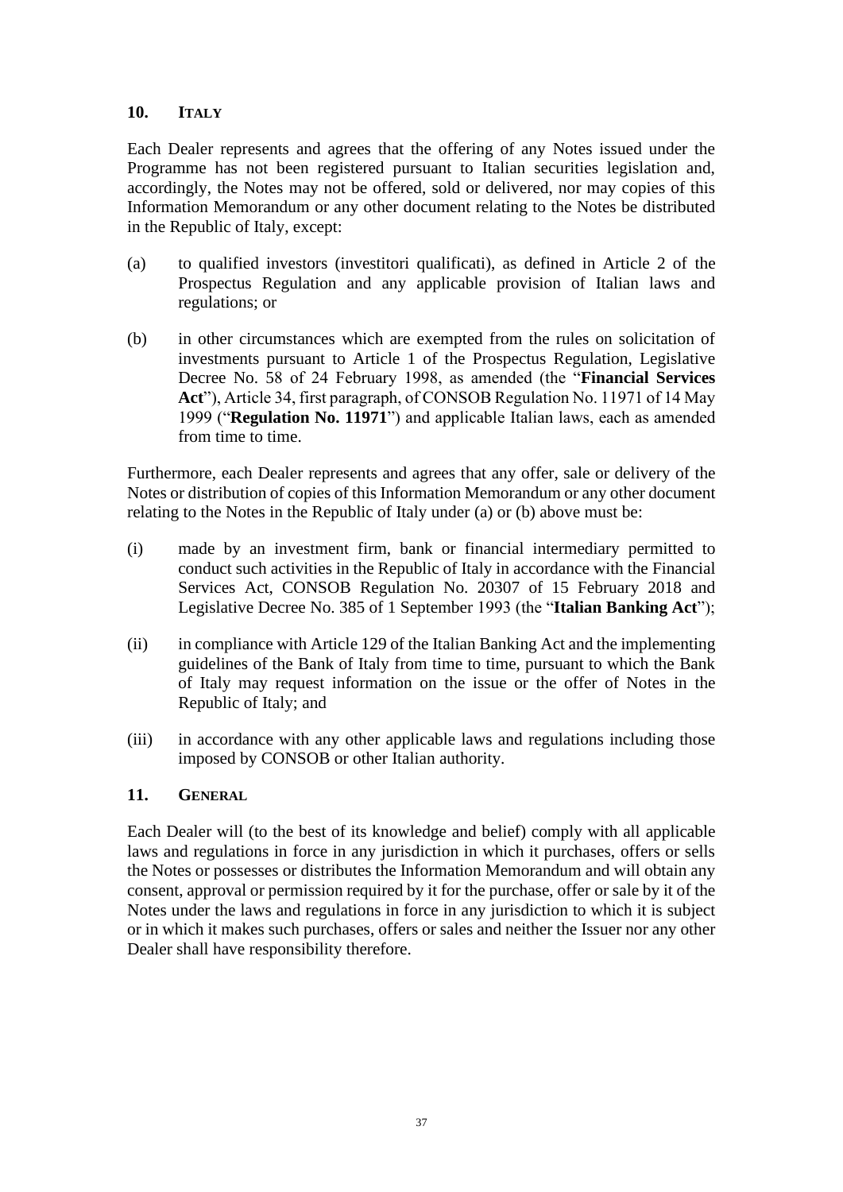## 10. ITALY

Each Dealer represents and agrees that the offering of any Notes issued under the Programme has not been registered pursuant to Italian securities legislation and, accordingly, the Notes may not be offered, sold or delivered, nor may copies of this Information Memorandum or any other document relating to the Notes be distributed in the Republic of Italy, except:

(a) to qualified investors (investitori qualificati), as defined in Article 2 of the Prospectus Regulation and any applicable provision of Italian laws and regulations; or

(b) in other circumstances which are exempted from the rules on solicitation of investments pursuant to Article 1 of the Prospectus Regulation, Legislative Decree No. 58 of 24 February 1998, as amended (the "**Financial Services Act**"), Article 34, first paragraph, of CONSOB Regulation No. 11971 of 14 May 1999 ("**Regulation No. 11971**") and applicable Italian laws, each as amended from time to time.

Furthermore, each Dealer represents and agrees that any offer, sale or delivery of the Notes or distribution of copies of this Information Memorandum or any other document relating to the Notes in the Republic of Italy under (a) or (b) above must be:

(i) made by an investment firm, bank or financial intermediary permitted to conduct such activities in the Republic of Italy in accordance with the Financial Services Act, CONSOB Regulation No. 20307 of 15 February 2018 and Legislative Decree No. 385 of 1 September 1993 (the "**Italian Banking Act**");

(ii) in compliance with Article 129 of the Italian Banking Act and the implementing guidelines of the Bank of Italy from time to time, pursuant to which the Bank of Italy may request information on the issue or the offer of Notes in the Republic of Italy; and

(iii) in accordance with any other applicable laws and regulations including those imposed by CONSOB or other Italian authority.

## 11. GENERAL

Each Dealer will (to the best of its knowledge and belief) comply with all applicable laws and regulations in force in any jurisdiction in which it purchases, offers or sells the Notes or possesses or distributes the Information Memorandum and will obtain any consent, approval or permission required by it for the purchase, offer or sale by it of the Notes under the laws and regulations in force in any jurisdiction to which it is subject or in which it makes such purchases, offers or sales and neither the Issuer nor any other Dealer shall have responsibility therefore.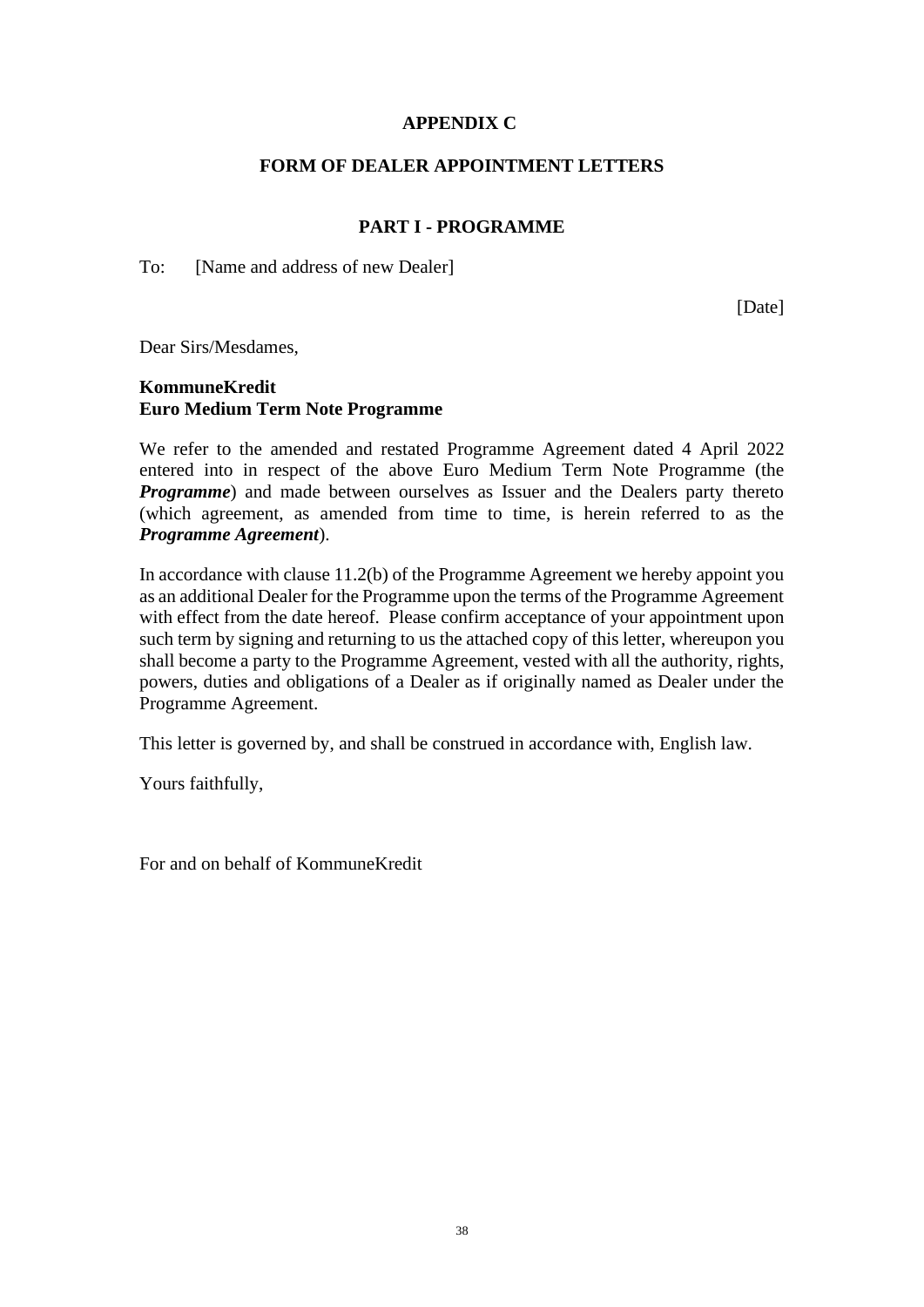# APPENDIX C

## FORM OF DEALER APPOINTMENT LETTERS

### PART I - PROGRAMME

To: [Name and address of new Dealer]

[Date]

Dear Sirs/Mesdames,

**KommuneKredit**
**Euro Medium Term Note Programme**

We refer to the amended and restated Programme Agreement dated 4 April 2022 entered into in respect of the above Euro Medium Term Note Programme (the ***Programme***) and made between ourselves as Issuer and the Dealers party thereto (which agreement, as amended from time to time, is herein referred to as the ***Programme Agreement***).

In accordance with clause 11.2(b) of the Programme Agreement we hereby appoint you as an additional Dealer for the Programme upon the terms of the Programme Agreement with effect from the date hereof. Please confirm acceptance of your appointment upon such term by signing and returning to us the attached copy of this letter, whereupon you shall become a party to the Programme Agreement, vested with all the authority, rights, powers, duties and obligations of a Dealer as if originally named as Dealer under the Programme Agreement.

This letter is governed by, and shall be construed in accordance with, English law.

Yours faithfully,

For and on behalf of KommuneKredit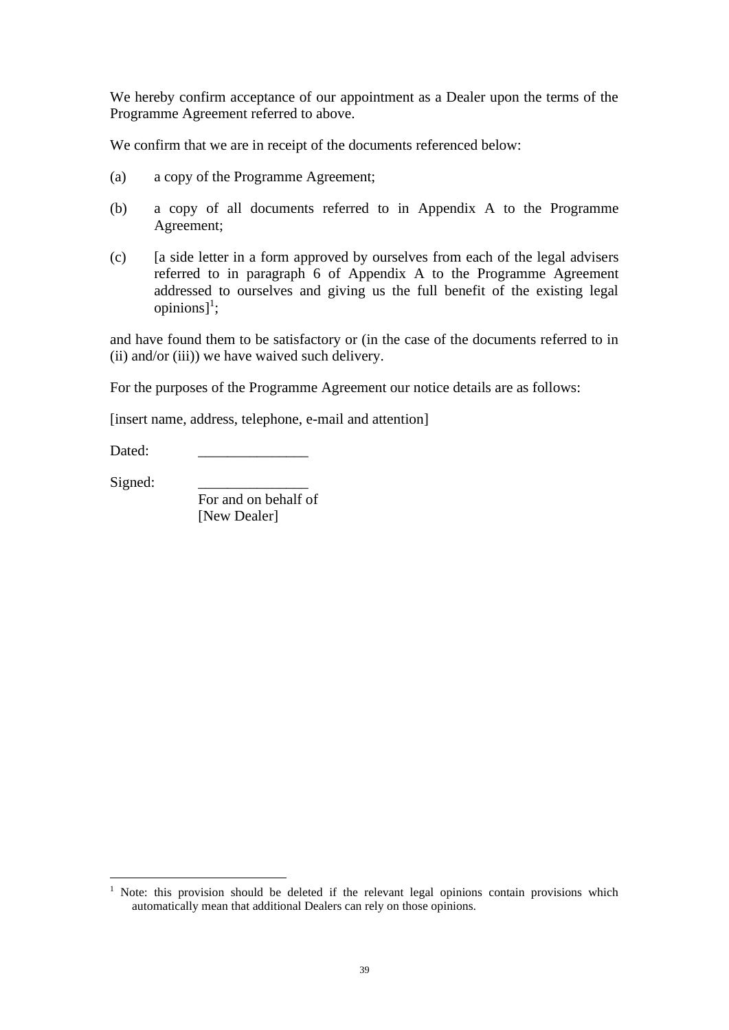We hereby confirm acceptance of our appointment as a Dealer upon the terms of the Programme Agreement referred to above.

We confirm that we are in receipt of the documents referenced below:

(a) a copy of the Programme Agreement;

(b) a copy of all documents referred to in Appendix A to the Programme Agreement;

(c) [a side letter in a form approved by ourselves from each of the legal advisers referred to in paragraph 6 of Appendix A to the Programme Agreement addressed to ourselves and giving us the full benefit of the existing legal opinions][1];

and have found them to be satisfactory or (in the case of the documents referred to in (ii) and/or (iii)) we have waived such delivery.

For the purposes of the Programme Agreement our notice details are as follows:

[insert name, address, telephone, e-mail and attention]

Dated: _______________

Signed: _______________
For and on behalf of
[New Dealer]

---

[1] Note: this provision should be deleted if the relevant legal opinions contain provisions which automatically mean that additional Dealers can rely on those opinions.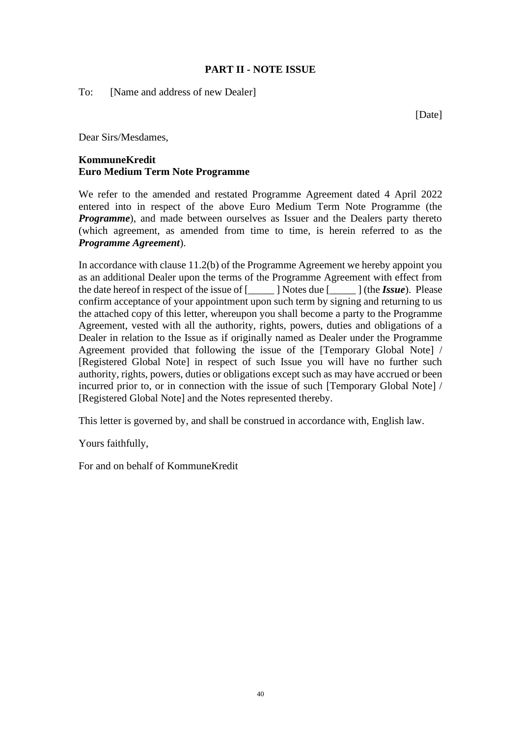## PART II - NOTE ISSUE

To: [Name and address of new Dealer]

[Date]

Dear Sirs/Mesdames,

**KommuneKredit**
**Euro Medium Term Note Programme**

We refer to the amended and restated Programme Agreement dated 4 April 2022 entered into in respect of the above Euro Medium Term Note Programme (the ***Programme***), and made between ourselves as Issuer and the Dealers party thereto (which agreement, as amended from time to time, is herein referred to as the ***Programme Agreement***).

In accordance with clause 11.2(b) of the Programme Agreement we hereby appoint you as an additional Dealer upon the terms of the Programme Agreement with effect from the date hereof in respect of the issue of [_____ ] Notes due [_____ ] (the ***Issue***). Please confirm acceptance of your appointment upon such term by signing and returning to us the attached copy of this letter, whereupon you shall become a party to the Programme Agreement, vested with all the authority, rights, powers, duties and obligations of a Dealer in relation to the Issue as if originally named as Dealer under the Programme Agreement provided that following the issue of the [Temporary Global Note] / [Registered Global Note] in respect of such Issue you will have no further such authority, rights, powers, duties or obligations except such as may have accrued or been incurred prior to, or in connection with the issue of such [Temporary Global Note] / [Registered Global Note] and the Notes represented thereby.

This letter is governed by, and shall be construed in accordance with, English law.

Yours faithfully,

For and on behalf of KommuneKredit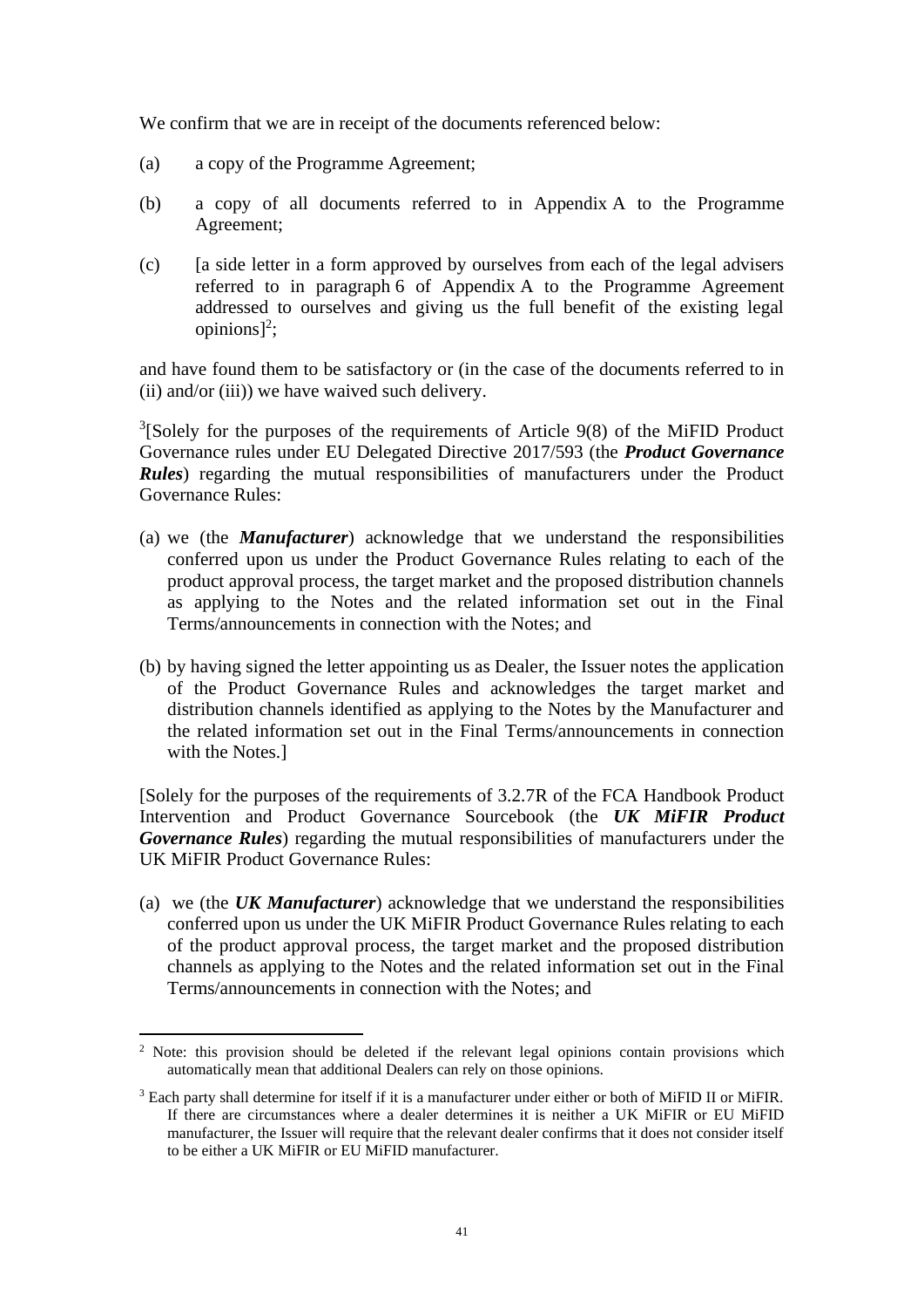We confirm that we are in receipt of the documents referenced below:

(a) a copy of the Programme Agreement;

(b) a copy of all documents referred to in Appendix A to the Programme Agreement;

(c) [a side letter in a form approved by ourselves from each of the legal advisers referred to in paragraph 6 of Appendix A to the Programme Agreement addressed to ourselves and giving us the full benefit of the existing legal opinions][2];

and have found them to be satisfactory or (in the case of the documents referred to in (ii) and/or (iii)) we have waived such delivery.

[3][Solely for the purposes of the requirements of Article 9(8) of the MiFID Product Governance rules under EU Delegated Directive 2017/593 (the ***Product Governance Rules***) regarding the mutual responsibilities of manufacturers under the Product Governance Rules:

(a) we (the ***Manufacturer***) acknowledge that we understand the responsibilities conferred upon us under the Product Governance Rules relating to each of the product approval process, the target market and the proposed distribution channels as applying to the Notes and the related information set out in the Final Terms/announcements in connection with the Notes; and

(b) by having signed the letter appointing us as Dealer, the Issuer notes the application of the Product Governance Rules and acknowledges the target market and distribution channels identified as applying to the Notes by the Manufacturer and the related information set out in the Final Terms/announcements in connection with the Notes.]

[Solely for the purposes of the requirements of 3.2.7R of the FCA Handbook Product Intervention and Product Governance Sourcebook (the ***UK MiFIR Product Governance Rules***) regarding the mutual responsibilities of manufacturers under the UK MiFIR Product Governance Rules:

(a) we (the ***UK Manufacturer***) acknowledge that we understand the responsibilities conferred upon us under the UK MiFIR Product Governance Rules relating to each of the product approval process, the target market and the proposed distribution channels as applying to the Notes and the related information set out in the Final Terms/announcements in connection with the Notes; and

---

[2] Note: this provision should be deleted if the relevant legal opinions contain provisions which automatically mean that additional Dealers can rely on those opinions.

[3] Each party shall determine for itself if it is a manufacturer under either or both of MiFID II or MiFIR. If there are circumstances where a dealer determines it is neither a UK MiFIR or EU MiFID manufacturer, the Issuer will require that the relevant dealer confirms that it does not consider itself to be either a UK MiFIR or EU MiFID manufacturer.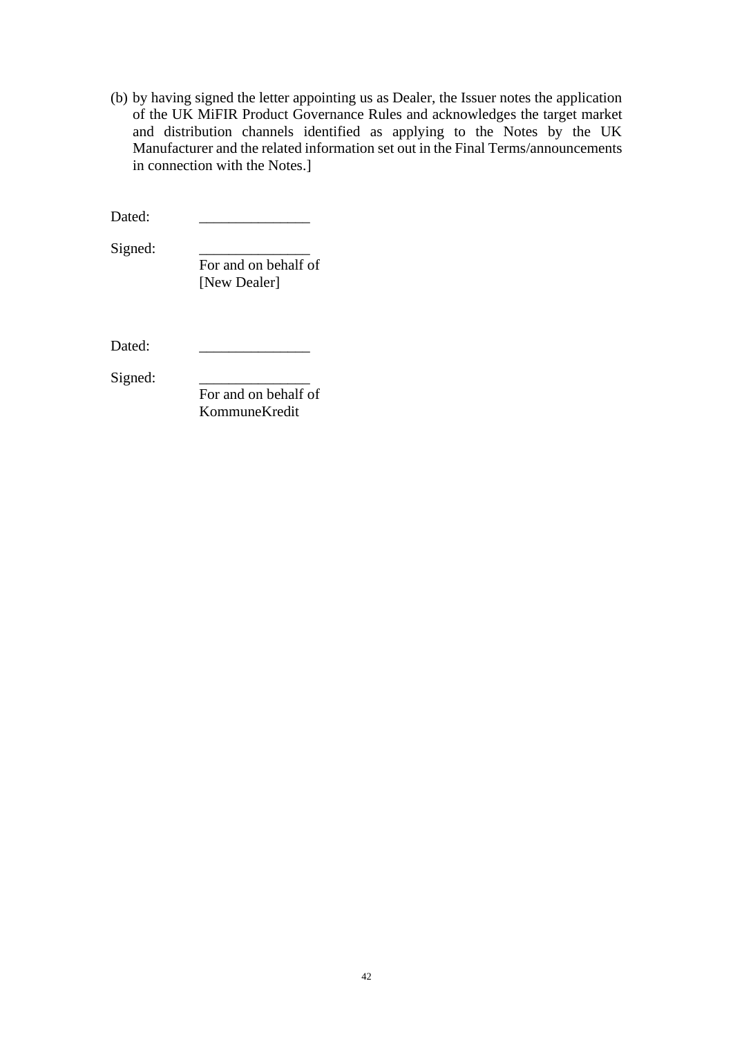(b) by having signed the letter appointing us as Dealer, the Issuer notes the application of the UK MiFIR Product Governance Rules and acknowledges the target market and distribution channels identified as applying to the Notes by the UK Manufacturer and the related information set out in the Final Terms/announcements in connection with the Notes.]

Dated: _______________

Signed: _______________
For and on behalf of
[New Dealer]

Dated: _______________

Signed: _______________
For and on behalf of
KommuneKredit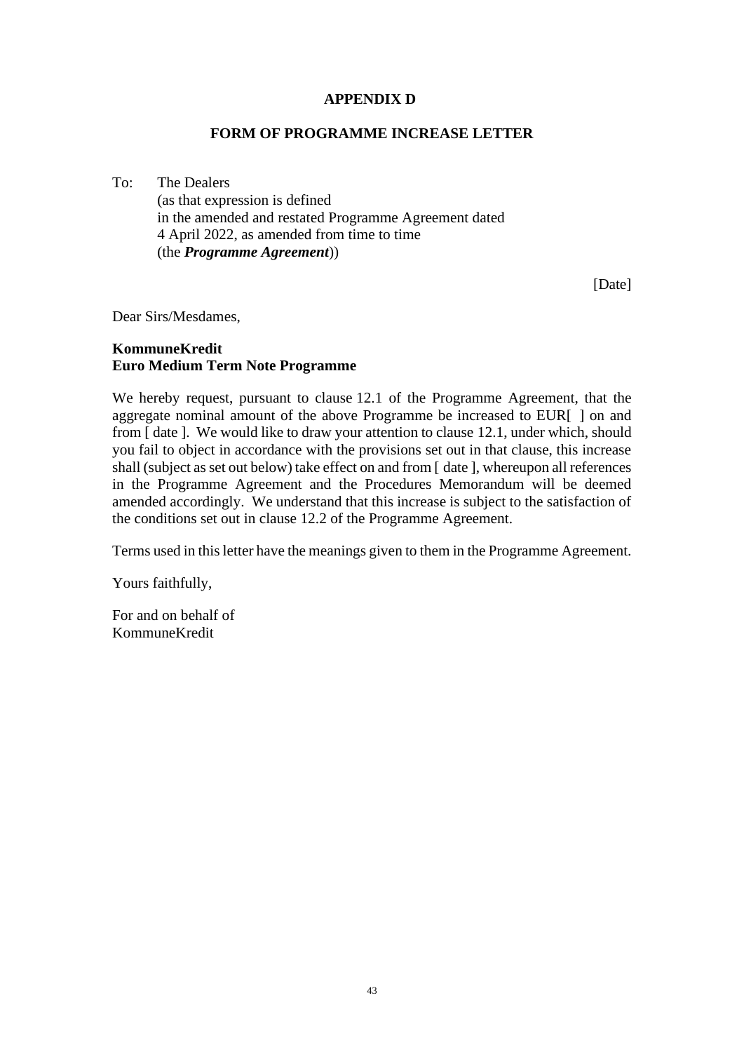# APPENDIX D

## FORM OF PROGRAMME INCREASE LETTER

To: The Dealers
(as that expression is defined
in the amended and restated Programme Agreement dated
4 April 2022, as amended from time to time
(the ***Programme Agreement***))

[Date]

Dear Sirs/Mesdames,

**KommuneKredit**
**Euro Medium Term Note Programme**

We hereby request, pursuant to clause 12.1 of the Programme Agreement, that the aggregate nominal amount of the above Programme be increased to EUR[ ] on and from [ date ]. We would like to draw your attention to clause 12.1, under which, should you fail to object in accordance with the provisions set out in that clause, this increase shall (subject as set out below) take effect on and from [ date ], whereupon all references in the Programme Agreement and the Procedures Memorandum will be deemed amended accordingly. We understand that this increase is subject to the satisfaction of the conditions set out in clause 12.2 of the Programme Agreement.

Terms used in this letter have the meanings given to them in the Programme Agreement.

Yours faithfully,

For and on behalf of
KommuneKredit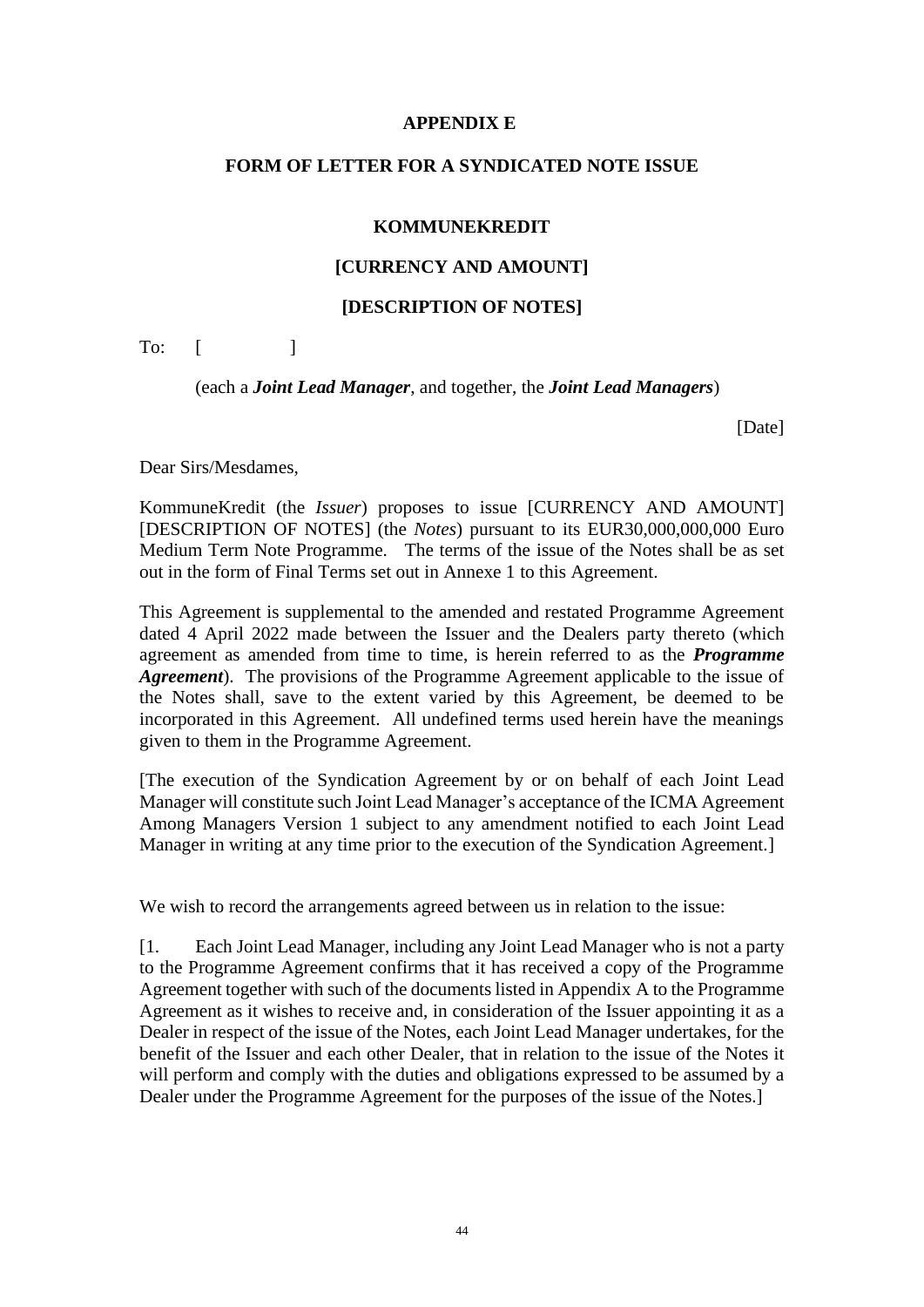**APPENDIX E**

**FORM OF LETTER FOR A SYNDICATED NOTE ISSUE**

**KOMMUNEKREDIT**

**[CURRENCY AND AMOUNT]**

**[DESCRIPTION OF NOTES]**

To: [ ]

(each a ***Joint Lead Manager***, and together, the ***Joint Lead Managers***)

[Date]

Dear Sirs/Mesdames,

KommuneKredit (the *Issuer*) proposes to issue [CURRENCY AND AMOUNT] [DESCRIPTION OF NOTES] (the *Notes*) pursuant to its EUR30,000,000,000 Euro Medium Term Note Programme. The terms of the issue of the Notes shall be as set out in the form of Final Terms set out in Annexe 1 to this Agreement.

This Agreement is supplemental to the amended and restated Programme Agreement dated 4 April 2022 made between the Issuer and the Dealers party thereto (which agreement as amended from time to time, is herein referred to as the ***Programme Agreement***). The provisions of the Programme Agreement applicable to the issue of the Notes shall, save to the extent varied by this Agreement, be deemed to be incorporated in this Agreement. All undefined terms used herein have the meanings given to them in the Programme Agreement.

[The execution of the Syndication Agreement by or on behalf of each Joint Lead Manager will constitute such Joint Lead Manager's acceptance of the ICMA Agreement Among Managers Version 1 subject to any amendment notified to each Joint Lead Manager in writing at any time prior to the execution of the Syndication Agreement.]

We wish to record the arrangements agreed between us in relation to the issue:

[1. Each Joint Lead Manager, including any Joint Lead Manager who is not a party to the Programme Agreement confirms that it has received a copy of the Programme Agreement together with such of the documents listed in Appendix A to the Programme Agreement as it wishes to receive and, in consideration of the Issuer appointing it as a Dealer in respect of the issue of the Notes, each Joint Lead Manager undertakes, for the benefit of the Issuer and each other Dealer, that in relation to the issue of the Notes it will perform and comply with the duties and obligations expressed to be assumed by a Dealer under the Programme Agreement for the purposes of the issue of the Notes.]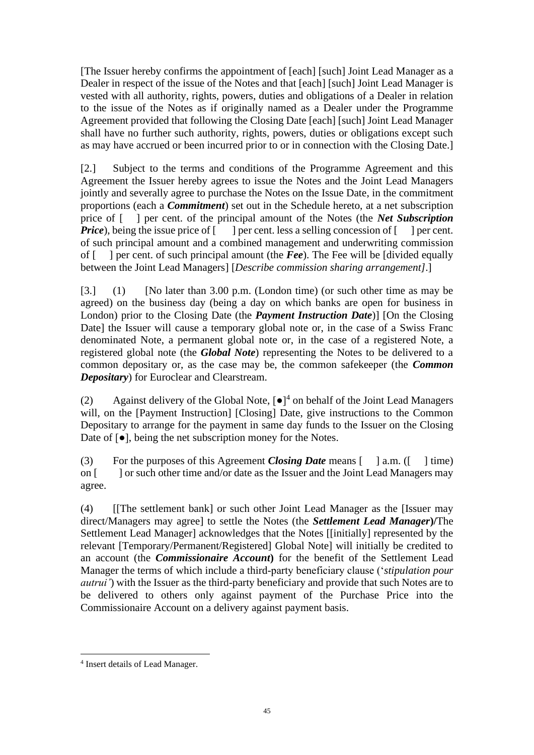[The Issuer hereby confirms the appointment of [each] [such] Joint Lead Manager as a Dealer in respect of the issue of the Notes and that [each] [such] Joint Lead Manager is vested with all authority, rights, powers, duties and obligations of a Dealer in relation to the issue of the Notes as if originally named as a Dealer under the Programme Agreement provided that following the Closing Date [each] [such] Joint Lead Manager shall have no further such authority, rights, powers, duties or obligations except such as may have accrued or been incurred prior to or in connection with the Closing Date.]

[2.] Subject to the terms and conditions of the Programme Agreement and this Agreement the Issuer hereby agrees to issue the Notes and the Joint Lead Managers jointly and severally agree to purchase the Notes on the Issue Date, in the commitment proportions (each a ***Commitment***) set out in the Schedule hereto, at a net subscription price of [ ] per cent. of the principal amount of the Notes (the ***Net Subscription Price***), being the issue price of [ ] per cent. less a selling concession of [ ] per cent. of such principal amount and a combined management and underwriting commission of [ ] per cent. of such principal amount (the ***Fee***). The Fee will be [divided equally between the Joint Lead Managers] [*Describe commission sharing arrangement]*.]

[3.] (1) [No later than 3.00 p.m. (London time) (or such other time as may be agreed) on the business day (being a day on which banks are open for business in London) prior to the Closing Date (the ***Payment Instruction Date***)] [On the Closing Date] the Issuer will cause a temporary global note or, in the case of a Swiss Franc denominated Note, a permanent global note or, in the case of a registered Note, a registered global note (the ***Global Note***) representing the Notes to be delivered to a common depositary or, as the case may be, the common safekeeper (the ***Common Depositary***) for Euroclear and Clearstream.

(2) Against delivery of the Global Note, [●][4] on behalf of the Joint Lead Managers will, on the [Payment Instruction] [Closing] Date, give instructions to the Common Depositary to arrange for the payment in same day funds to the Issuer on the Closing Date of [●], being the net subscription money for the Notes.

(3) For the purposes of this Agreement ***Closing Date*** means [ ] a.m. ([ ] time) on [ ] or such other time and/or date as the Issuer and the Joint Lead Managers may agree.

(4) [[The settlement bank] or such other Joint Lead Manager as the [Issuer may direct/Managers may agree] to settle the Notes (the ***Settlement Lead Manager*)**/The Settlement Lead Manager] acknowledges that the Notes [[initially] represented by the relevant [Temporary/Permanent/Registered] Global Note] will initially be credited to an account (the ***Commissionaire Account*)** for the benefit of the Settlement Lead Manager the terms of which include a third-party beneficiary clause ('*stipulation pour autrui'*) with the Issuer as the third-party beneficiary and provide that such Notes are to be delivered to others only against payment of the Purchase Price into the Commissionaire Account on a delivery against payment basis.

[4] Insert details of Lead Manager.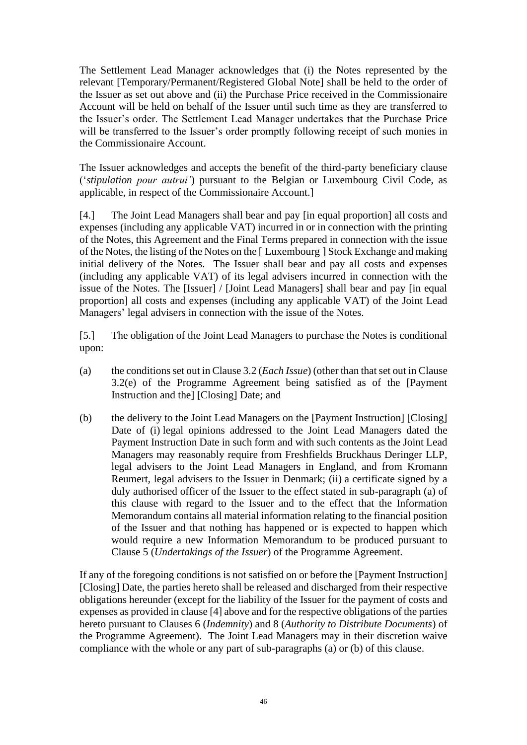The Settlement Lead Manager acknowledges that (i) the Notes represented by the relevant [Temporary/Permanent/Registered Global Note] shall be held to the order of the Issuer as set out above and (ii) the Purchase Price received in the Commissionaire Account will be held on behalf of the Issuer until such time as they are transferred to the Issuer's order. The Settlement Lead Manager undertakes that the Purchase Price will be transferred to the Issuer's order promptly following receipt of such monies in the Commissionaire Account.

The Issuer acknowledges and accepts the benefit of the third-party beneficiary clause ('*stipulation pour autrui'*) pursuant to the Belgian or Luxembourg Civil Code, as applicable, in respect of the Commissionaire Account.]

[4.] The Joint Lead Managers shall bear and pay [in equal proportion] all costs and expenses (including any applicable VAT) incurred in or in connection with the printing of the Notes, this Agreement and the Final Terms prepared in connection with the issue of the Notes, the listing of the Notes on the [ Luxembourg ] Stock Exchange and making initial delivery of the Notes. The Issuer shall bear and pay all costs and expenses (including any applicable VAT) of its legal advisers incurred in connection with the issue of the Notes. The [Issuer] / [Joint Lead Managers] shall bear and pay [in equal proportion] all costs and expenses (including any applicable VAT) of the Joint Lead Managers' legal advisers in connection with the issue of the Notes.

[5.] The obligation of the Joint Lead Managers to purchase the Notes is conditional upon:

(a) the conditions set out in Clause 3.2 (*Each Issue*) (other than that set out in Clause 3.2(e) of the Programme Agreement being satisfied as of the [Payment Instruction and the] [Closing] Date; and

(b) the delivery to the Joint Lead Managers on the [Payment Instruction] [Closing] Date of (i) legal opinions addressed to the Joint Lead Managers dated the Payment Instruction Date in such form and with such contents as the Joint Lead Managers may reasonably require from Freshfields Bruckhaus Deringer LLP, legal advisers to the Joint Lead Managers in England, and from Kromann Reumert, legal advisers to the Issuer in Denmark; (ii) a certificate signed by a duly authorised officer of the Issuer to the effect stated in sub-paragraph (a) of this clause with regard to the Issuer and to the effect that the Information Memorandum contains all material information relating to the financial position of the Issuer and that nothing has happened or is expected to happen which would require a new Information Memorandum to be produced pursuant to Clause 5 (*Undertakings of the Issuer*) of the Programme Agreement.

If any of the foregoing conditions is not satisfied on or before the [Payment Instruction] [Closing] Date, the parties hereto shall be released and discharged from their respective obligations hereunder (except for the liability of the Issuer for the payment of costs and expenses as provided in clause [4] above and for the respective obligations of the parties hereto pursuant to Clauses 6 (*Indemnity*) and 8 (*Authority to Distribute Documents*) of the Programme Agreement). The Joint Lead Managers may in their discretion waive compliance with the whole or any part of sub-paragraphs (a) or (b) of this clause.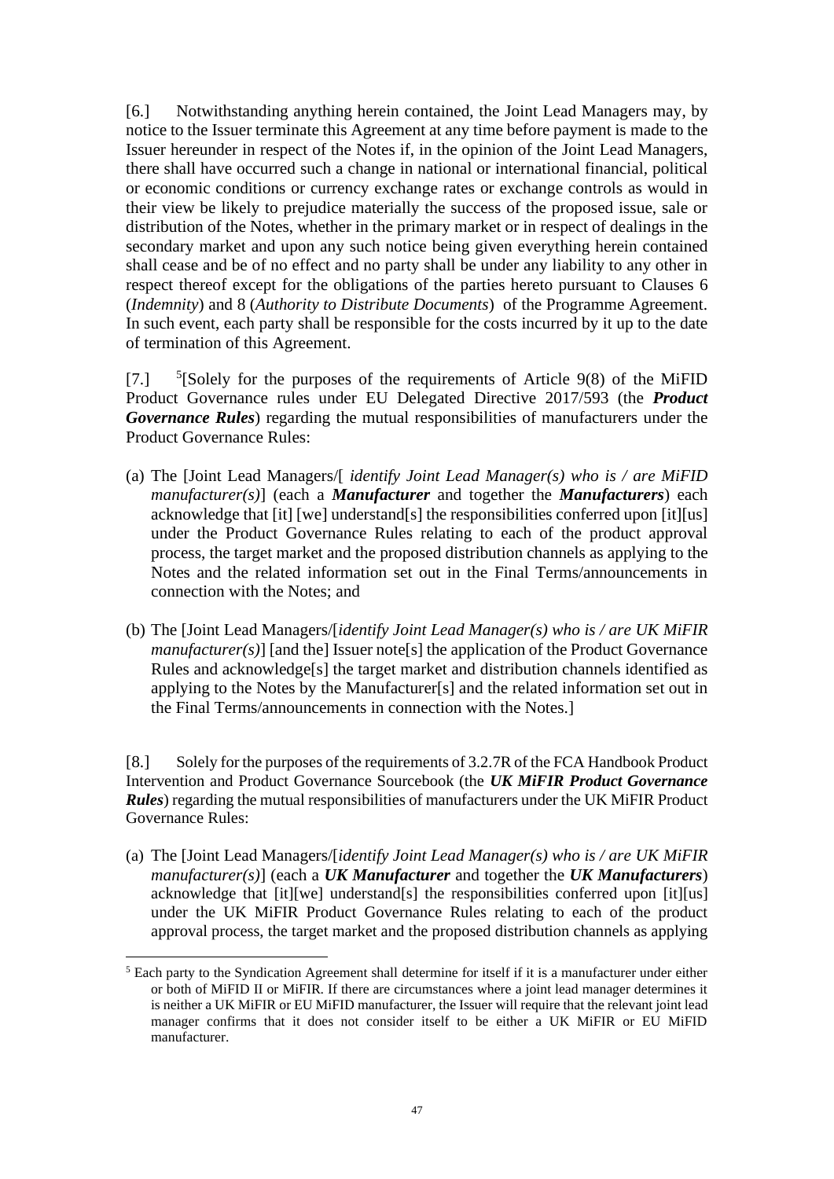[6.] Notwithstanding anything herein contained, the Joint Lead Managers may, by notice to the Issuer terminate this Agreement at any time before payment is made to the Issuer hereunder in respect of the Notes if, in the opinion of the Joint Lead Managers, there shall have occurred such a change in national or international financial, political or economic conditions or currency exchange rates or exchange controls as would in their view be likely to prejudice materially the success of the proposed issue, sale or distribution of the Notes, whether in the primary market or in respect of dealings in the secondary market and upon any such notice being given everything herein contained shall cease and be of no effect and no party shall be under any liability to any other in respect thereof except for the obligations of the parties hereto pursuant to Clauses 6 (*Indemnity*) and 8 (*Authority to Distribute Documents*) of the Programme Agreement. In such event, each party shall be responsible for the costs incurred by it up to the date of termination of this Agreement.

[7.] [5][Solely for the purposes of the requirements of Article 9(8) of the MiFID Product Governance rules under EU Delegated Directive 2017/593 (the ***Product Governance Rules***) regarding the mutual responsibilities of manufacturers under the Product Governance Rules:

(a) The [Joint Lead Managers/[ *identify Joint Lead Manager(s) who is / are MiFID manufacturer(s)*] (each a ***Manufacturer*** and together the ***Manufacturers***) each acknowledge that [it] [we] understand[s] the responsibilities conferred upon [it][us] under the Product Governance Rules relating to each of the product approval process, the target market and the proposed distribution channels as applying to the Notes and the related information set out in the Final Terms/announcements in connection with the Notes; and

(b) The [Joint Lead Managers/[*identify Joint Lead Manager(s) who is / are UK MiFIR manufacturer(s)*] [and the] Issuer note[s] the application of the Product Governance Rules and acknowledge[s] the target market and distribution channels identified as applying to the Notes by the Manufacturer[s] and the related information set out in the Final Terms/announcements in connection with the Notes.]

[8.] Solely for the purposes of the requirements of 3.2.7R of the FCA Handbook Product Intervention and Product Governance Sourcebook (the ***UK MiFIR Product Governance Rules***) regarding the mutual responsibilities of manufacturers under the UK MiFIR Product Governance Rules:

(a) The [Joint Lead Managers/[*identify Joint Lead Manager(s) who is / are UK MiFIR manufacturer(s)*] (each a ***UK Manufacturer*** and together the ***UK Manufacturers***) acknowledge that [it][we] understand[s] the responsibilities conferred upon [it][us] under the UK MiFIR Product Governance Rules relating to each of the product approval process, the target market and the proposed distribution channels as applying

[5] Each party to the Syndication Agreement shall determine for itself if it is a manufacturer under either or both of MiFID II or MiFIR. If there are circumstances where a joint lead manager determines it is neither a UK MiFIR or EU MiFID manufacturer, the Issuer will require that the relevant joint lead manager confirms that it does not consider itself to be either a UK MiFIR or EU MiFID manufacturer.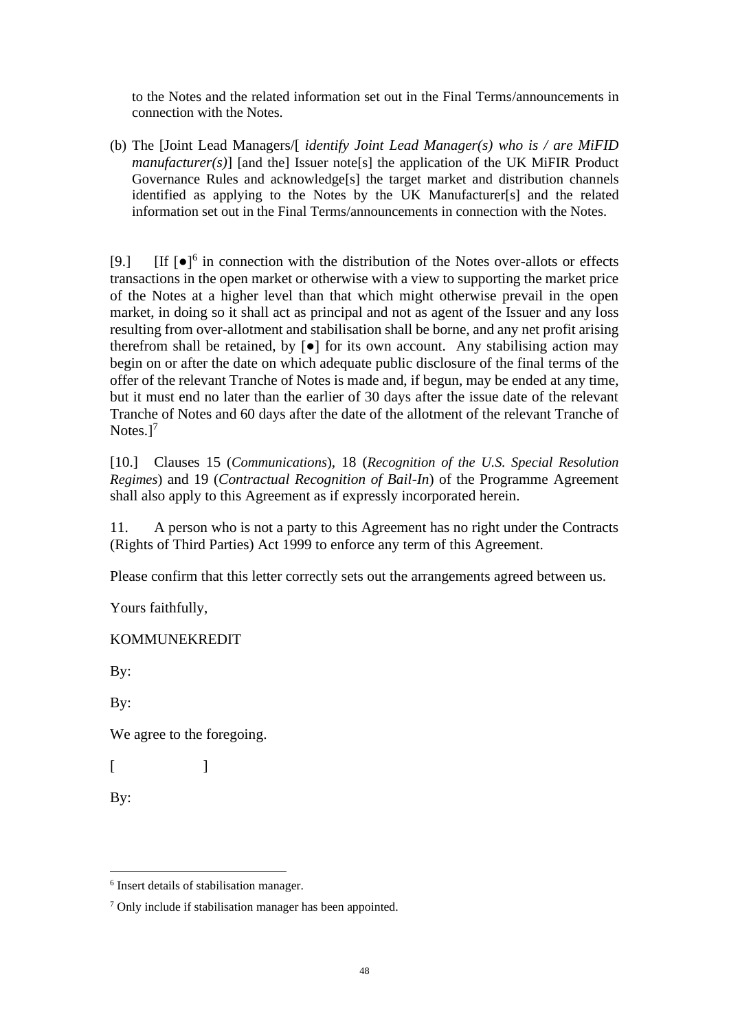to the Notes and the related information set out in the Final Terms/announcements in connection with the Notes.

(b) The [Joint Lead Managers/[ *identify Joint Lead Manager(s) who is / are MiFID manufacturer(s)*] [and the] Issuer note[s] the application of the UK MiFIR Product Governance Rules and acknowledge[s] the target market and distribution channels identified as applying to the Notes by the UK Manufacturer[s] and the related information set out in the Final Terms/announcements in connection with the Notes.

[9.] [If [●][6] in connection with the distribution of the Notes over-allots or effects transactions in the open market or otherwise with a view to supporting the market price of the Notes at a higher level than that which might otherwise prevail in the open market, in doing so it shall act as principal and not as agent of the Issuer and any loss resulting from over-allotment and stabilisation shall be borne, and any net profit arising therefrom shall be retained, by [●] for its own account. Any stabilising action may begin on or after the date on which adequate public disclosure of the final terms of the offer of the relevant Tranche of Notes is made and, if begun, may be ended at any time, but it must end no later than the earlier of 30 days after the issue date of the relevant Tranche of Notes and 60 days after the date of the allotment of the relevant Tranche of Notes.][7]

[10.] Clauses 15 (*Communications*), 18 (*Recognition of the U.S. Special Resolution Regimes*) and 19 (*Contractual Recognition of Bail-In*) of the Programme Agreement shall also apply to this Agreement as if expressly incorporated herein.

11. A person who is not a party to this Agreement has no right under the Contracts (Rights of Third Parties) Act 1999 to enforce any term of this Agreement.

Please confirm that this letter correctly sets out the arrangements agreed between us.

Yours faithfully,

KOMMUNEKREDIT

By:

By:

We agree to the foregoing.

[ ]

By:

[6] Insert details of stabilisation manager.

[7] Only include if stabilisation manager has been appointed.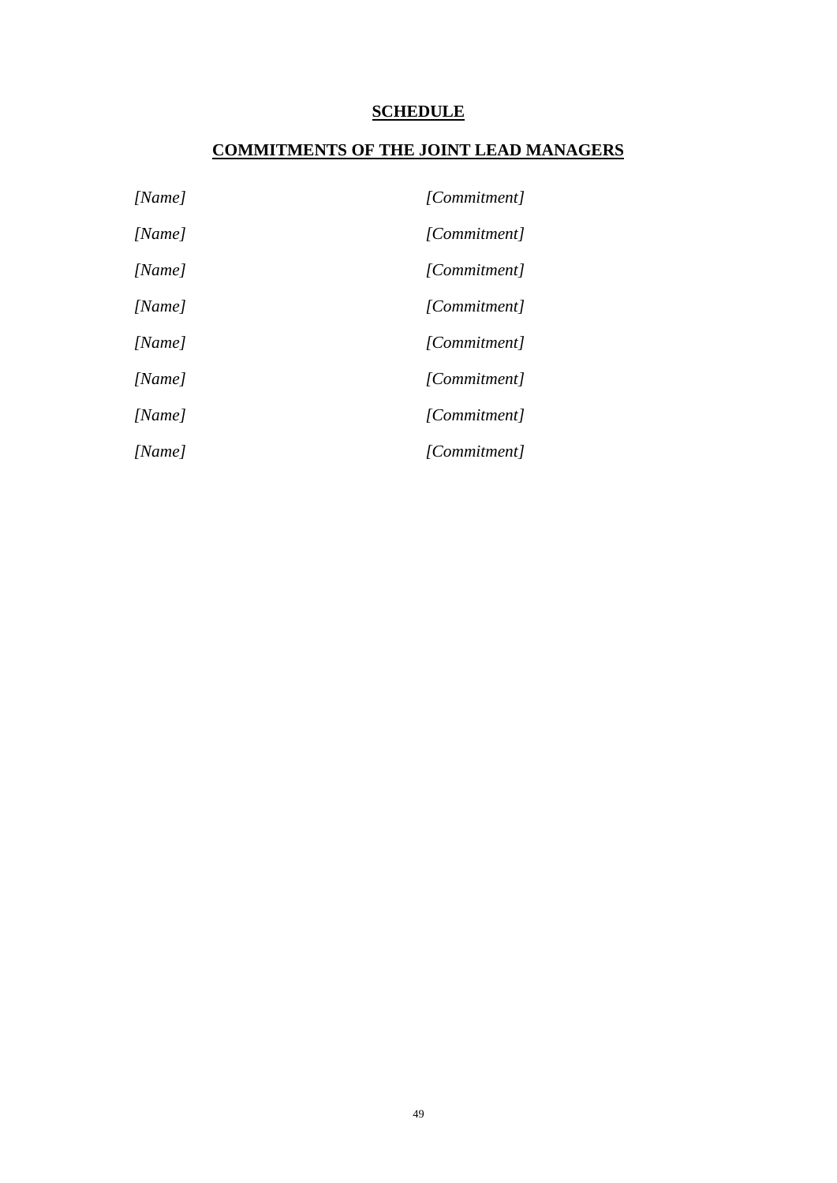# SCHEDULE

## COMMITMENTS OF THE JOINT LEAD MANAGERS

| | |
|---|---|
| *[Name]* | *[Commitment]* |
| *[Name]* | *[Commitment]* |
| *[Name]* | *[Commitment]* |
| *[Name]* | *[Commitment]* |
| *[Name]* | *[Commitment]* |
| *[Name]* | *[Commitment]* |
| *[Name]* | *[Commitment]* |
| *[Name]* | *[Commitment]* |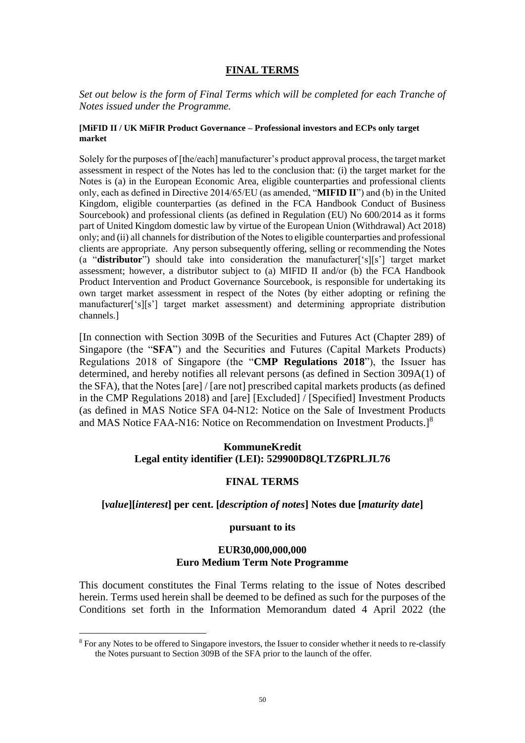# FINAL TERMS

*Set out below is the form of Final Terms which will be completed for each Tranche of Notes issued under the Programme.*

**[MiFID II / UK MiFIR Product Governance – Professional investors and ECPs only target market**

Solely for the purposes of [the/each] manufacturer's product approval process, the target market assessment in respect of the Notes has led to the conclusion that: (i) the target market for the Notes is (a) in the European Economic Area, eligible counterparties and professional clients only, each as defined in Directive 2014/65/EU (as amended, "**MIFID II**") and (b) in the United Kingdom, eligible counterparties (as defined in the FCA Handbook Conduct of Business Sourcebook) and professional clients (as defined in Regulation (EU) No 600/2014 as it forms part of United Kingdom domestic law by virtue of the European Union (Withdrawal) Act 2018) only; and (ii) all channels for distribution of the Notes to eligible counterparties and professional clients are appropriate. Any person subsequently offering, selling or recommending the Notes (a "**distributor**") should take into consideration the manufacturer['s][s'] target market assessment; however, a distributor subject to (a) MIFID II and/or (b) the FCA Handbook Product Intervention and Product Governance Sourcebook, is responsible for undertaking its own target market assessment in respect of the Notes (by either adopting or refining the manufacturer['s][s'] target market assessment) and determining appropriate distribution channels.]

[In connection with Section 309B of the Securities and Futures Act (Chapter 289) of Singapore (the "**SFA**") and the Securities and Futures (Capital Markets Products) Regulations 2018 of Singapore (the "**CMP Regulations 2018**"), the Issuer has determined, and hereby notifies all relevant persons (as defined in Section 309A(1) of the SFA), that the Notes [are] / [are not] prescribed capital markets products (as defined in the CMP Regulations 2018) and [are] [Excluded] / [Specified] Investment Products (as defined in MAS Notice SFA 04-N12: Notice on the Sale of Investment Products and MAS Notice FAA-N16: Notice on Recommendation on Investment Products.][8]

**KommuneKredit**
**Legal entity identifier (LEI): 529900D8QLTZ6PRLJL76**

**FINAL TERMS**

**[*value*][*interest*] per cent. [*description of notes*] Notes due [*maturity date*]**

**pursuant to its**

**EUR30,000,000,000**
**Euro Medium Term Note Programme**

This document constitutes the Final Terms relating to the issue of Notes described herein. Terms used herein shall be deemed to be defined as such for the purposes of the Conditions set forth in the Information Memorandum dated 4 April 2022 (the

[8] For any Notes to be offered to Singapore investors, the Issuer to consider whether it needs to re-classify the Notes pursuant to Section 309B of the SFA prior to the launch of the offer.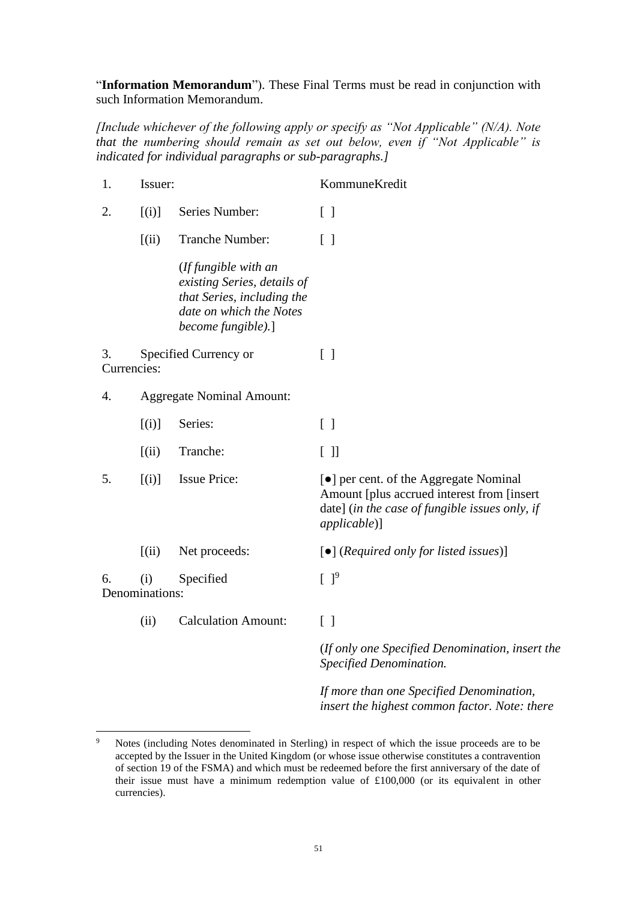"**Information Memorandum**"). These Final Terms must be read in conjunction with such Information Memorandum.

*[Include whichever of the following apply or specify as "Not Applicable" (N/A). Note that the numbering should remain as set out below, even if "Not Applicable" is indicated for individual paragraphs or sub-paragraphs.]*

| | | | |
|---|---|---|---|
| 1. | Issuer: | | KommuneKredit |
| 2. | [(i)] | Series Number: | [ ] |
| | [(ii) | Tranche Number: (*If fungible with an existing Series, details of that Series, including the date on which the Notes become fungible).*] | [ ] |
| 3. | Specified Currency or Currencies: | | [ ] |
| 4. | Aggregate Nominal Amount: | | |
| | [(i)] | Series: | [ ] |
| | [(ii) | Tranche: | [ ]] |
| 5. | [(i)] | Issue Price: | [●] per cent. of the Aggregate Nominal Amount [plus accrued interest from [insert date] (*in the case of fungible issues only, if applicable*)] |
| | [(ii) | Net proceeds: | [●] (*Required only for listed issues*)] |
| 6. | (i) | Specified Denominations: | [ ][9] |
| | (ii) | Calculation Amount: | [ ] |
| | | | (*If only one Specified Denomination, insert the Specified Denomination.* *If more than one Specified Denomination, insert the highest common factor. Note: there* |

[9] Notes (including Notes denominated in Sterling) in respect of which the issue proceeds are to be accepted by the Issuer in the United Kingdom (or whose issue otherwise constitutes a contravention of section 19 of the FSMA) and which must be redeemed before the first anniversary of the date of their issue must have a minimum redemption value of £100,000 (or its equivalent in other currencies).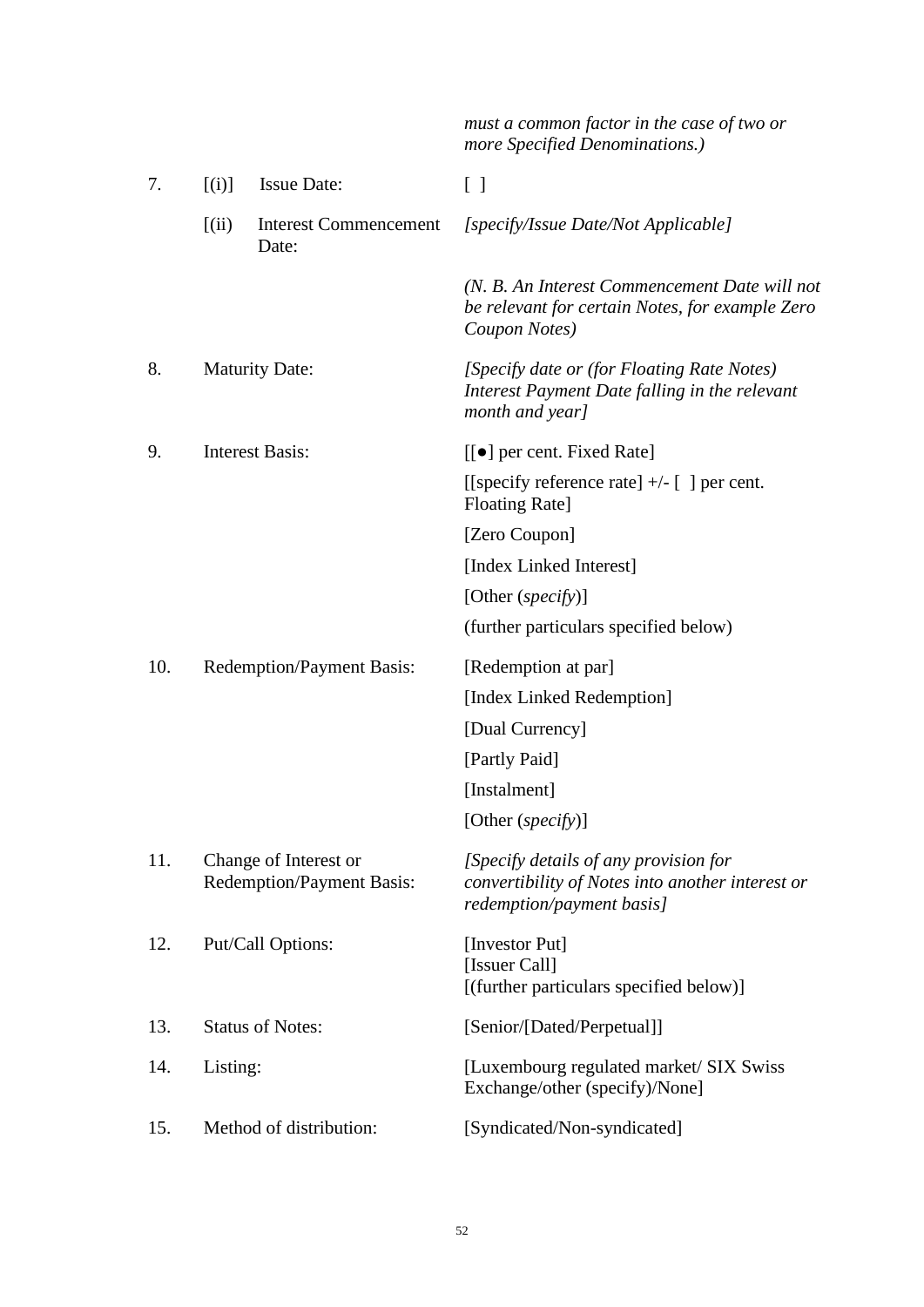| | | |
|---|---|---|
| | | *must a common factor in the case of two or more Specified Denominations.)* |
| 7. | [(i)] Issue Date: | [ ] |
| | [(ii) Interest Commencement Date: | *[specify/Issue Date/Not Applicable]* |
| | | *(N. B. An Interest Commencement Date will not be relevant for certain Notes, for example Zero Coupon Notes)* |
| 8. | Maturity Date: | *[Specify date or (for Floating Rate Notes) Interest Payment Date falling in the relevant month and year]* |
| 9. | Interest Basis: | [[●] per cent. Fixed Rate] |
| | | [[specify reference rate] +/- [ ] per cent. Floating Rate] |
| | | [Zero Coupon] |
| | | [Index Linked Interest] |
| | | [Other (*specify*)] |
| | | (further particulars specified below) |
| 10. | Redemption/Payment Basis: | [Redemption at par] |
| | | [Index Linked Redemption] |
| | | [Dual Currency] |
| | | [Partly Paid] |
| | | [Instalment] |
| | | [Other (*specify*)] |
| 11. | Change of Interest or Redemption/Payment Basis: | *[Specify details of any provision for convertibility of Notes into another interest or redemption/payment basis]* |
| 12. | Put/Call Options: | [Investor Put]<br>[Issuer Call]<br>[(further particulars specified below)] |
| 13. | Status of Notes: | [Senior/[Dated/Perpetual]] |
| 14. | Listing: | [Luxembourg regulated market/ SIX Swiss Exchange/other (specify)/None] |
| 15. | Method of distribution: | [Syndicated/Non-syndicated] |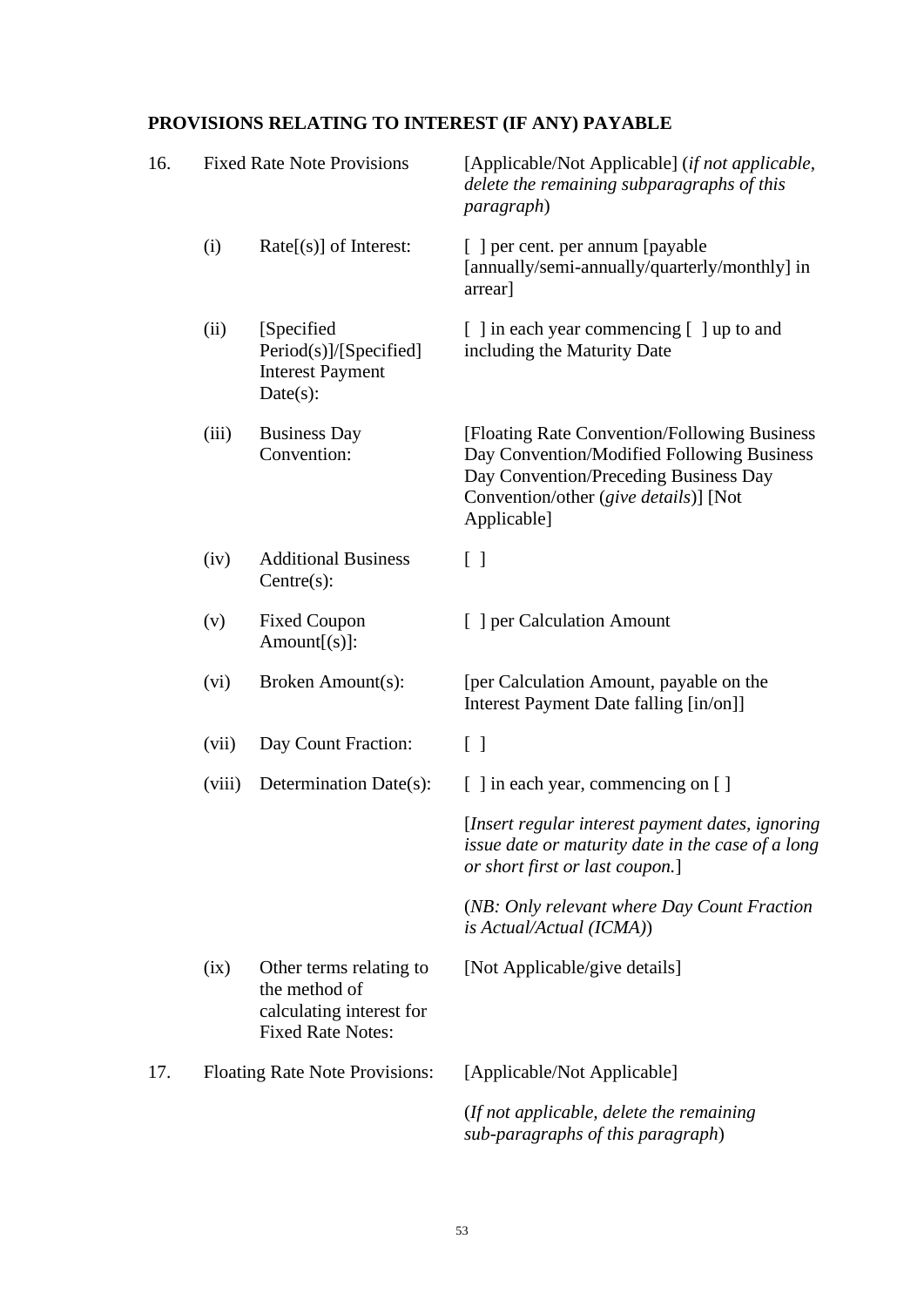**PROVISIONS RELATING TO INTEREST (IF ANY) PAYABLE**

| | | | |
|---|---|---|---|
| 16. | Fixed Rate Note Provisions | | [Applicable/Not Applicable] (*if not applicable, delete the remaining subparagraphs of this paragraph*) |
| | (i) | Rate[(s)] of Interest: | [ ] per cent. per annum [payable [annually/semi-annually/quarterly/monthly] in arrear] |
| | (ii) | [Specified Period(s)]/[Specified] Interest Payment Date(s): | [ ] in each year commencing [ ] up to and including the Maturity Date |
| | (iii) | Business Day Convention: | [Floating Rate Convention/Following Business Day Convention/Modified Following Business Day Convention/Preceding Business Day Convention/other (*give details*)] [Not Applicable] |
| | (iv) | Additional Business Centre(s): | [ ] |
| | (v) | Fixed Coupon Amount[(s)]: | [ ] per Calculation Amount |
| | (vi) | Broken Amount(s): | [per Calculation Amount, payable on the Interest Payment Date falling [in/on]] |
| | (vii) | Day Count Fraction: | [ ] |
| | (viii) | Determination Date(s): | [ ] in each year, commencing on [ ]<br><br>[*Insert regular interest payment dates, ignoring issue date or maturity date in the case of a long or short first or last coupon.*]<br><br>(*NB: Only relevant where Day Count Fraction is Actual/Actual (ICMA)*) |
| | (ix) | Other terms relating to the method of calculating interest for Fixed Rate Notes: | [Not Applicable/give details] |
| 17. | Floating Rate Note Provisions: | | [Applicable/Not Applicable]<br><br>(*If not applicable, delete the remaining sub-paragraphs of this paragraph*) |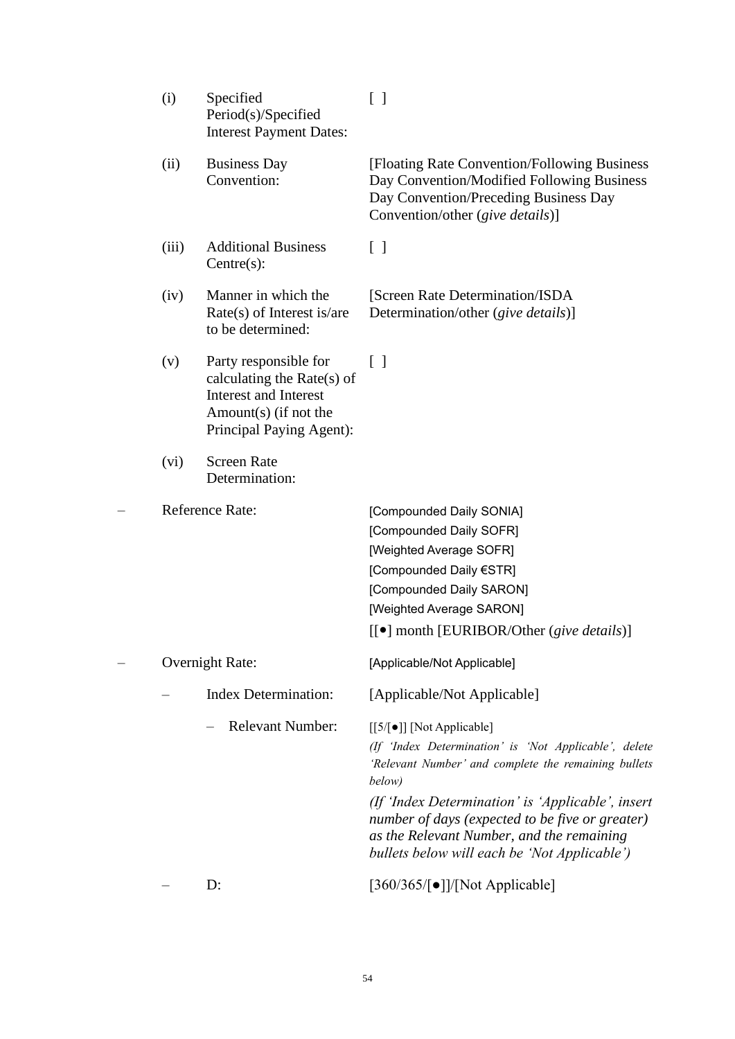| | | |
|---|---|---|
| (i) | Specified Period(s)/Specified Interest Payment Dates: | [ ] |
| (ii) | Business Day Convention: | [Floating Rate Convention/Following Business Day Convention/Modified Following Business Day Convention/Preceding Business Day Convention/other (*give details*)] |
| (iii) | Additional Business Centre(s): | [ ] |
| (iv) | Manner in which the Rate(s) of Interest is/are to be determined: | [Screen Rate Determination/ISDA Determination/other (*give details*)] |
| (v) | Party responsible for calculating the Rate(s) of Interest and Interest Amount(s) (if not the Principal Paying Agent): | [ ] |
| (vi) | Screen Rate Determination: | |

– Reference Rate: [Compounded Daily SONIA]
[Compounded Daily SOFR]
[Weighted Average SOFR]
[Compounded Daily €STR]
[Compounded Daily SARON]
[Weighted Average SARON]
[[•] month [EURIBOR/Other (*give details*)]

– Overnight Rate: [Applicable/Not Applicable]

  – Index Determination: [Applicable/Not Applicable]

    – Relevant Number: [[5/[●]] [Not Applicable]

*(If 'Index Determination' is 'Not Applicable', delete 'Relevant Number' and complete the remaining bullets below)*

*(If 'Index Determination' is 'Applicable', insert number of days (expected to be five or greater) as the Relevant Number, and the remaining bullets below will each be 'Not Applicable')*

  – D: [360/365/[●]]/[Not Applicable]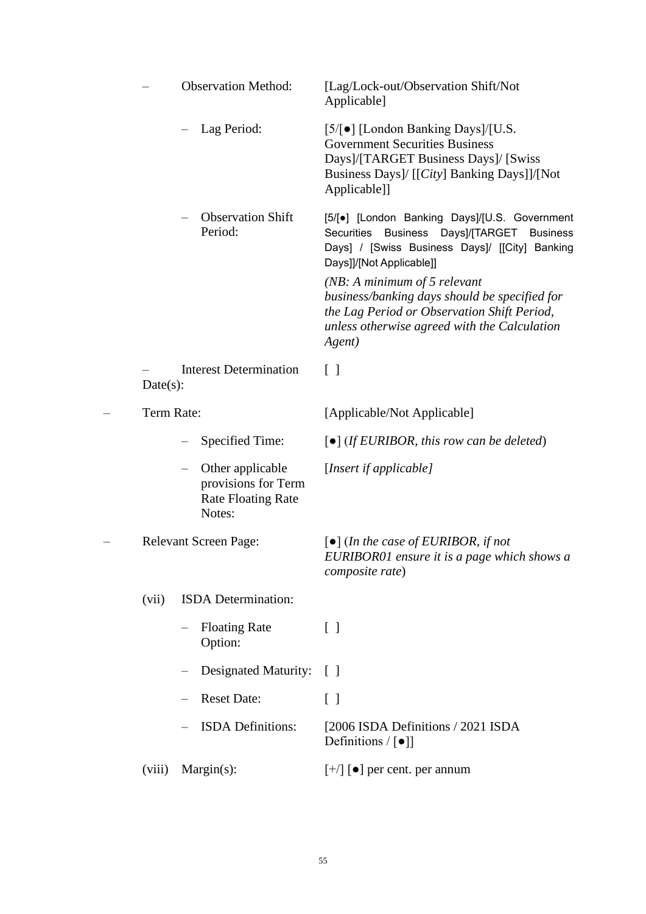| | |
|---|---|
| – Observation Method: | [Lag/Lock-out/Observation Shift/Not Applicable] |
| – Lag Period: | [5/[●] [London Banking Days]/[U.S. Government Securities Business Days]/[TARGET Business Days]/ [Swiss Business Days]/ [[*City*] Banking Days]]/[Not Applicable]] |
| – Observation Shift Period: | [5/[●] [London Banking Days]/[U.S. Government Securities Business Days]/[TARGET Business Days] / [Swiss Business Days]/ [[City] Banking Days]]/[Not Applicable]]<br><br>*(NB: A minimum of 5 relevant business/banking days should be specified for the Lag Period or Observation Shift Period, unless otherwise agreed with the Calculation Agent)* |
| – Interest Determination Date(s): | [ ] |
| – Term Rate: | [Applicable/Not Applicable] |
| – Specified Time: | [●] (*If EURIBOR, this row can be deleted*) |
| – Other applicable provisions for Term Rate Floating Rate Notes: | [*Insert if applicable]* |
| – Relevant Screen Page: | [●] (*In the case of EURIBOR, if not EURIBOR01 ensure it is a page which shows a composite rate*) |
| (vii) ISDA Determination: | |
| – Floating Rate Option: | [ ] |
| – Designated Maturity: | [ ] |
| – Reset Date: | [ ] |
| – ISDA Definitions: | [2006 ISDA Definitions / 2021 ISDA Definitions / [●]] |
| (viii) Margin(s): | [+/] [●] per cent. per annum |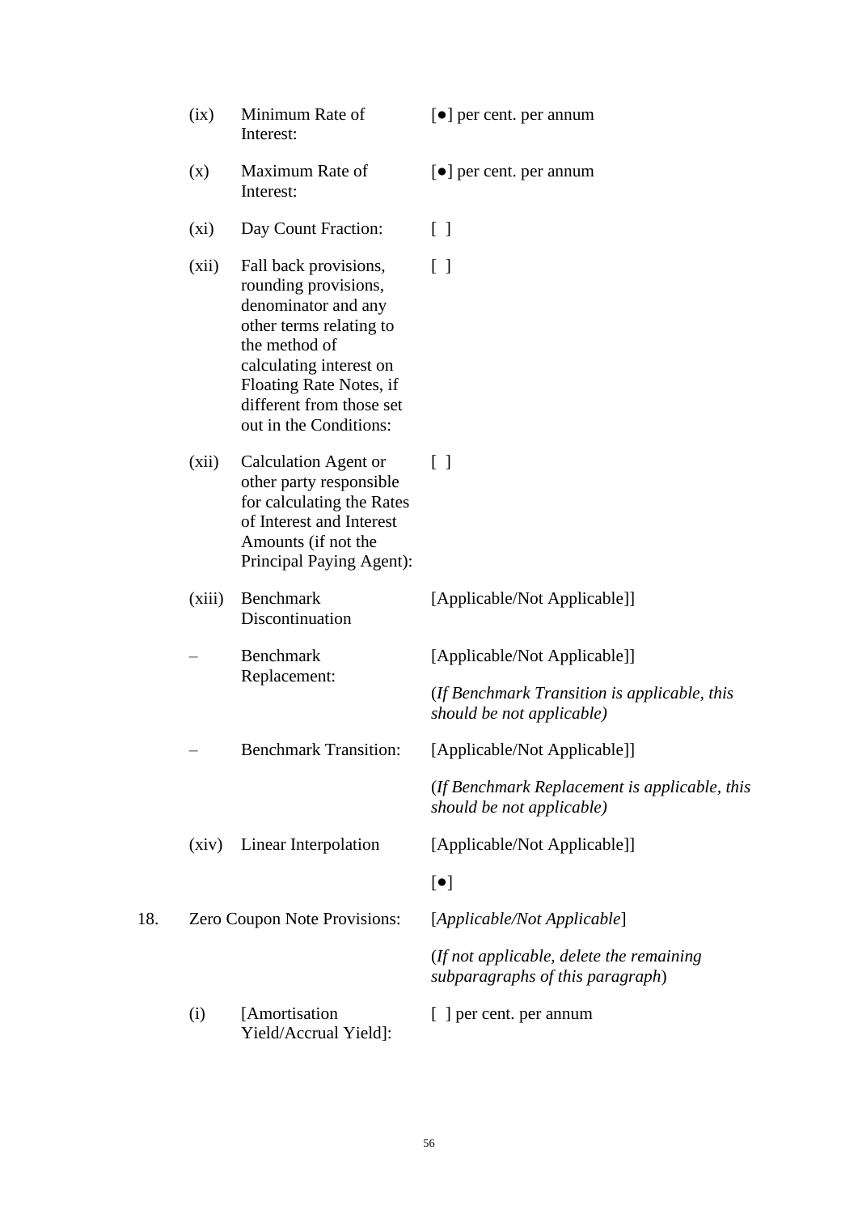| | | | |
|---|---|---|---|
| | (ix) | Minimum Rate of Interest: | [●] per cent. per annum |
| | (x) | Maximum Rate of Interest: | [●] per cent. per annum |
| | (xi) | Day Count Fraction: | [ ] |
| | (xii) | Fall back provisions, rounding provisions, denominator and any other terms relating to the method of calculating interest on Floating Rate Notes, if different from those set out in the Conditions: | [ ] |
| | (xii) | Calculation Agent or other party responsible for calculating the Rates of Interest and Interest Amounts (if not the Principal Paying Agent): | [ ] |
| | (xiii) | Benchmark Discontinuation | [Applicable/Not Applicable]] |
| | – | Benchmark Replacement: | [Applicable/Not Applicable]]<br><br>(*If Benchmark Transition is applicable, this should be not applicable)* |
| | – | Benchmark Transition: | [Applicable/Not Applicable]]<br><br>(*If Benchmark Replacement is applicable, this should be not applicable)* |
| | (xiv) | Linear Interpolation | [Applicable/Not Applicable]]<br><br>[●] |
| 18. | Zero Coupon Note Provisions: | | [*Applicable/Not Applicable*]<br><br>(*If not applicable, delete the remaining subparagraphs of this paragraph*) |
| | (i) | [Amortisation Yield/Accrual Yield]: | [ ] per cent. per annum |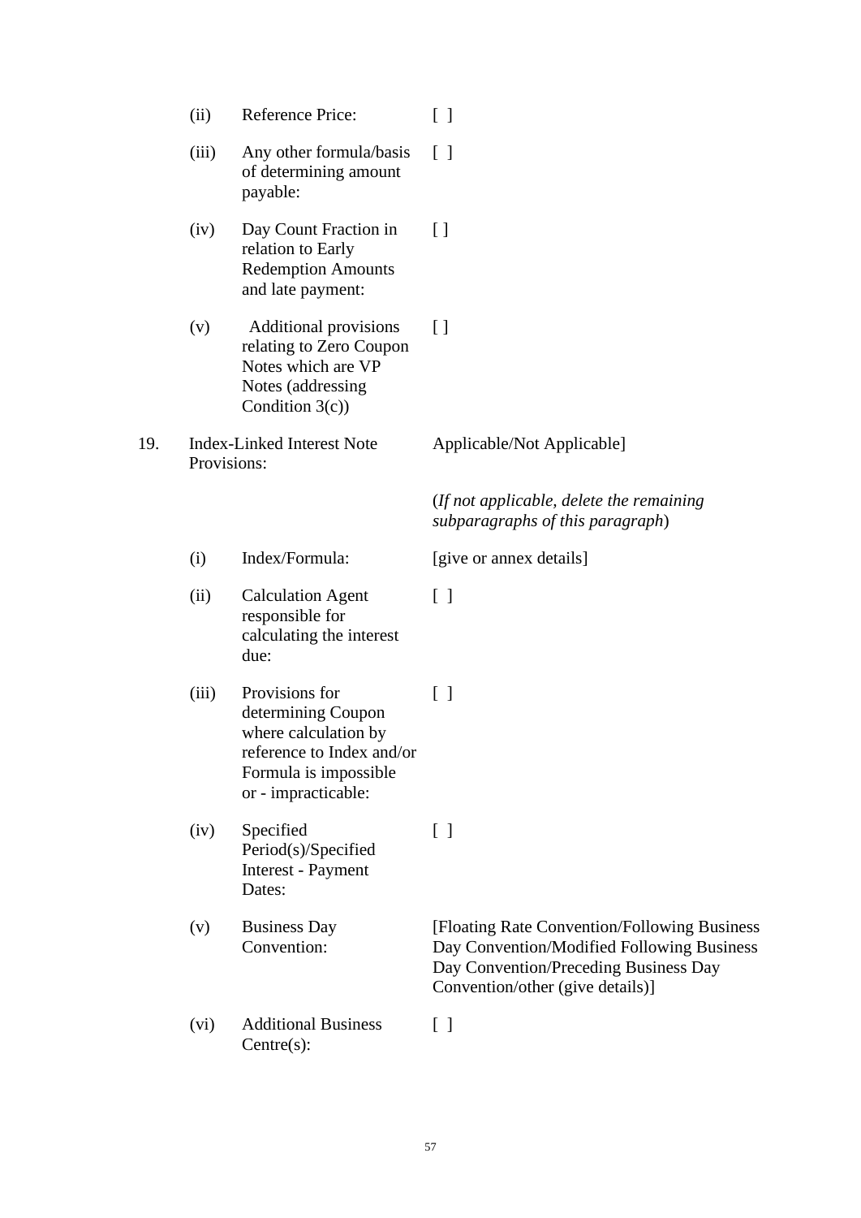| | | | |
|---|---|---|---|
| | (ii) | Reference Price: | [ ] |
| | (iii) | Any other formula/basis of determining amount payable: | [ ] |
| | (iv) | Day Count Fraction in relation to Early Redemption Amounts and late payment: | [ ] |
| | (v) | Additional provisions relating to Zero Coupon Notes which are VP Notes (addressing Condition 3(c)) | [ ] |
| 19. | Index-Linked Interest Note Provisions: | | Applicable/Not Applicable] |
| | | | (*If not applicable, delete the remaining subparagraphs of this paragraph*) |
| | (i) | Index/Formula: | [give or annex details] |
| | (ii) | Calculation Agent responsible for calculating the interest due: | [ ] |
| | (iii) | Provisions for determining Coupon where calculation by reference to Index and/or Formula is impossible or - impracticable: | [ ] |
| | (iv) | Specified Period(s)/Specified Interest - Payment Dates: | [ ] |
| | (v) | Business Day Convention: | [Floating Rate Convention/Following Business Day Convention/Modified Following Business Day Convention/Preceding Business Day Convention/other (give details)] |
| | (vi) | Additional Business Centre(s): | [ ] |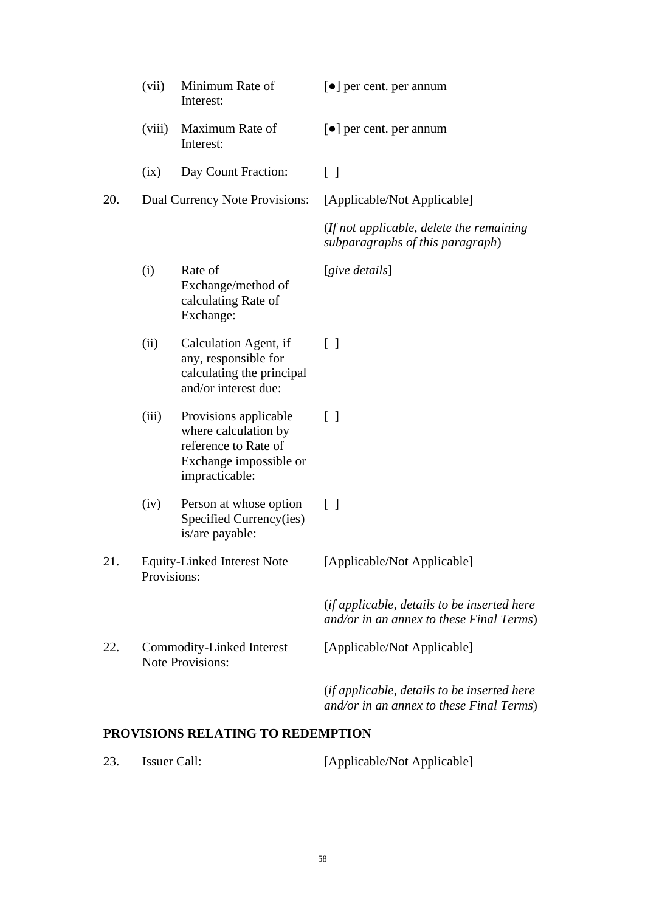| | | | |
|---|---|---|---|
| | (vii) | Minimum Rate of Interest: | [●] per cent. per annum |
| | (viii) | Maximum Rate of Interest: | [●] per cent. per annum |
| | (ix) | Day Count Fraction: | [ ] |
| 20. | Dual Currency Note Provisions: | | [Applicable/Not Applicable] |
| | | | (*If not applicable, delete the remaining subparagraphs of this paragraph*) |
| | (i) | Rate of Exchange/method of calculating Rate of Exchange: | [*give details*] |
| | (ii) | Calculation Agent, if any, responsible for calculating the principal and/or interest due: | [ ] |
| | (iii) | Provisions applicable where calculation by reference to Rate of Exchange impossible or impracticable: | [ ] |
| | (iv) | Person at whose option Specified Currency(ies) is/are payable: | [ ] |
| 21. | Equity-Linked Interest Note Provisions: | | [Applicable/Not Applicable] |
| | | | (*if applicable, details to be inserted here and/or in an annex to these Final Terms*) |
| 22. | Commodity-Linked Interest Note Provisions: | | [Applicable/Not Applicable] |
| | | | (*if applicable, details to be inserted here and/or in an annex to these Final Terms*) |

**PROVISIONS RELATING TO REDEMPTION**

| | | |
|---|---|---|
| 23. | Issuer Call: | [Applicable/Not Applicable] |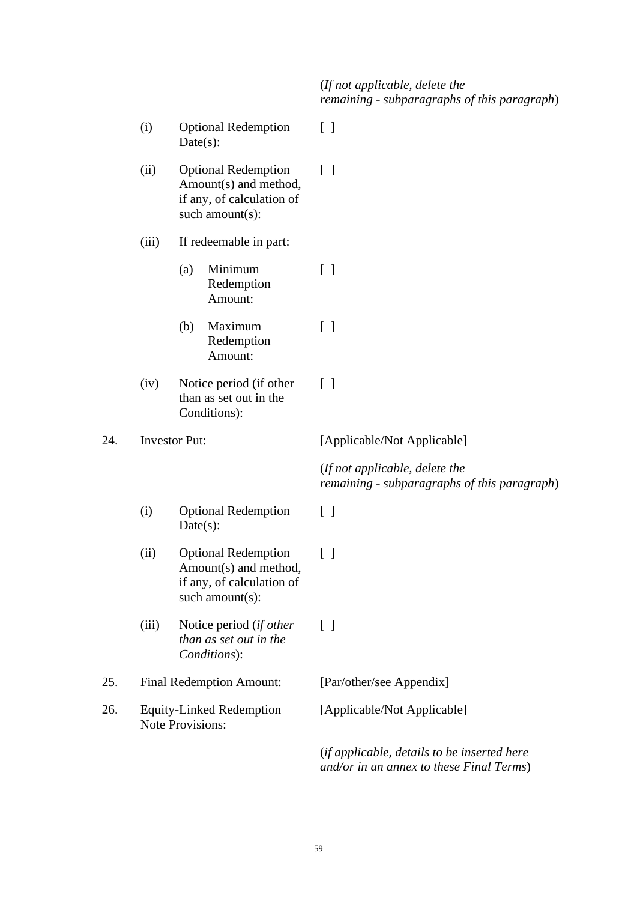| | | |
|---|---|---|
| | | (*If not applicable, delete the remaining - subparagraphs of this paragraph*) |
| | (i) Optional Redemption Date(s): | [ ] |
| | (ii) Optional Redemption Amount(s) and method, if any, of calculation of such amount(s): | [ ] |
| | (iii) If redeemable in part: | |
| | (a) Minimum Redemption Amount: | [ ] |
| | (b) Maximum Redemption Amount: | [ ] |
| | (iv) Notice period (if other than as set out in the Conditions): | [ ] |
| 24. | Investor Put: | [Applicable/Not Applicable] |
| | | (*If not applicable, delete the remaining - subparagraphs of this paragraph*) |
| | (i) Optional Redemption Date(s): | [ ] |
| | (ii) Optional Redemption Amount(s) and method, if any, of calculation of such amount(s): | [ ] |
| | (iii) Notice period (*if other than as set out in the Conditions*): | [ ] |
| 25. | Final Redemption Amount: | [Par/other/see Appendix] |
| 26. | Equity-Linked Redemption Note Provisions: | [Applicable/Not Applicable] |
| | | (*if applicable, details to be inserted here and/or in an annex to these Final Terms*) |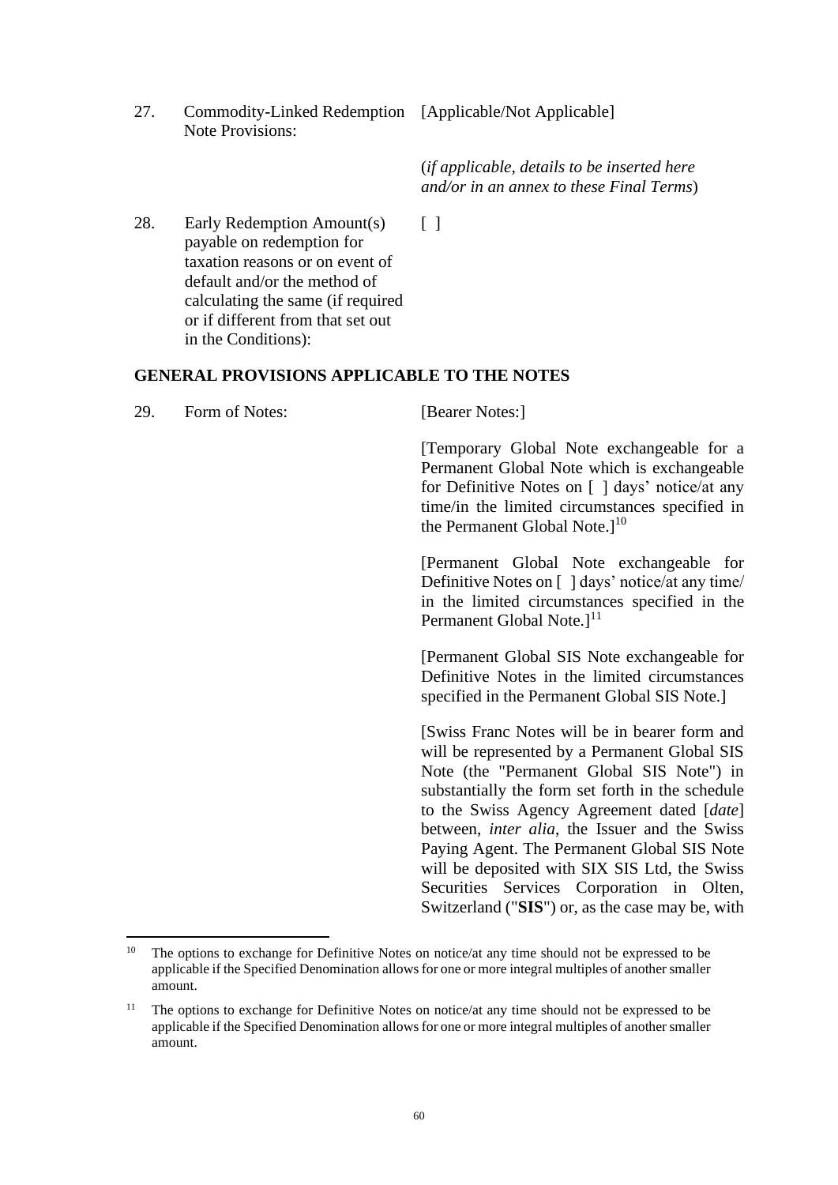| | | |
|---|---|---|
| 27. | Commodity-Linked Redemption Note Provisions: | [Applicable/Not Applicable]<br><br>(*if applicable, details to be inserted here and/or in an annex to these Final Terms*) |
| 28. | Early Redemption Amount(s) payable on redemption for taxation reasons or on event of default and/or the method of calculating the same (if required or if different from that set out in the Conditions): | [ ] |

## GENERAL PROVISIONS APPLICABLE TO THE NOTES

| | | |
|---|---|---|
| 29. | Form of Notes: | [Bearer Notes:]<br><br>[Temporary Global Note exchangeable for a Permanent Global Note which is exchangeable for Definitive Notes on [ ] days' notice/at any time/in the limited circumstances specified in the Permanent Global Note.][10]<br><br>[Permanent Global Note exchangeable for Definitive Notes on [ ] days' notice/at any time/ in the limited circumstances specified in the Permanent Global Note.][11]<br><br>[Permanent Global SIS Note exchangeable for Definitive Notes in the limited circumstances specified in the Permanent Global SIS Note.]<br><br>[Swiss Franc Notes will be in bearer form and will be represented by a Permanent Global SIS Note (the "Permanent Global SIS Note") in substantially the form set forth in the schedule to the Swiss Agency Agreement dated [*date*] between, *inter alia*, the Issuer and the Swiss Paying Agent. The Permanent Global SIS Note will be deposited with SIX SIS Ltd, the Swiss Securities Services Corporation in Olten, Switzerland ("**SIS**") or, as the case may be, with |

[10] The options to exchange for Definitive Notes on notice/at any time should not be expressed to be applicable if the Specified Denomination allows for one or more integral multiples of another smaller amount.

[11] The options to exchange for Definitive Notes on notice/at any time should not be expressed to be applicable if the Specified Denomination allows for one or more integral multiples of another smaller amount.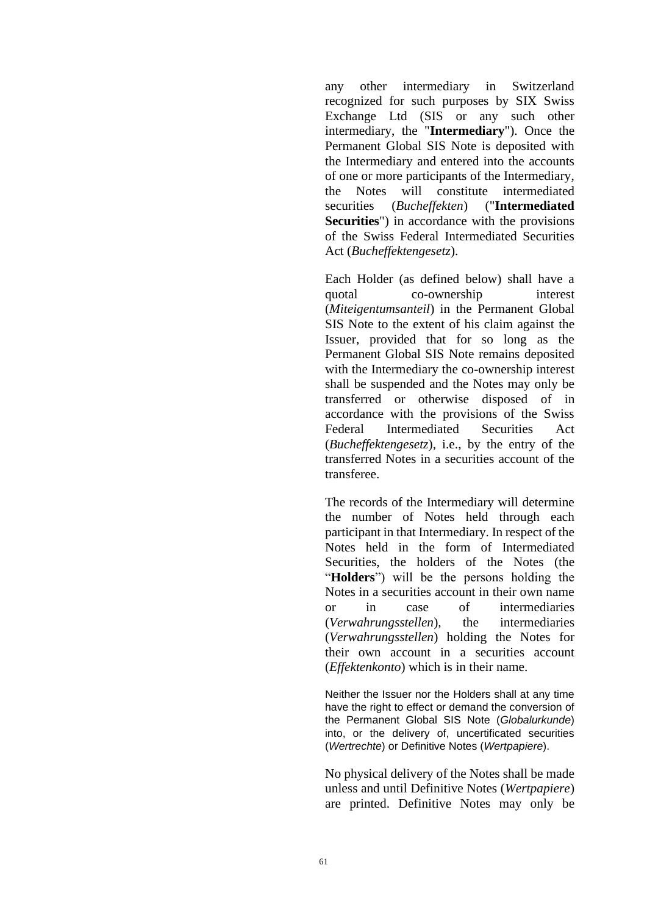any other intermediary in Switzerland recognized for such purposes by SIX Swiss Exchange Ltd (SIS or any such other intermediary, the "**Intermediary**"). Once the Permanent Global SIS Note is deposited with the Intermediary and entered into the accounts of one or more participants of the Intermediary, the Notes will constitute intermediated securities (*Bucheffekten*) ("**Intermediated Securities**") in accordance with the provisions of the Swiss Federal Intermediated Securities Act (*Bucheffektengesetz*).

Each Holder (as defined below) shall have a quotal co-ownership interest (*Miteigentumsanteil*) in the Permanent Global SIS Note to the extent of his claim against the Issuer, provided that for so long as the Permanent Global SIS Note remains deposited with the Intermediary the co-ownership interest shall be suspended and the Notes may only be transferred or otherwise disposed of in accordance with the provisions of the Swiss Federal Intermediated Securities Act (*Bucheffektengesetz*), i.e., by the entry of the transferred Notes in a securities account of the transferee.

The records of the Intermediary will determine the number of Notes held through each participant in that Intermediary. In respect of the Notes held in the form of Intermediated Securities, the holders of the Notes (the "**Holders**") will be the persons holding the Notes in a securities account in their own name or in case of intermediaries (*Verwahrungsstellen*), the intermediaries (*Verwahrungsstellen*) holding the Notes for their own account in a securities account (*Effektenkonto*) which is in their name.

Neither the Issuer nor the Holders shall at any time have the right to effect or demand the conversion of the Permanent Global SIS Note (*Globalurkunde*) into, or the delivery of, uncertificated securities (*Wertrechte*) or Definitive Notes (*Wertpapiere*).

No physical delivery of the Notes shall be made unless and until Definitive Notes (*Wertpapiere*) are printed. Definitive Notes may only be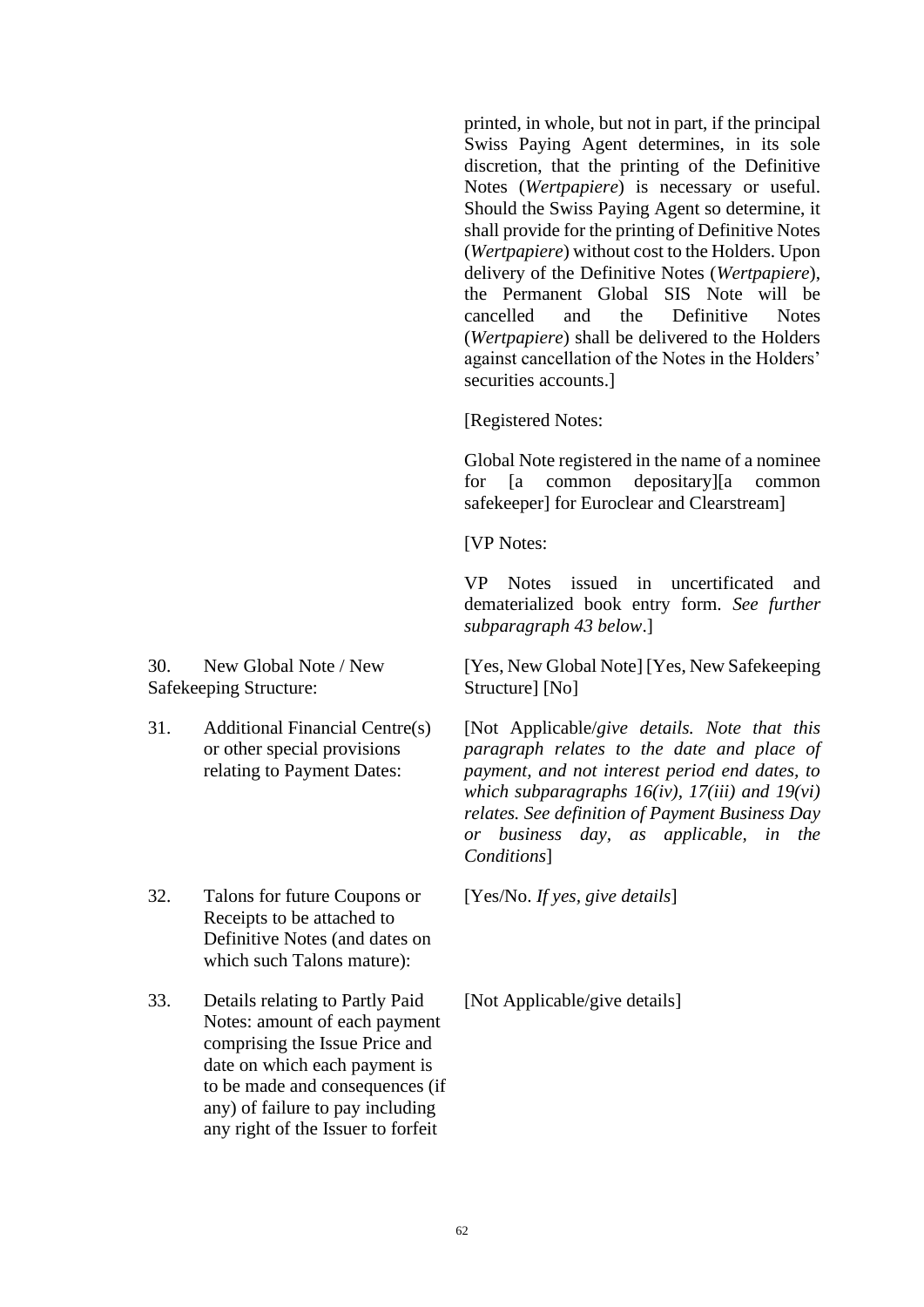printed, in whole, but not in part, if the principal Swiss Paying Agent determines, in its sole discretion, that the printing of the Definitive Notes (*Wertpapiere*) is necessary or useful. Should the Swiss Paying Agent so determine, it shall provide for the printing of Definitive Notes (*Wertpapiere*) without cost to the Holders. Upon delivery of the Definitive Notes (*Wertpapiere*), the Permanent Global SIS Note will be cancelled and the Definitive Notes (*Wertpapiere*) shall be delivered to the Holders against cancellation of the Notes in the Holders' securities accounts.]

[Registered Notes:

Global Note registered in the name of a nominee for [a common depositary][a common safekeeper] for Euroclear and Clearstream]

[VP Notes:

VP Notes issued in uncertificated and dematerialized book entry form. *See further subparagraph 43 below*.]

| | |
|---|---|
| 30. New Global Note / New Safekeeping Structure: | [Yes, New Global Note] [Yes, New Safekeeping Structure] [No] |
| 31. Additional Financial Centre(s) or other special provisions relating to Payment Dates: | [Not Applicable/*give details. Note that this paragraph relates to the date and place of payment, and not interest period end dates, to which subparagraphs 16(iv), 17(iii) and 19(vi) relates. See definition of Payment Business Day or business day, as applicable, in the Conditions*] |
| 32. Talons for future Coupons or Receipts to be attached to Definitive Notes (and dates on which such Talons mature): | [Yes/No. *If yes, give details*] |
| 33. Details relating to Partly Paid Notes: amount of each payment comprising the Issue Price and date on which each payment is to be made and consequences (if any) of failure to pay including any right of the Issuer to forfeit | [Not Applicable/give details] |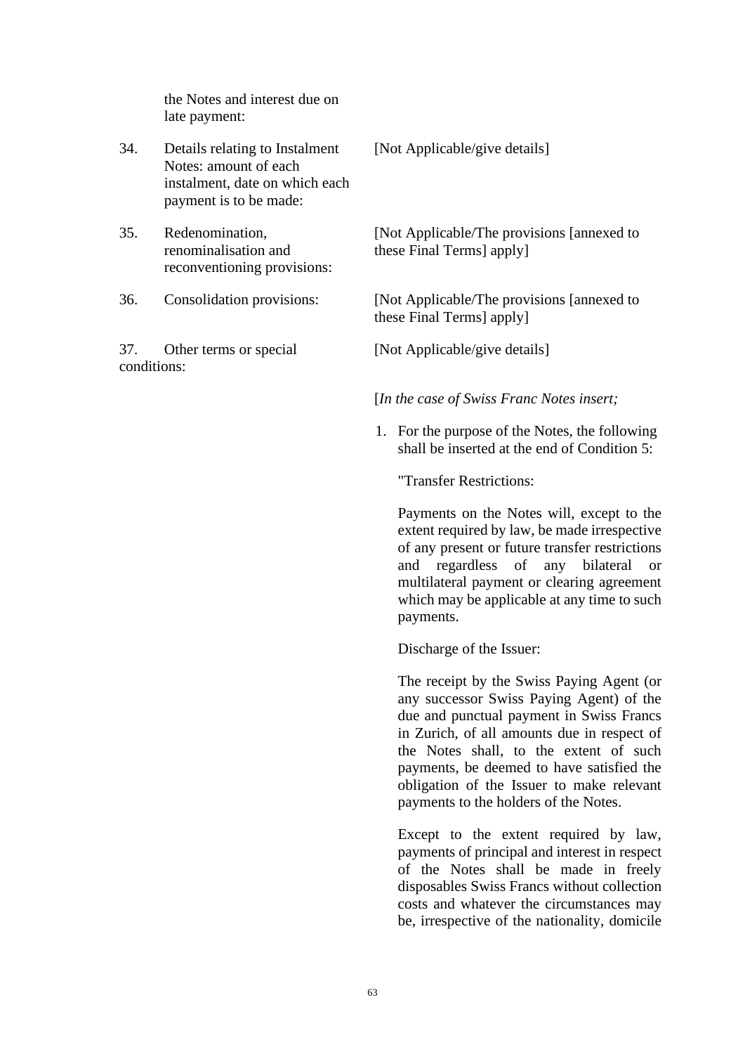| | | |
|---|---|---|
| | the Notes and interest due on late payment: | |
| 34. | Details relating to Instalment Notes: amount of each instalment, date on which each payment is to be made: | [Not Applicable/give details] |
| 35. | Redenomination, renominalisation and reconventioning provisions: | [Not Applicable/The provisions [annexed to these Final Terms] apply] |
| 36. | Consolidation provisions: | [Not Applicable/The provisions [annexed to these Final Terms] apply] |
| 37. | Other terms or special conditions: | [Not Applicable/give details] |

[*In the case of Swiss Franc Notes insert;*

1. For the purpose of the Notes, the following shall be inserted at the end of Condition 5:

   "Transfer Restrictions:

   Payments on the Notes will, except to the extent required by law, be made irrespective of any present or future transfer restrictions and regardless of any bilateral or multilateral payment or clearing agreement which may be applicable at any time to such payments.

   Discharge of the Issuer:

   The receipt by the Swiss Paying Agent (or any successor Swiss Paying Agent) of the due and punctual payment in Swiss Francs in Zurich, of all amounts due in respect of the Notes shall, to the extent of such payments, be deemed to have satisfied the obligation of the Issuer to make relevant payments to the holders of the Notes.

   Except to the extent required by law, payments of principal and interest in respect of the Notes shall be made in freely disposables Swiss Francs without collection costs and whatever the circumstances may be, irrespective of the nationality, domicile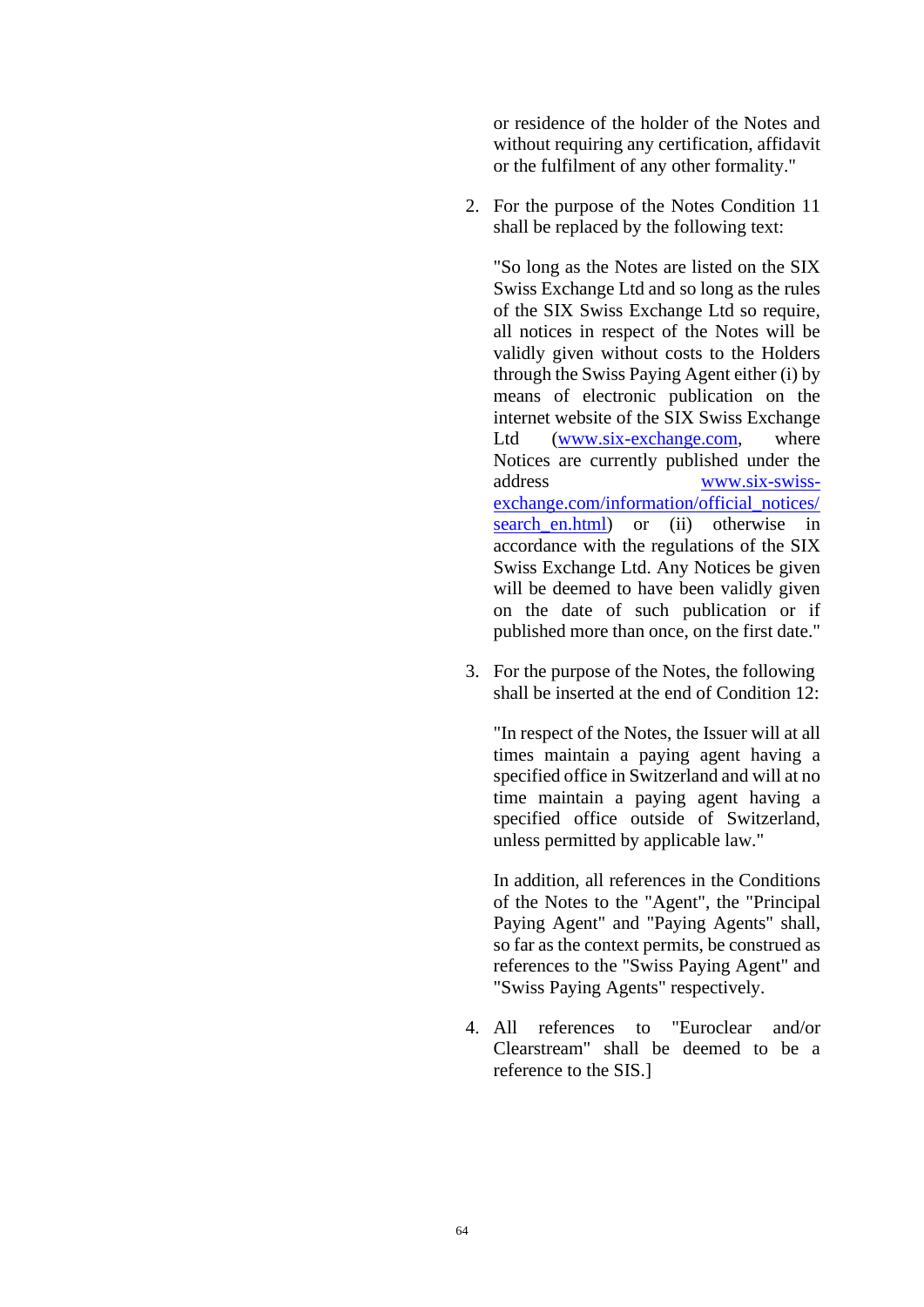or residence of the holder of the Notes and without requiring any certification, affidavit or the fulfilment of any other formality."

2. For the purpose of the Notes Condition 11 shall be replaced by the following text:

   "So long as the Notes are listed on the SIX Swiss Exchange Ltd and so long as the rules of the SIX Swiss Exchange Ltd so require, all notices in respect of the Notes will be validly given without costs to the Holders through the Swiss Paying Agent either (i) by means of electronic publication on the internet website of the SIX Swiss Exchange Ltd (www.six-exchange.com, where Notices are currently published under the address www.six-swiss-exchange.com/information/official_notices/search_en.html) or (ii) otherwise in accordance with the regulations of the SIX Swiss Exchange Ltd. Any Notices be given will be deemed to have been validly given on the date of such publication or if published more than once, on the first date."

3. For the purpose of the Notes, the following shall be inserted at the end of Condition 12:

   "In respect of the Notes, the Issuer will at all times maintain a paying agent having a specified office in Switzerland and will at no time maintain a paying agent having a specified office outside of Switzerland, unless permitted by applicable law."

   In addition, all references in the Conditions of the Notes to the "Agent", the "Principal Paying Agent" and "Paying Agents" shall, so far as the context permits, be construed as references to the "Swiss Paying Agent" and "Swiss Paying Agents" respectively.

4. All references to "Euroclear and/or Clearstream" shall be deemed to be a reference to the SIS.]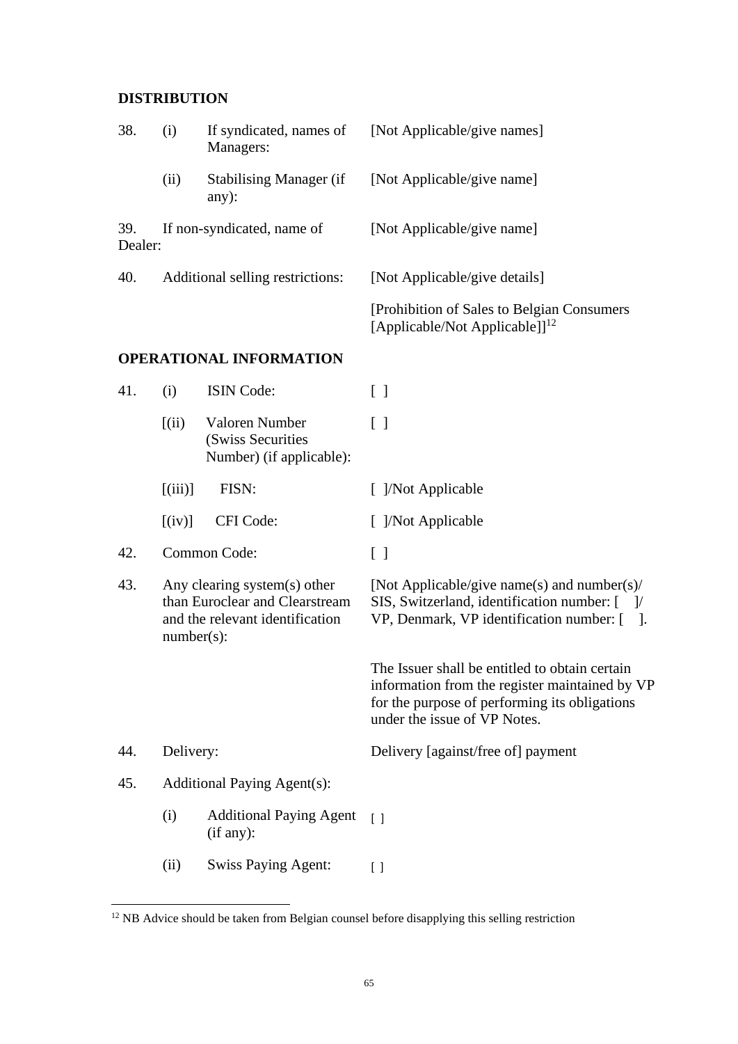## DISTRIBUTION

| | | | |
|---|---|---|---|
| 38. | (i) | If syndicated, names of Managers: | [Not Applicable/give names] |
| | (ii) | Stabilising Manager (if any): | [Not Applicable/give name] |
| 39. | If non-syndicated, name of Dealer: | | [Not Applicable/give name] |
| 40. | Additional selling restrictions: | | [Not Applicable/give details] |
| | | | [Prohibition of Sales to Belgian Consumers [Applicable/Not Applicable]][12] |

## OPERATIONAL INFORMATION

| | | | |
|---|---|---|---|
| 41. | (i) | ISIN Code: | [ ] |
| | [(ii) | Valoren Number (Swiss Securities Number) (if applicable): | [ ] |
| | [(iii)] | FISN: | [ ]/Not Applicable |
| | [(iv)] | CFI Code: | [ ]/Not Applicable |
| 42. | Common Code: | | [ ] |
| 43. | Any clearing system(s) other than Euroclear and Clearstream and the relevant identification number(s): | | [Not Applicable/give name(s) and number(s)/ SIS, Switzerland, identification number: [ ]/ VP, Denmark, VP identification number: [ ]. |
| | | | The Issuer shall be entitled to obtain certain information from the register maintained by VP for the purpose of performing its obligations under the issue of VP Notes. |
| 44. | Delivery: | | Delivery [against/free of] payment |
| 45. | Additional Paying Agent(s): | | |
| | (i) | Additional Paying Agent (if any): | [ ] |
| | (ii) | Swiss Paying Agent: | [ ] |

[12] NB Advice should be taken from Belgian counsel before disapplying this selling restriction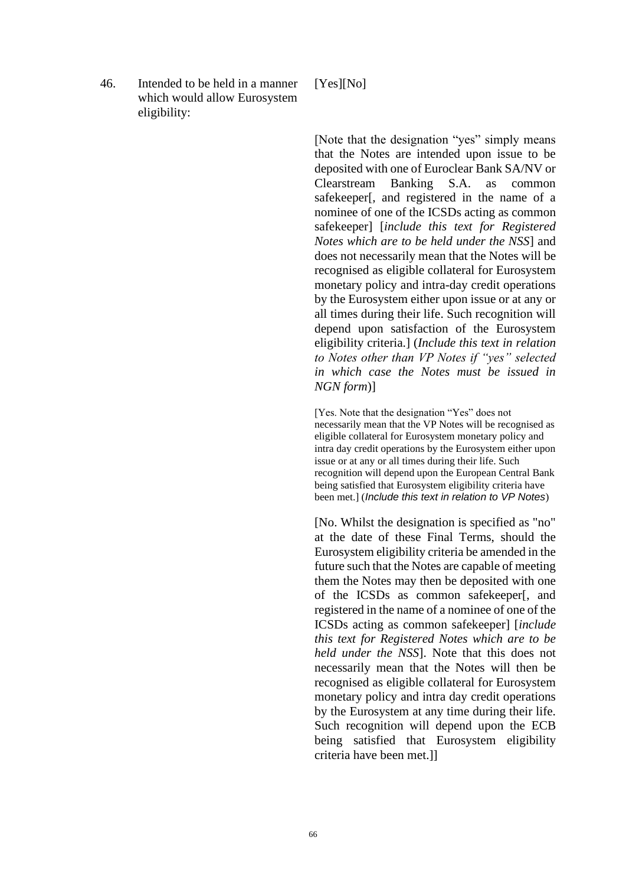| | | |
|---|---|---|
| 46. | Intended to be held in a manner which would allow Eurosystem eligibility: | [Yes][No] |

[Note that the designation "yes" simply means that the Notes are intended upon issue to be deposited with one of Euroclear Bank SA/NV or Clearstream Banking S.A. as common safekeeper[, and registered in the name of a nominee of one of the ICSDs acting as common safekeeper] [*include this text for Registered Notes which are to be held under the NSS*] and does not necessarily mean that the Notes will be recognised as eligible collateral for Eurosystem monetary policy and intra-day credit operations by the Eurosystem either upon issue or at any or all times during their life. Such recognition will depend upon satisfaction of the Eurosystem eligibility criteria.] (*Include this text in relation to Notes other than VP Notes if "yes" selected in which case the Notes must be issued in NGN form*)]

[Yes. Note that the designation "Yes" does not necessarily mean that the VP Notes will be recognised as eligible collateral for Eurosystem monetary policy and intra day credit operations by the Eurosystem either upon issue or at any or all times during their life. Such recognition will depend upon the European Central Bank being satisfied that Eurosystem eligibility criteria have been met.] (*Include this text in relation to VP Notes*)

[No. Whilst the designation is specified as "no" at the date of these Final Terms, should the Eurosystem eligibility criteria be amended in the future such that the Notes are capable of meeting them the Notes may then be deposited with one of the ICSDs as common safekeeper[, and registered in the name of a nominee of one of the ICSDs acting as common safekeeper] [*include this text for Registered Notes which are to be held under the NSS*]. Note that this does not necessarily mean that the Notes will then be recognised as eligible collateral for Eurosystem monetary policy and intra day credit operations by the Eurosystem at any time during their life. Such recognition will depend upon the ECB being satisfied that Eurosystem eligibility criteria have been met.]]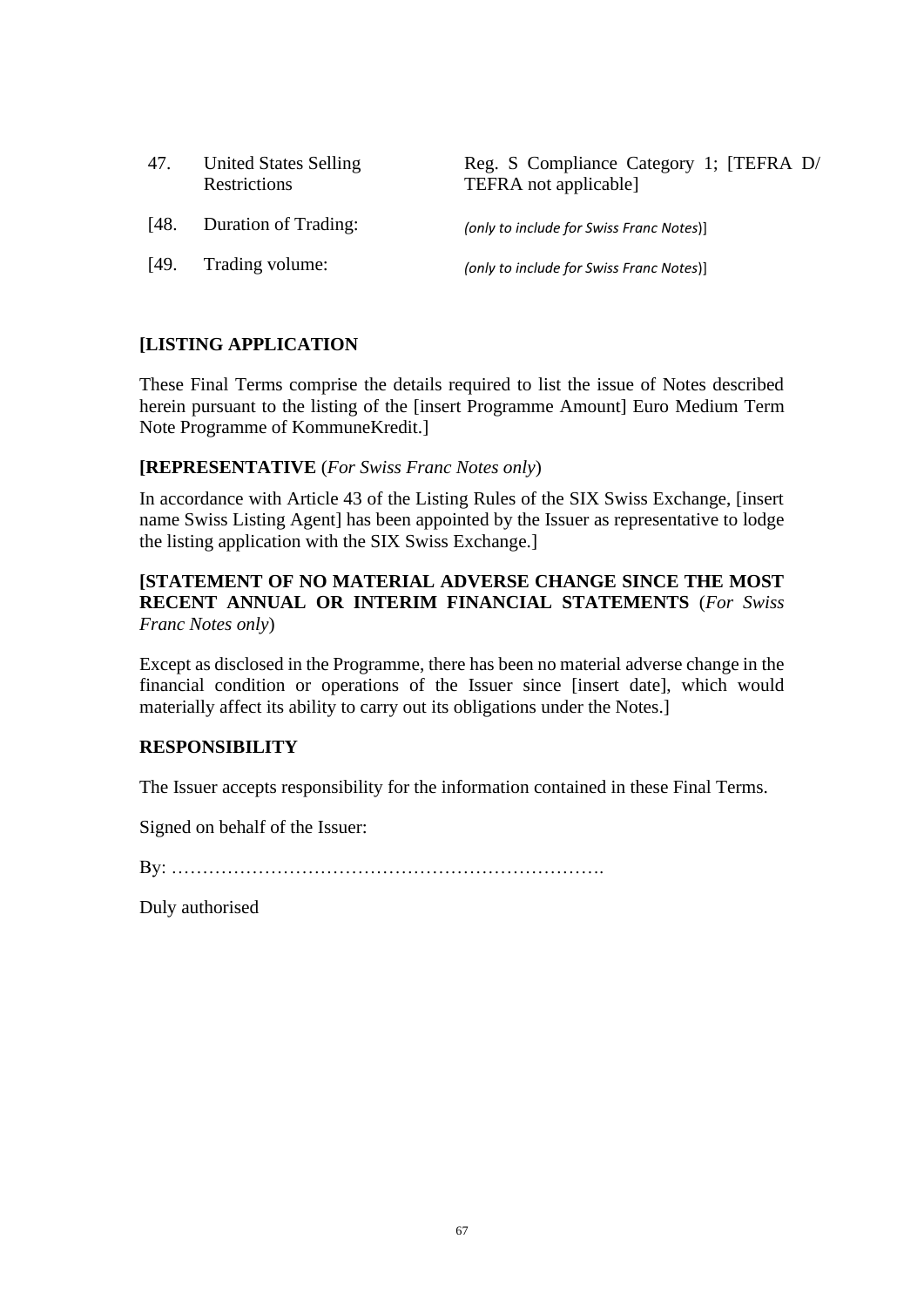| | | |
|---|---|---|
| 47. | United States Selling Restrictions | Reg. S Compliance Category 1; [TEFRA D/ TEFRA not applicable] |
| [48. | Duration of Trading: | *(only to include for Swiss Franc Notes)*] |
| [49. | Trading volume: | *(only to include for Swiss Franc Notes)*] |

**[LISTING APPLICATION**

These Final Terms comprise the details required to list the issue of Notes described herein pursuant to the listing of the [insert Programme Amount] Euro Medium Term Note Programme of KommuneKredit.]

**[REPRESENTATIVE** (*For Swiss Franc Notes only*)

In accordance with Article 43 of the Listing Rules of the SIX Swiss Exchange, [insert name Swiss Listing Agent] has been appointed by the Issuer as representative to lodge the listing application with the SIX Swiss Exchange.]

**[STATEMENT OF NO MATERIAL ADVERSE CHANGE SINCE THE MOST RECENT ANNUAL OR INTERIM FINANCIAL STATEMENTS** (*For Swiss Franc Notes only*)

Except as disclosed in the Programme, there has been no material adverse change in the financial condition or operations of the Issuer since [insert date], which would materially affect its ability to carry out its obligations under the Notes.]

**RESPONSIBILITY**

The Issuer accepts responsibility for the information contained in these Final Terms.

Signed on behalf of the Issuer:

By: …………………………………………………………….

Duly authorised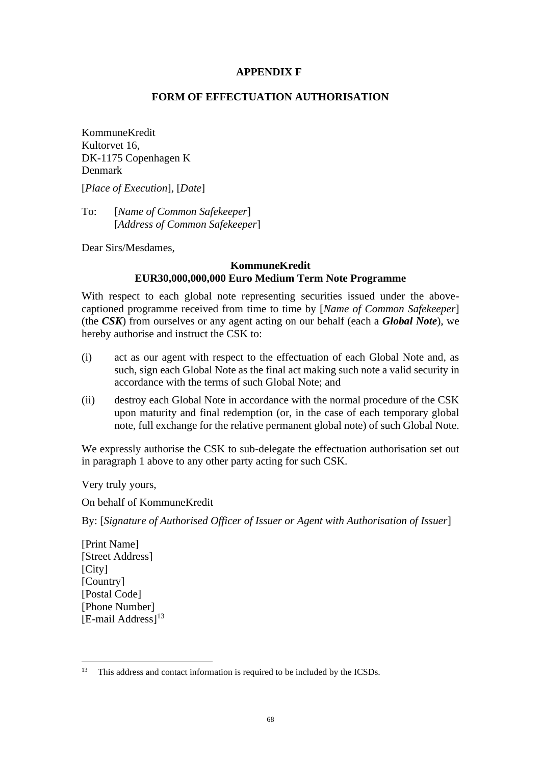**APPENDIX F**

**FORM OF EFFECTUATION AUTHORISATION**

KommuneKredit
Kultorvet 16,
DK-1175 Copenhagen K
Denmark

[*Place of Execution*], [*Date*]

To: [*Name of Common Safekeeper*]
[*Address of Common Safekeeper*]

Dear Sirs/Mesdames,

**KommuneKredit**
**EUR30,000,000,000 Euro Medium Term Note Programme**

With respect to each global note representing securities issued under the above-captioned programme received from time to time by [*Name of Common Safekeeper*] (the ***CSK***) from ourselves or any agent acting on our behalf (each a ***Global Note***), we hereby authorise and instruct the CSK to:

(i) act as our agent with respect to the effectuation of each Global Note and, as such, sign each Global Note as the final act making such note a valid security in accordance with the terms of such Global Note; and

(ii) destroy each Global Note in accordance with the normal procedure of the CSK upon maturity and final redemption (or, in the case of each temporary global note, full exchange for the relative permanent global note) of such Global Note.

We expressly authorise the CSK to sub-delegate the effectuation authorisation set out in paragraph 1 above to any other party acting for such CSK.

Very truly yours,

On behalf of KommuneKredit

By: [*Signature of Authorised Officer of Issuer or Agent with Authorisation of Issuer*]

[Print Name]
[Street Address]
[City]
[Country]
[Postal Code]
[Phone Number]
[E-mail Address][13]

---

13 This address and contact information is required to be included by the ICSDs.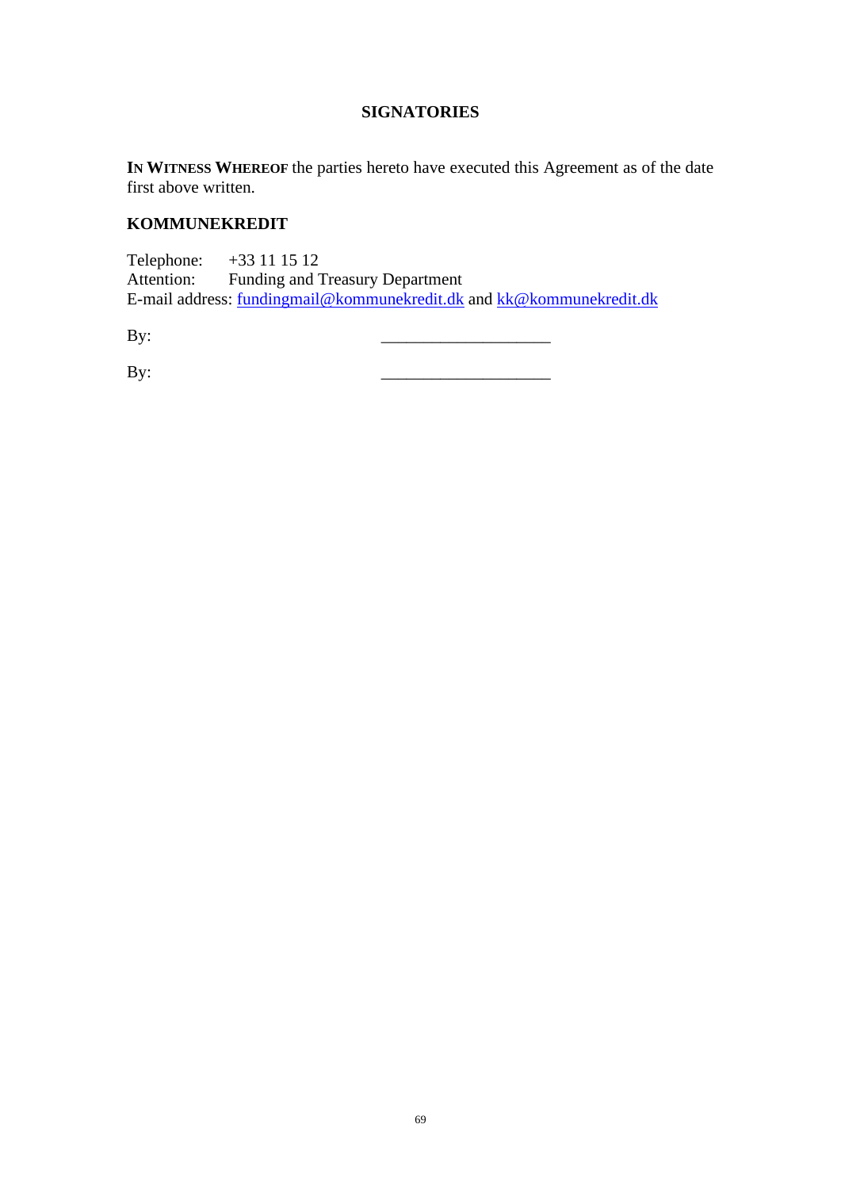# SIGNATORIES

**In Witness Whereof** the parties hereto have executed this Agreement as of the date first above written.

**KOMMUNEKREDIT**

Telephone: +33 11 15 12
Attention: Funding and Treasury Department
E-mail address: fundingmail@kommunekredit.dk and kk@kommunekredit.dk

By: ____________________

By: ____________________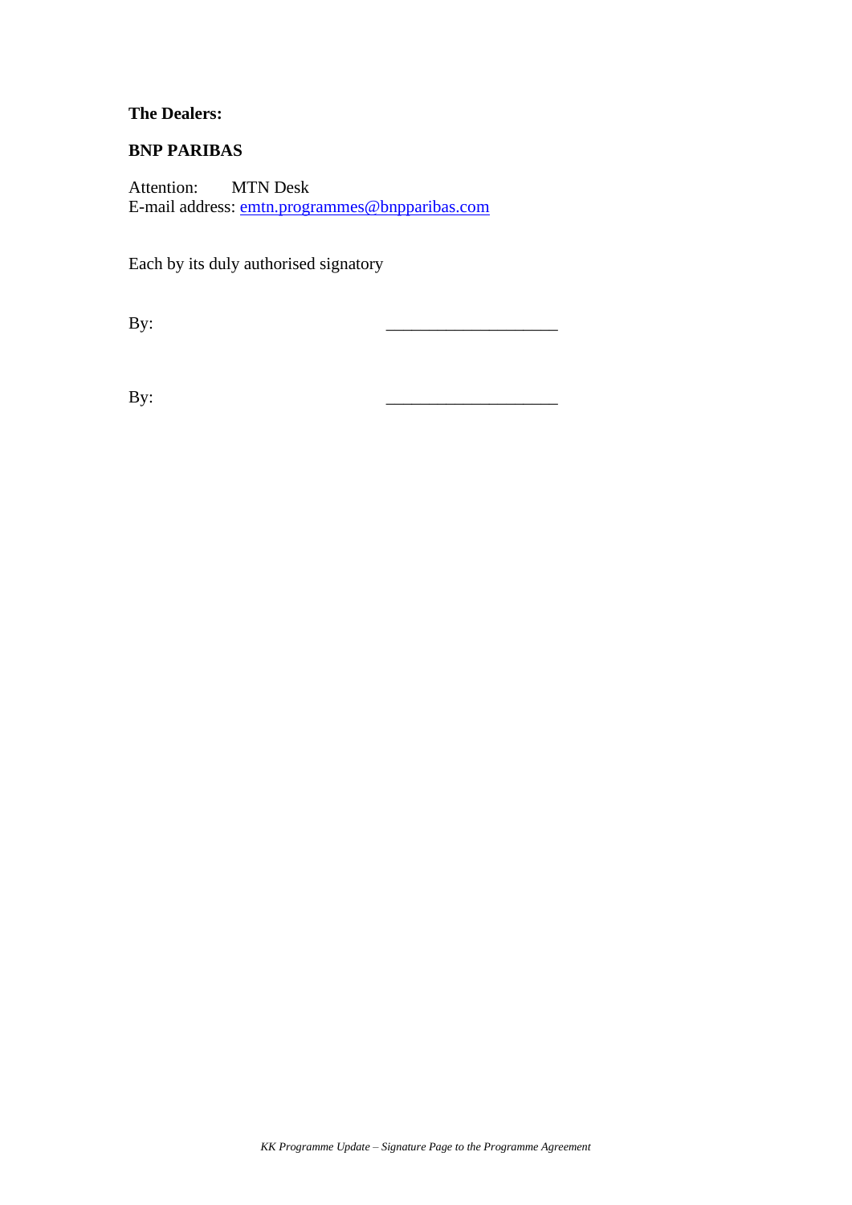**The Dealers:**

**BNP PARIBAS**

Attention: MTN Desk
E-mail address: emtn.programmes@bnpparibas.com

Each by its duly authorised signatory

By: ____________________

By: ____________________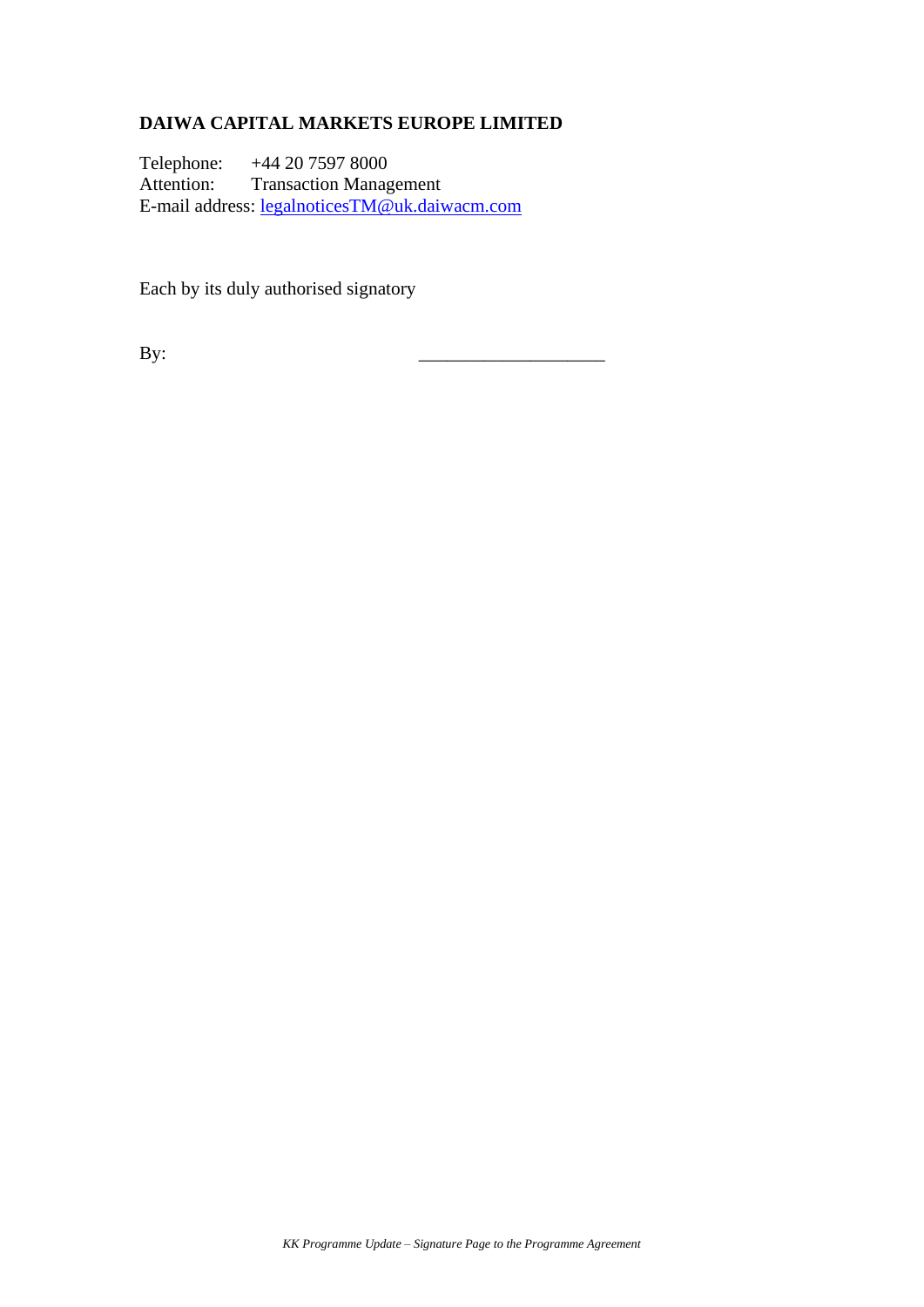**DAIWA CAPITAL MARKETS EUROPE LIMITED**

Telephone: +44 20 7597 8000
Attention: Transaction Management
E-mail address: legalnoticesTM@uk.daiwacm.com

Each by its duly authorised signatory

By: ____________________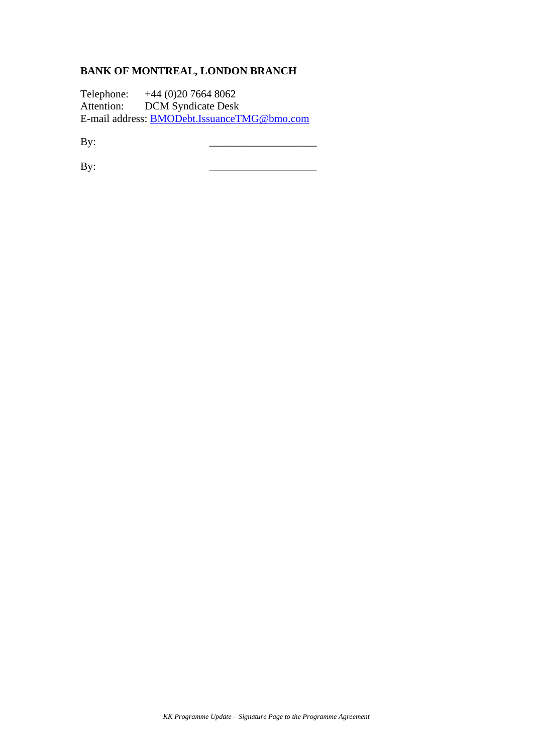**BANK OF MONTREAL, LONDON BRANCH**

Telephone: +44 (0)20 7664 8062
Attention: DCM Syndicate Desk
E-mail address: BMODebt.IssuanceTMG@bmo.com

By: ____________________

By: ____________________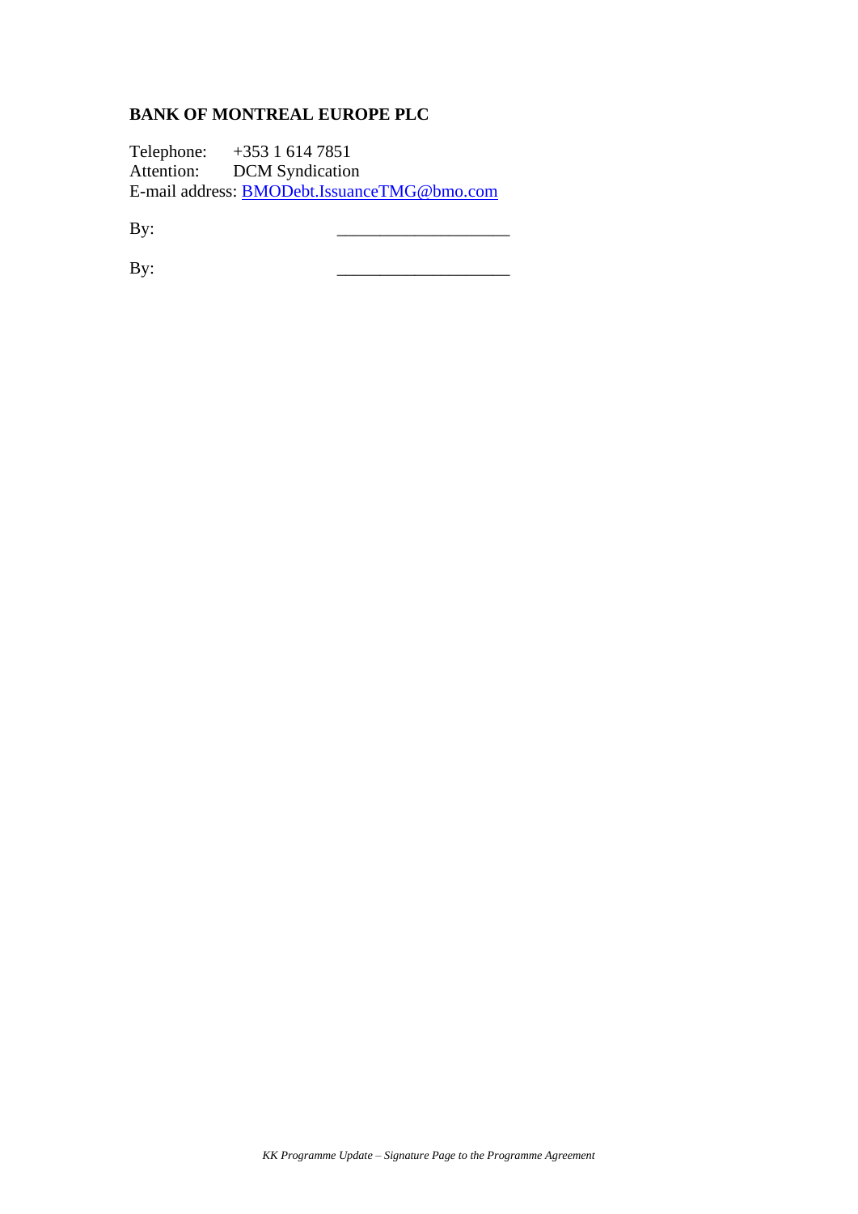**BANK OF MONTREAL EUROPE PLC**

Telephone: +353 1 614 7851
Attention: DCM Syndication
E-mail address: BMODebt.IssuanceTMG@bmo.com

By: ____________________

By: ____________________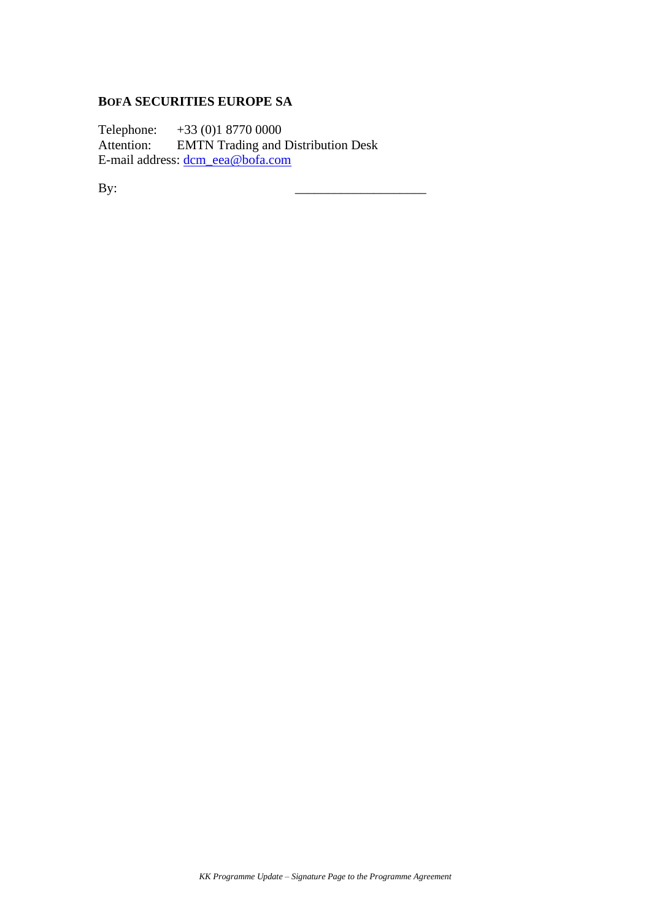**BOFA SECURITIES EUROPE SA**

Telephone: +33 (0)1 8770 0000
Attention: EMTN Trading and Distribution Desk
E-mail address: dcm_eea@bofa.com

By: ____________________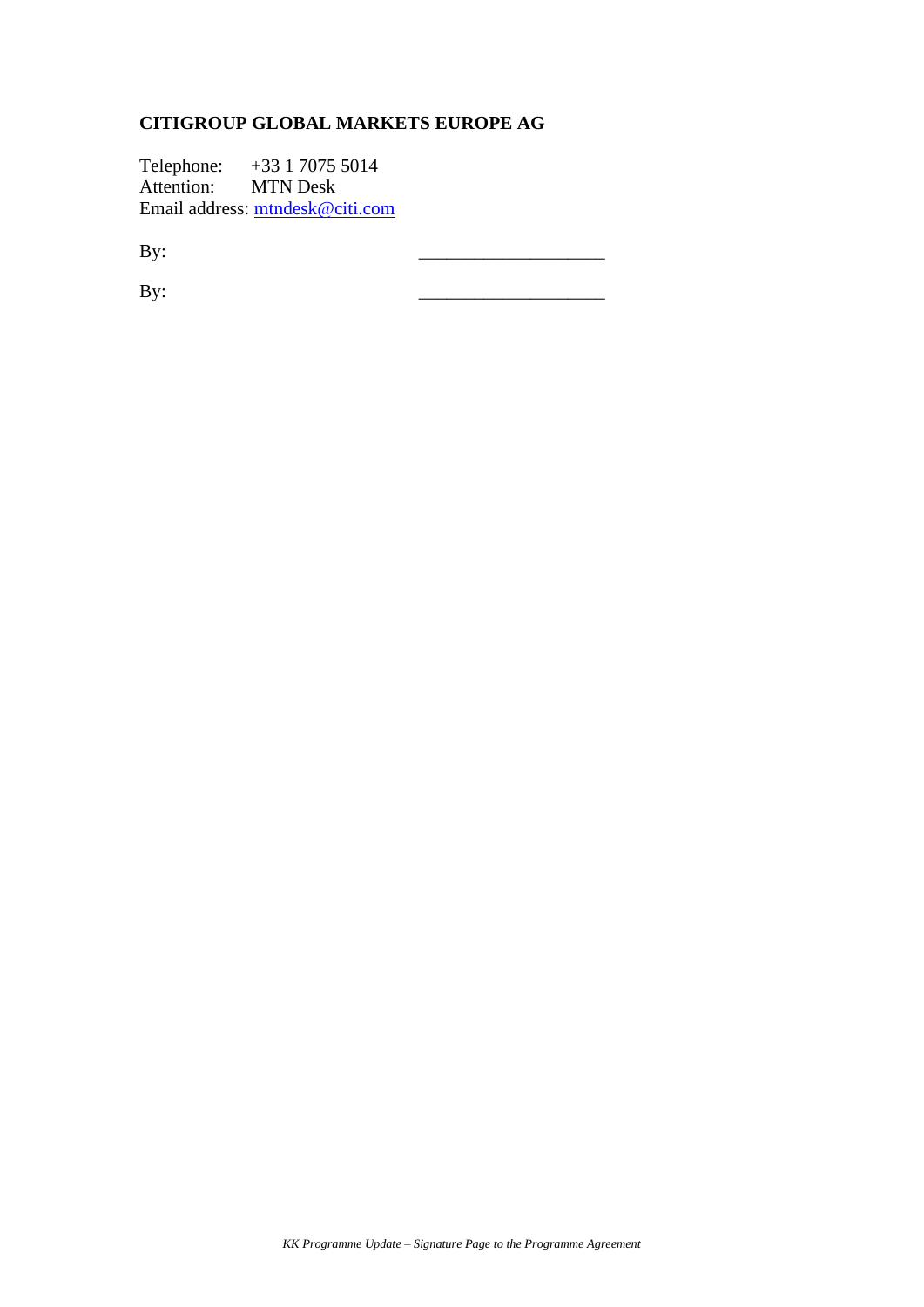**CITIGROUP GLOBAL MARKETS EUROPE AG**

Telephone: +33 1 7075 5014
Attention: MTN Desk
Email address: mtndesk@citi.com

By: ____________________

By: ____________________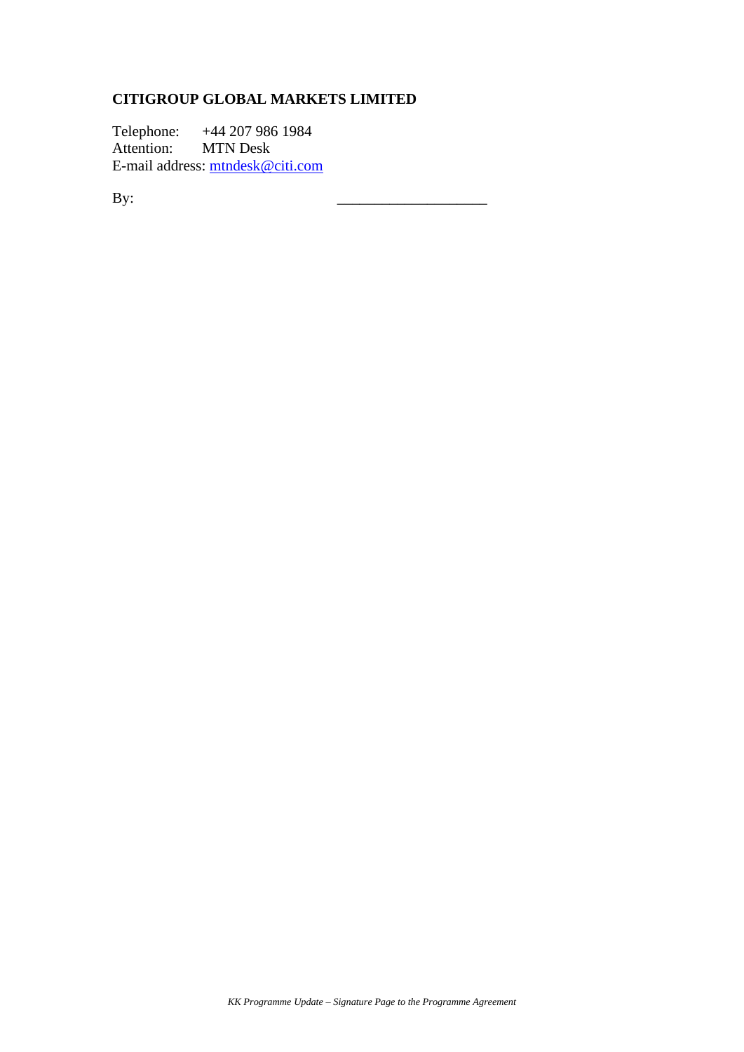**CITIGROUP GLOBAL MARKETS LIMITED**

Telephone: +44 207 986 1984
Attention: MTN Desk
E-mail address: mtndesk@citi.com

By: ____________________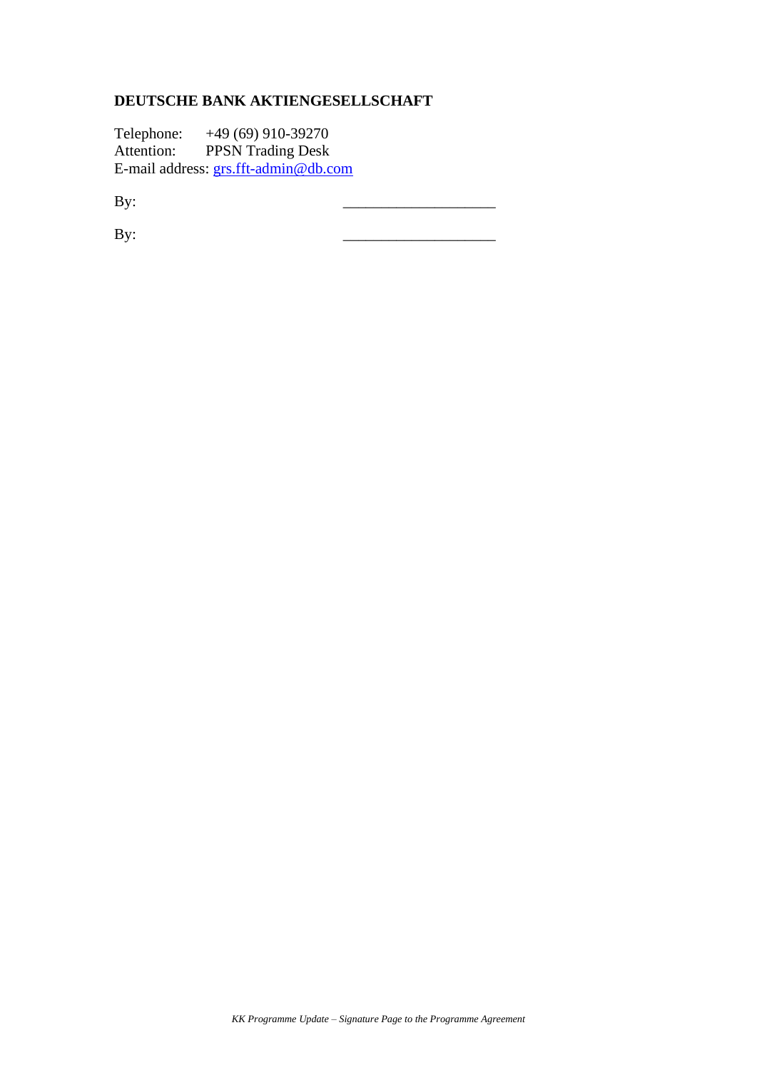**DEUTSCHE BANK AKTIENGESELLSCHAFT**

Telephone: +49 (69) 910-39270
Attention: PPSN Trading Desk
E-mail address: grs.fft-admin@db.com

By: ____________________

By: ____________________

*KK Programme Update – Signature Page to the Programme Agreement*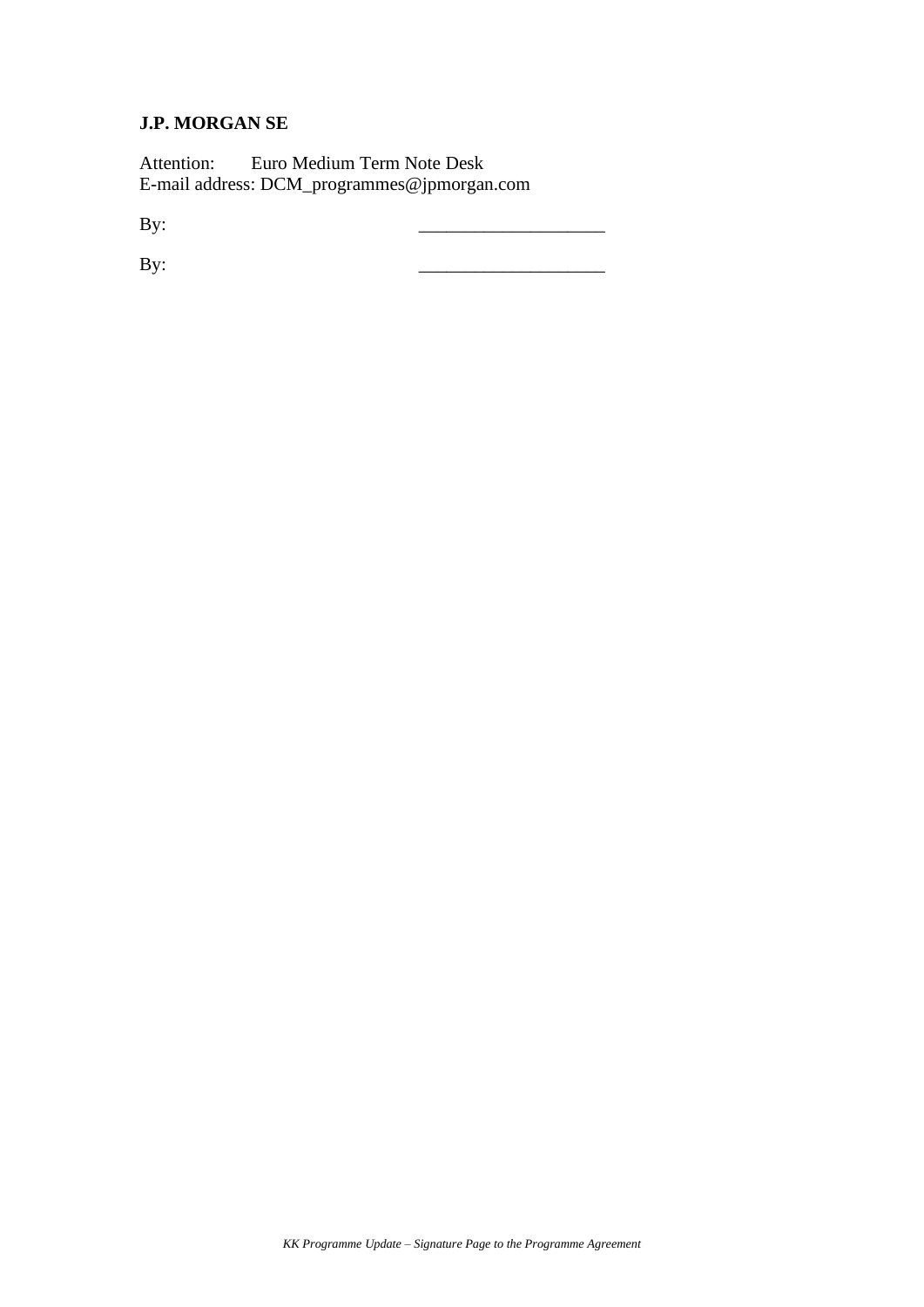**J.P. MORGAN SE**

Attention: Euro Medium Term Note Desk
E-mail address: DCM_programmes@jpmorgan.com

By: ____________________

By: ____________________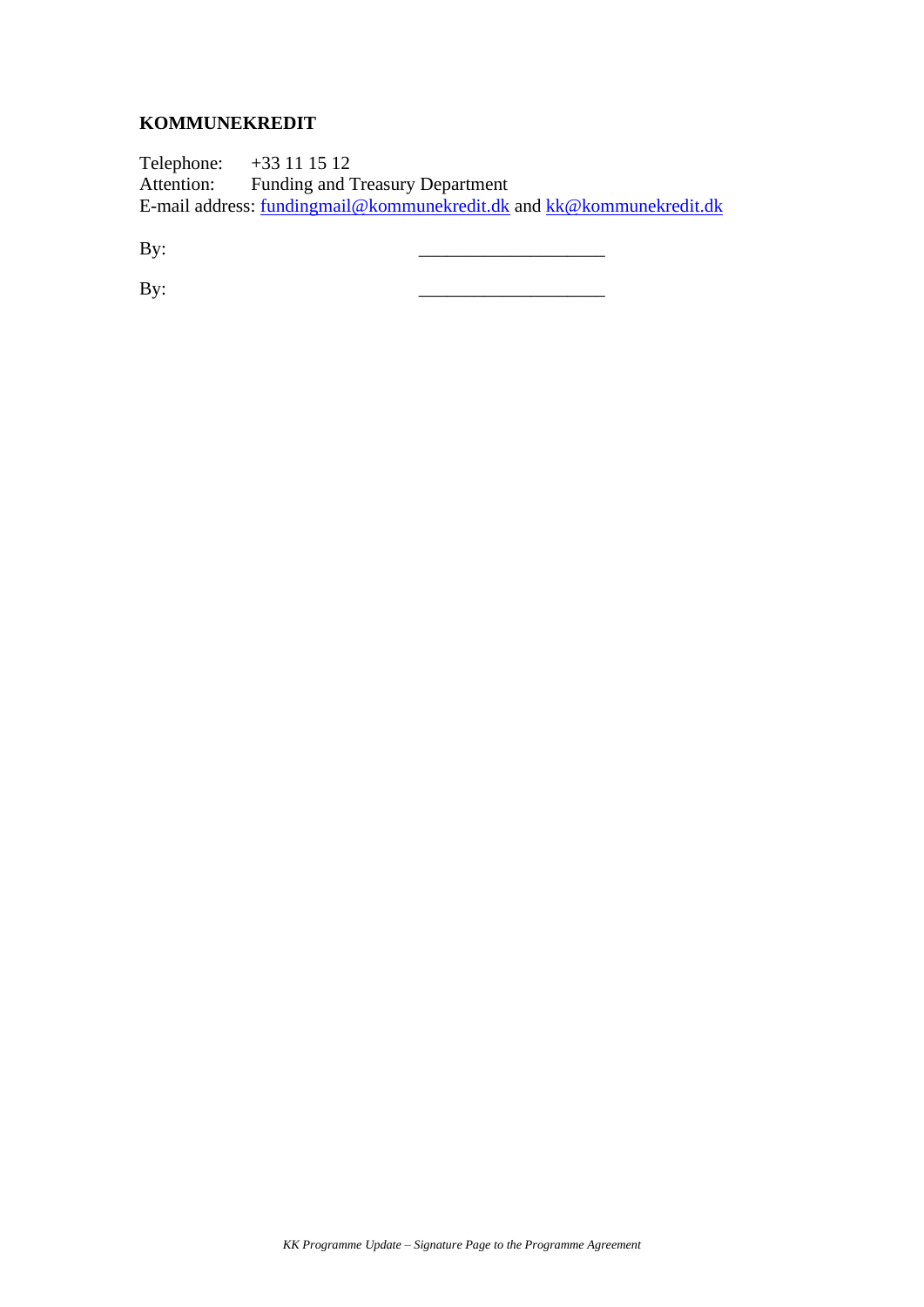**KOMMUNEKREDIT**

Telephone: +33 11 15 12
Attention: Funding and Treasury Department
E-mail address: fundingmail@kommunekredit.dk and kk@kommunekredit.dk

By: ____________________

By: ____________________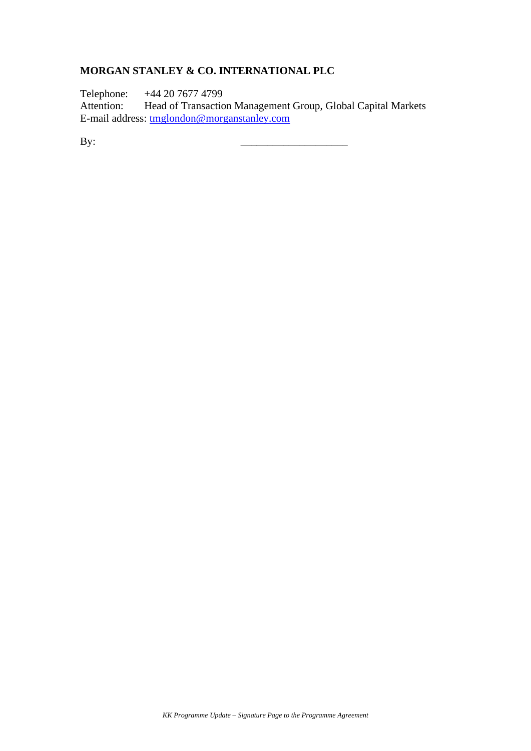**MORGAN STANLEY & CO. INTERNATIONAL PLC**

Telephone: +44 20 7677 4799
Attention: Head of Transaction Management Group, Global Capital Markets
E-mail address: tmglondon@morganstanley.com

By: ____________________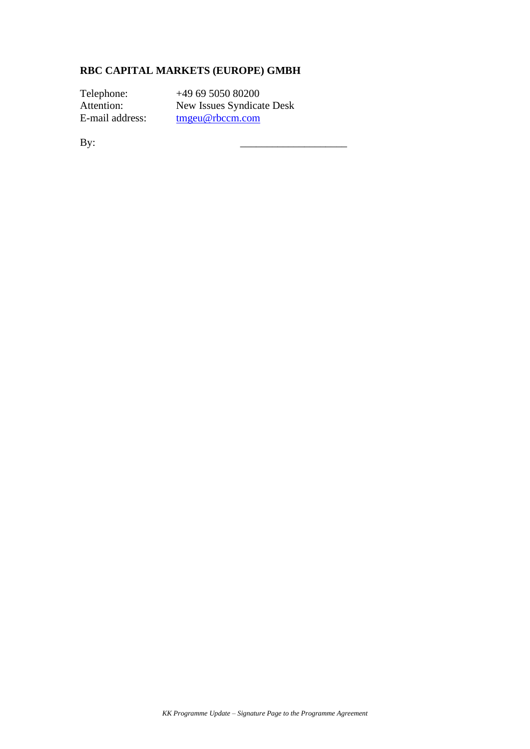**RBC CAPITAL MARKETS (EUROPE) GMBH**

| | |
|---|---|
| Telephone: | +49 69 5050 80200 |
| Attention: | New Issues Syndicate Desk |
| E-mail address: | tmgeu@rbccm.com |

By: ____________________

*KK Programme Update – Signature Page to the Programme Agreement*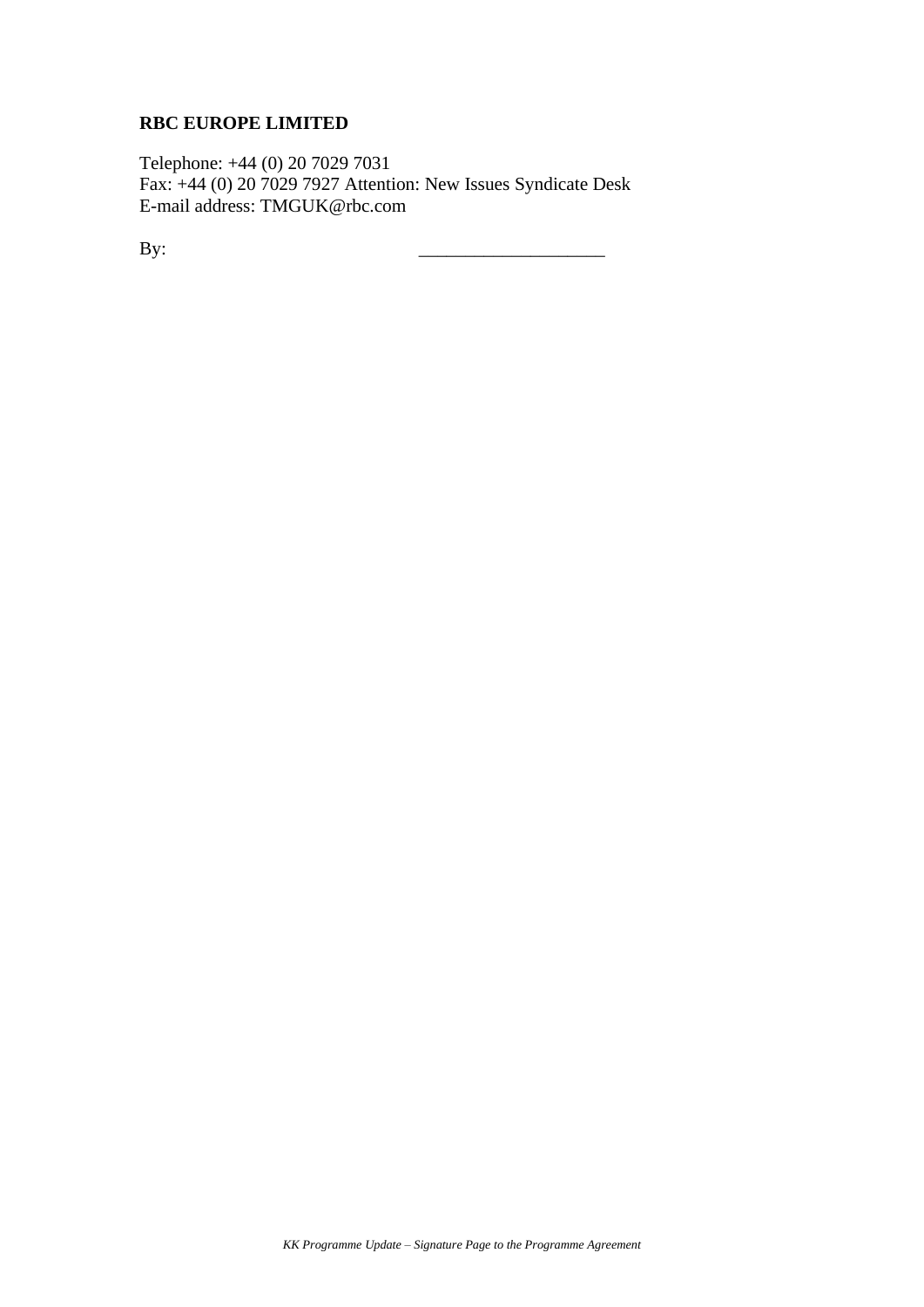**RBC EUROPE LIMITED**

Telephone: +44 (0) 20 7029 7031
Fax: +44 (0) 20 7029 7927 Attention: New Issues Syndicate Desk
E-mail address: TMGUK@rbc.com

By: ____________________